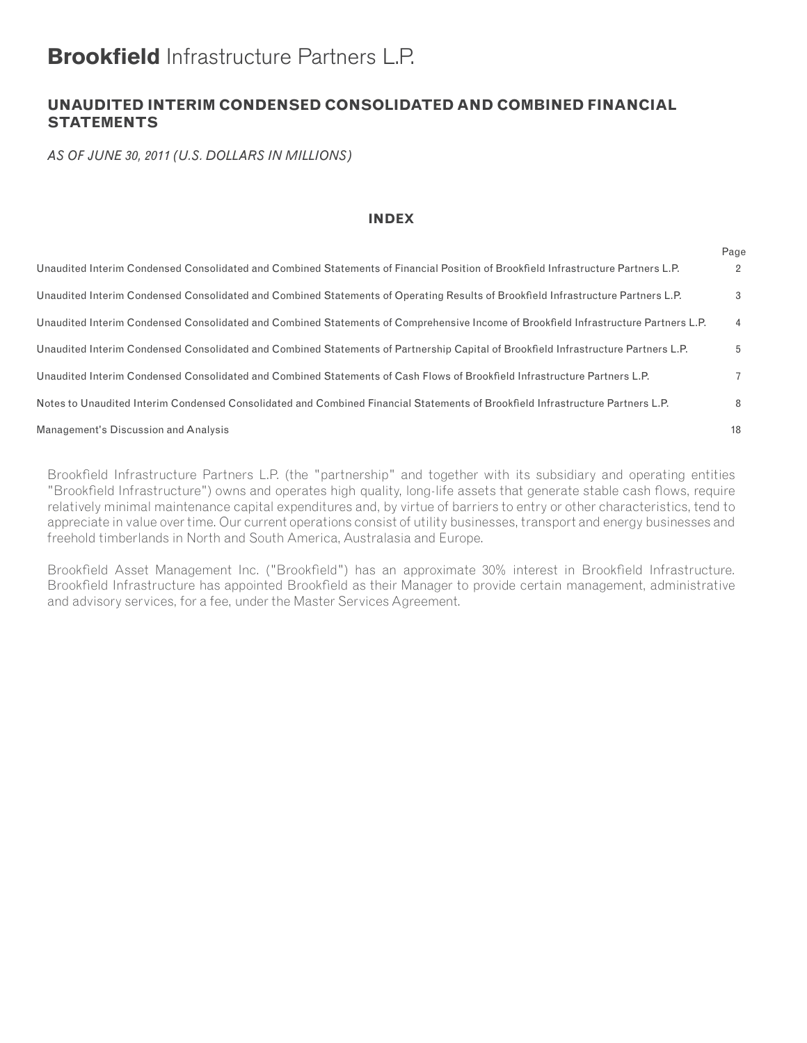# **Brookfield** Infrastructure Partners L.P.

## UNAUDITED INTERIM CONDENSED CONSOLIDATED AND COMBINED FINANCIAL STATEMENTS

*AS OF JUNE 30, 2011 (U.S. DOLLARS IN MILLIONS)*

### INDEX

| | Page |
|---|---|
| Unaudited Interim Condensed Consolidated and Combined Statements of Financial Position of Brookfield Infrastructure Partners L.P. | 2 |
| Unaudited Interim Condensed Consolidated and Combined Statements of Operating Results of Brookfield Infrastructure Partners L.P. | 3 |
| Unaudited Interim Condensed Consolidated and Combined Statements of Comprehensive Income of Brookfield Infrastructure Partners L.P. | 4 |
| Unaudited Interim Condensed Consolidated and Combined Statements of Partnership Capital of Brookfield Infrastructure Partners L.P. | 5 |
| Unaudited Interim Condensed Consolidated and Combined Statements of Cash Flows of Brookfield Infrastructure Partners L.P. | 7 |
| Notes to Unaudited Interim Condensed Consolidated and Combined Financial Statements of Brookfield Infrastructure Partners L.P. | 8 |
| Management's Discussion and Analysis | 18 |

Brookfield Infrastructure Partners L.P. (the "partnership" and together with its subsidiary and operating entities "Brookfield Infrastructure") owns and operates high quality, long-life assets that generate stable cash flows, require relatively minimal maintenance capital expenditures and, by virtue of barriers to entry or other characteristics, tend to appreciate in value over time. Our current operations consist of utility businesses, transport and energy businesses and freehold timberlands in North and South America, Australasia and Europe.

Brookfield Asset Management Inc. ("Brookfield") has an approximate 30% interest in Brookfield Infrastructure. Brookfield Infrastructure has appointed Brookfield as their Manager to provide certain management, administrative and advisory services, for a fee, under the Master Services Agreement.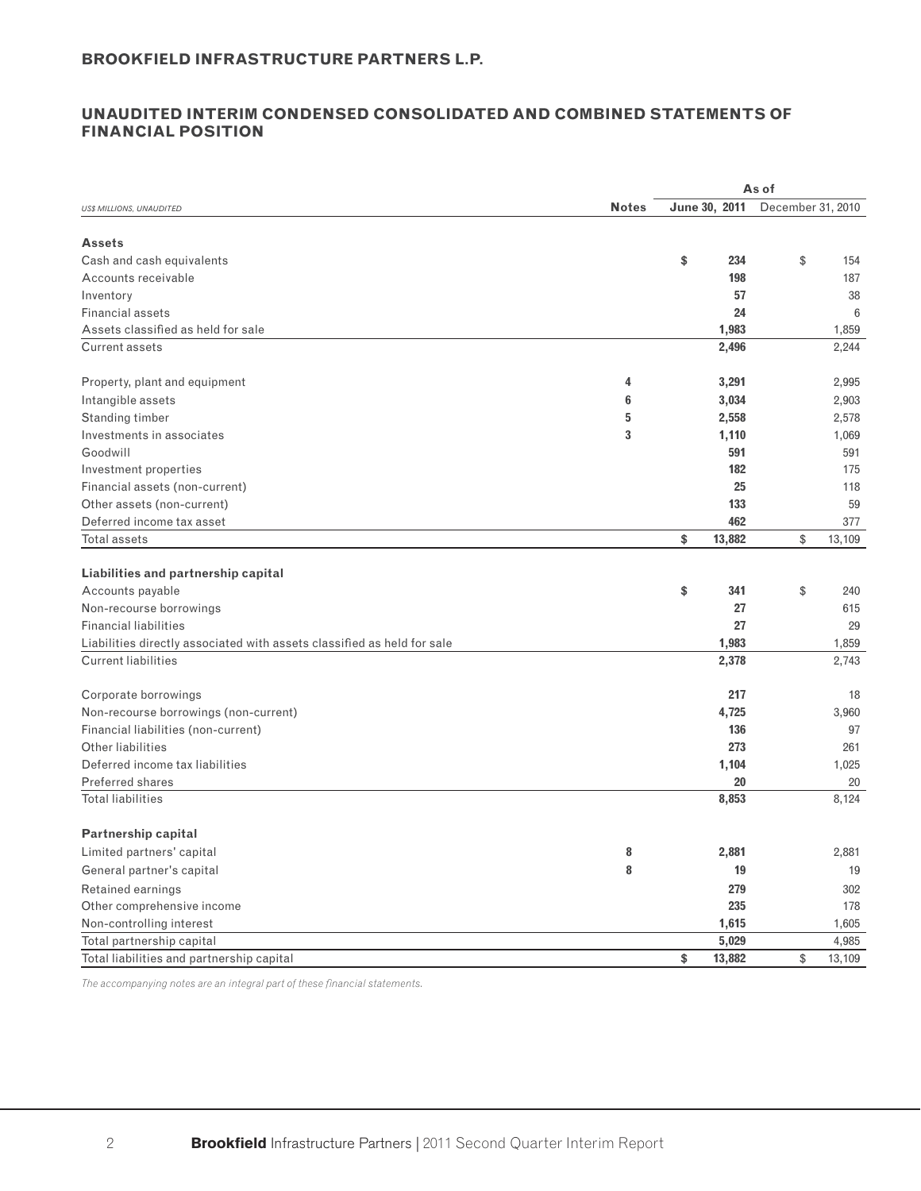**BROOKFIELD INFRASTRUCTURE PARTNERS L.P.**

## UNAUDITED INTERIM CONDENSED CONSOLIDATED AND COMBINED STATEMENTS OF FINANCIAL POSITION

| | | As of | |
|---|---|---|---|
| *US$ MILLIONS, UNAUDITED* | **Notes** | **June 30, 2011** | December 31, 2010 |
| **Assets** | | | |
| Cash and cash equivalents | | **$ 234** | $ 154 |
| Accounts receivable | | **198** | 187 |
| Inventory | | **57** | 38 |
| Financial assets | | **24** | 6 |
| Assets classified as held for sale | | **1,983** | 1,859 |
| Current assets | | **2,496** | 2,244 |
| Property, plant and equipment | **4** | **3,291** | 2,995 |
| Intangible assets | **6** | **3,034** | 2,903 |
| Standing timber | **5** | **2,558** | 2,578 |
| Investments in associates | **3** | **1,110** | 1,069 |
| Goodwill | | **591** | 591 |
| Investment properties | | **182** | 175 |
| Financial assets (non-current) | | **25** | 118 |
| Other assets (non-current) | | **133** | 59 |
| Deferred income tax asset | | **462** | 377 |
| Total assets | | **$ 13,882** | $ 13,109 |
| **Liabilities and partnership capital** | | | |
| Accounts payable | | **$ 341** | $ 240 |
| Non-recourse borrowings | | **27** | 615 |
| Financial liabilities | | **27** | 29 |
| Liabilities directly associated with assets classified as held for sale | | **1,983** | 1,859 |
| Current liabilities | | **2,378** | 2,743 |
| Corporate borrowings | | **217** | 18 |
| Non-recourse borrowings (non-current) | | **4,725** | 3,960 |
| Financial liabilities (non-current) | | **136** | 97 |
| Other liabilities | | **273** | 261 |
| Deferred income tax liabilities | | **1,104** | 1,025 |
| Preferred shares | | **20** | 20 |
| Total liabilities | | **8,853** | 8,124 |
| **Partnership capital** | | | |
| Limited partners' capital | **8** | **2,881** | 2,881 |
| General partner's capital | **8** | **19** | 19 |
| Retained earnings | | **279** | 302 |
| Other comprehensive income | | **235** | 178 |
| Non-controlling interest | | **1,615** | 1,605 |
| Total partnership capital | | **5,029** | 4,985 |
| Total liabilities and partnership capital | | **$ 13,882** | $ 13,109 |

*The accompanying notes are an integral part of these financial statements.*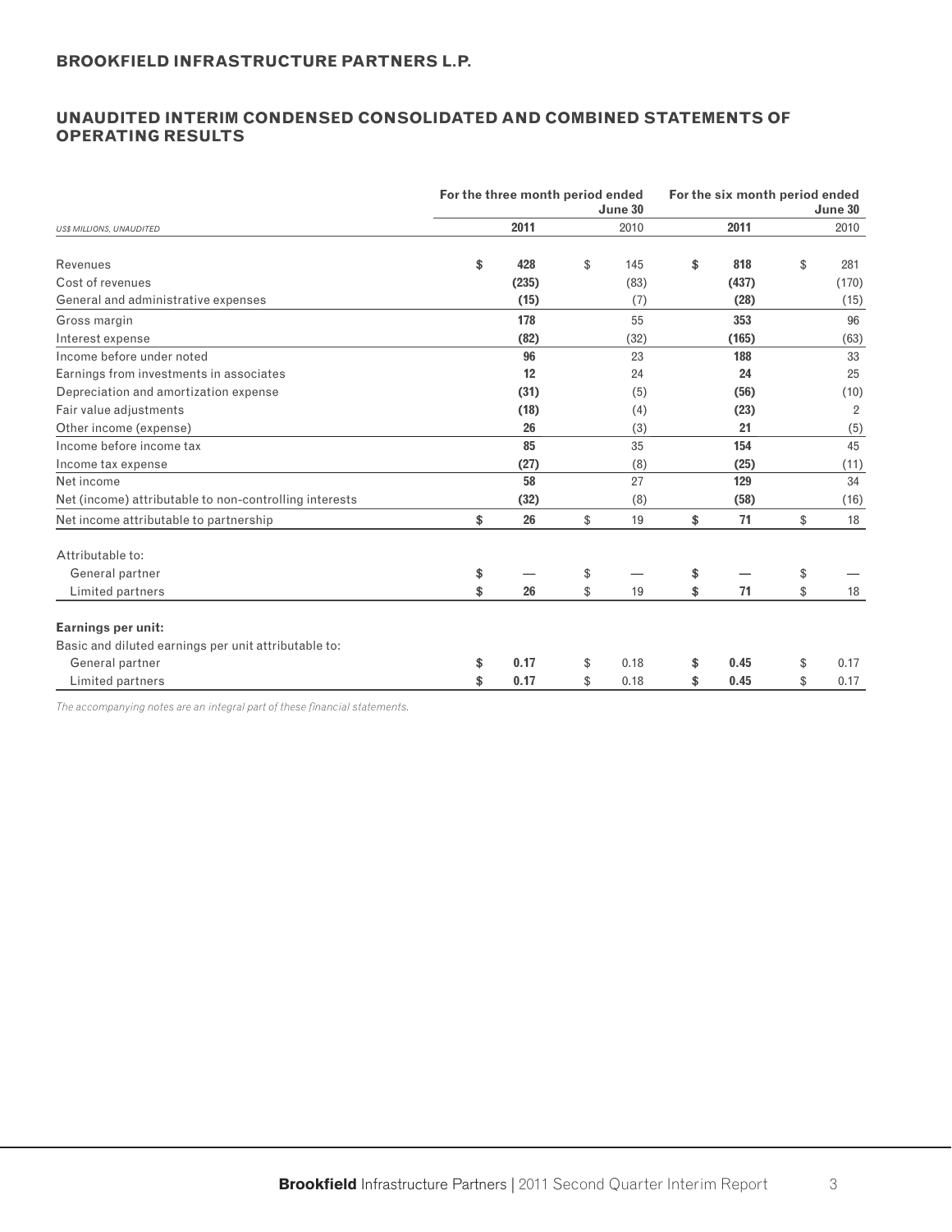## BROOKFIELD INFRASTRUCTURE PARTNERS L.P.

## UNAUDITED INTERIM CONDENSED CONSOLIDATED AND COMBINED STATEMENTS OF OPERATING RESULTS

| US$ MILLIONS, UNAUDITED | For the three month period ended June 30 | | For the six month period ended June 30 | |
|---|---|---|---|---|
| | **2011** | 2010 | **2011** | 2010 |
| Revenues | **$ 428** | $ 145 | **$ 818** | $ 281 |
| Cost of revenues | **(235)** | (83) | **(437)** | (170) |
| General and administrative expenses | **(15)** | (7) | **(28)** | (15) |
| Gross margin | **178** | 55 | **353** | 96 |
| Interest expense | **(82)** | (32) | **(165)** | (63) |
| Income before under noted | **96** | 23 | **188** | 33 |
| Earnings from investments in associates | **12** | 24 | **24** | 25 |
| Depreciation and amortization expense | **(31)** | (5) | **(56)** | (10) |
| Fair value adjustments | **(18)** | (4) | **(23)** | 2 |
| Other income (expense) | **26** | (3) | **21** | (5) |
| Income before income tax | **85** | 35 | **154** | 45 |
| Income tax expense | **(27)** | (8) | **(25)** | (11) |
| Net income | **58** | 27 | **129** | 34 |
| Net (income) attributable to non-controlling interests | **(32)** | (8) | **(58)** | (16) |
| Net income attributable to partnership | **$ 26** | $ 19 | **$ 71** | $ 18 |
| Attributable to: | | | | |
| General partner | **$ —** | $ — | **$ —** | $ — |
| Limited partners | **$ 26** | $ 19 | **$ 71** | $ 18 |
| **Earnings per unit:** | | | | |
| Basic and diluted earnings per unit attributable to: | | | | |
| General partner | **$ 0.17** | $ 0.18 | **$ 0.45** | $ 0.17 |
| Limited partners | **$ 0.17** | $ 0.18 | **$ 0.45** | $ 0.17 |

*The accompanying notes are an integral part of these financial statements.*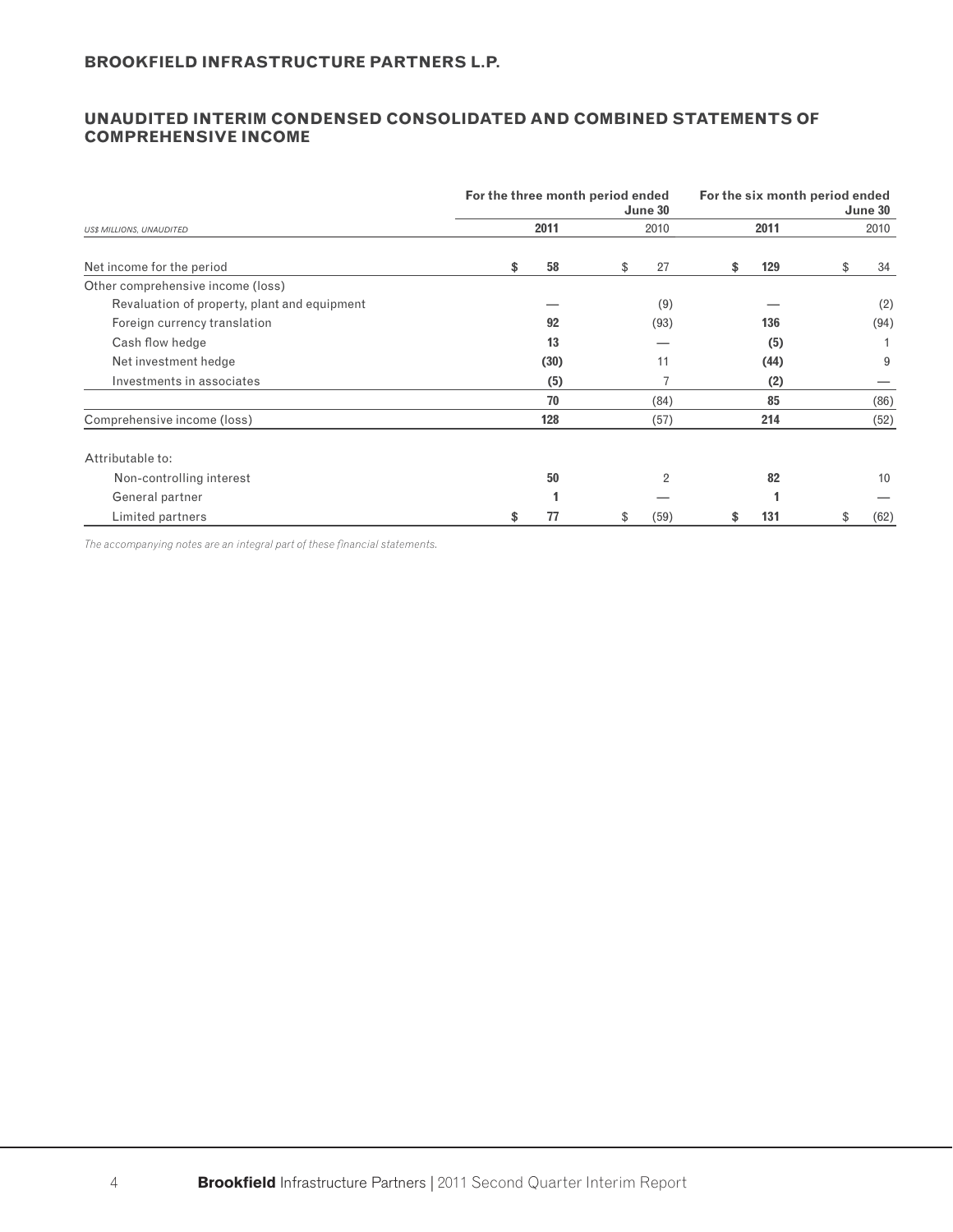**BROOKFIELD INFRASTRUCTURE PARTNERS L.P.**

## UNAUDITED INTERIM CONDENSED CONSOLIDATED AND COMBINED STATEMENTS OF COMPREHENSIVE INCOME

| *US$ MILLIONS, UNAUDITED* | For the three month period ended June 30 | | For the six month period ended June 30 | |
|---|---|---|---|---|
| | **2011** | 2010 | **2011** | 2010 |
| Net income for the period | **$ 58** | $ 27 | **$ 129** | $ 34 |
| Other comprehensive income (loss) | | | | |
| Revaluation of property, plant and equipment | **—** | (9) | **—** | (2) |
| Foreign currency translation | **92** | (93) | **136** | (94) |
| Cash flow hedge | **13** | — | **(5)** | 1 |
| Net investment hedge | **(30)** | 11 | **(44)** | 9 |
| Investments in associates | **(5)** | 7 | **(2)** | — |
| | **70** | (84) | **85** | (86) |
| Comprehensive income (loss) | **128** | (57) | **214** | (52) |
| Attributable to: | | | | |
| Non-controlling interest | **50** | 2 | **82** | 10 |
| General partner | **1** | — | **1** | — |
| Limited partners | **$ 77** | $ (59) | **$ 131** | $ (62) |

*The accompanying notes are an integral part of these financial statements.*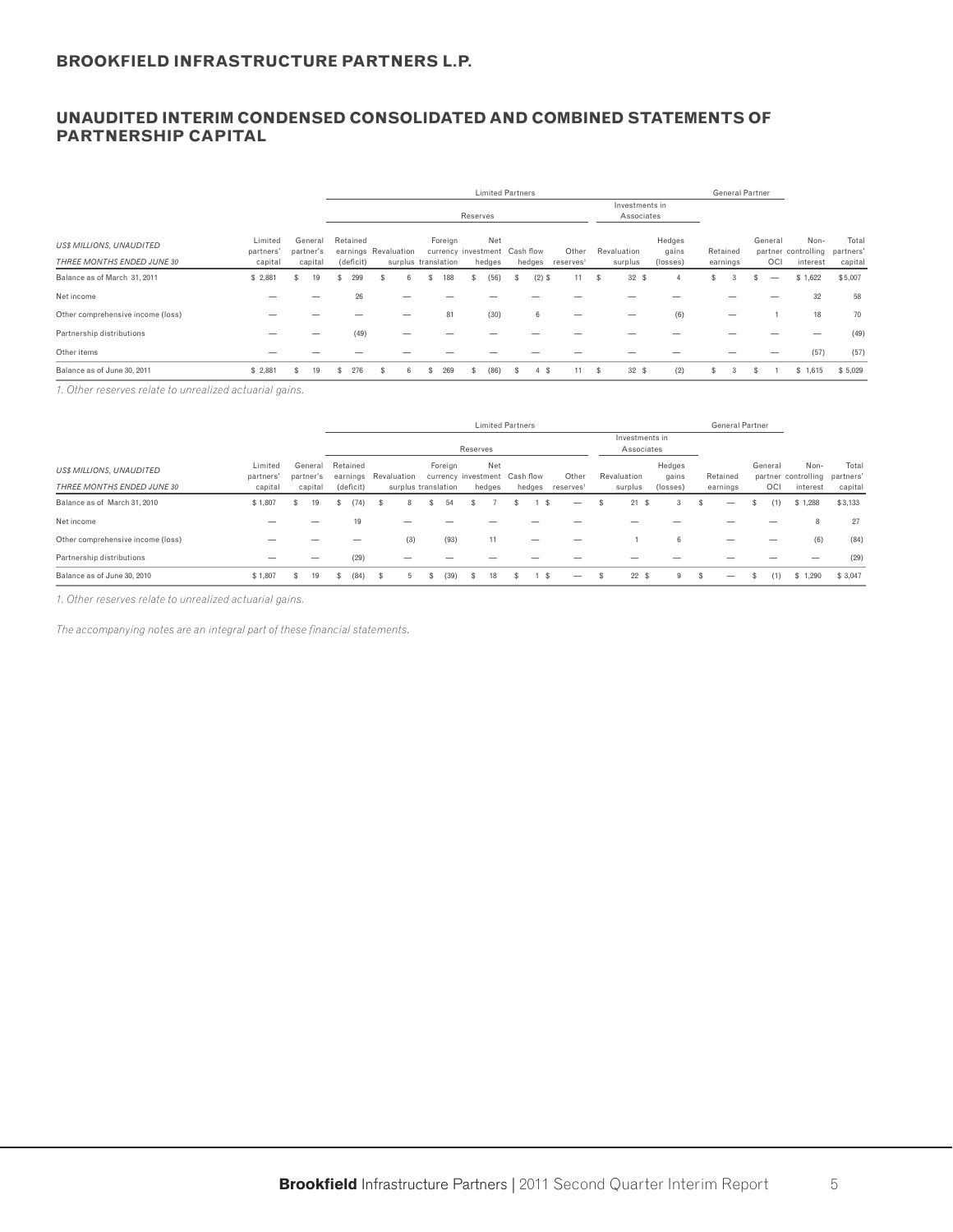# BROOKFIELD INFRASTRUCTURE PARTNERS L.P.

## UNAUDITED INTERIM CONDENSED CONSOLIDATED AND COMBINED STATEMENTS OF PARTNERSHIP CAPITAL

| | | | Limited Partners | | | | | | | | | General Partner | | | |
|---|---|---|---|---|---|---|---|---|---|---|---|---|---|---|---|
| | | | | Reserves | | | | | Investments in Associates | | | | | | |
| *US$ MILLIONS, UNAUDITED* *THREE MONTHS ENDED JUNE 30* | Limited partners' capital | General partner's capital | Retained earnings (deficit) | Revaluation surplus | Foreign currency translation | Net investment hedges | Cash flow hedges | Other reserves[1] | Revaluation surplus | Hedges gains (losses) | Retained earnings | General partner OCI | Non-controlling interest | Total partners' capital |
| Balance as of March 31, 2011 | $ 2,881 | $ 19 | $ 299 | $ 6 | $ 188 | $ (56) | $ (2) | $ 11 | $ 32 | $ 4 | $ 3 | $ — | $ 1,622 | $ 5,007 |
| Net income | — | — | 26 | — | — | — | — | — | — | — | — | — | 32 | 58 |
| Other comprehensive income (loss) | — | — | — | — | 81 | (30) | 6 | — | — | (6) | — | 1 | 18 | 70 |
| Partnership distributions | — | — | (49) | — | — | — | — | — | — | — | — | — | — | (49) |
| Other items | — | — | — | — | — | — | — | — | — | — | — | — | (57) | (57) |
| Balance as of June 30, 2011 | $ 2,881 | $ 19 | $ 276 | $ 6 | $ 269 | $ (86) | $ 4 | $ 11 | $ 32 | $ (2) | $ 3 | $ 1 | $ 1,615 | $ 5,029 |

*1. Other reserves relate to unrealized actuarial gains.*

| | | | Limited Partners | | | | | | | | | General Partner | | | |
|---|---|---|---|---|---|---|---|---|---|---|---|---|---|---|---|
| | | | | Reserves | | | | | Investments in Associates | | | | | | |
| *US$ MILLIONS, UNAUDITED* *THREE MONTHS ENDED JUNE 30* | Limited partners' capital | General partner's capital | Retained earnings (deficit) | Revaluation surplus | Foreign currency translation | Net investment hedges | Cash flow hedges | Other reserves[1] | Revaluation surplus | Hedges gains (losses) | Retained earnings | General partner OCI | Non-controlling interest | Total partners' capital |
| Balance as of March 31, 2010 | $ 1,807 | $ 19 | $ (74) | $ 8 | $ 54 | $ 7 | $ 1 | $ — | $ 21 | $ 3 | $ — | $ (1) | $ 1,288 | $ 3,133 |
| Net income | — | — | 19 | — | — | — | — | — | — | — | — | — | 8 | 27 |
| Other comprehensive income (loss) | — | — | — | (3) | (93) | 11 | — | — | 1 | 6 | — | — | (6) | (84) |
| Partnership distributions | — | — | (29) | — | — | — | — | — | — | — | — | — | — | (29) |
| Balance as of June 30, 2010 | $ 1,807 | $ 19 | $ (84) | $ 5 | $ (39) | $ 18 | $ 1 | $ — | $ 22 | $ 9 | $ — | $ (1) | $ 1,290 | $ 3,047 |

*1. Other reserves relate to unrealized actuarial gains.*

*The accompanying notes are an integral part of these financial statements.*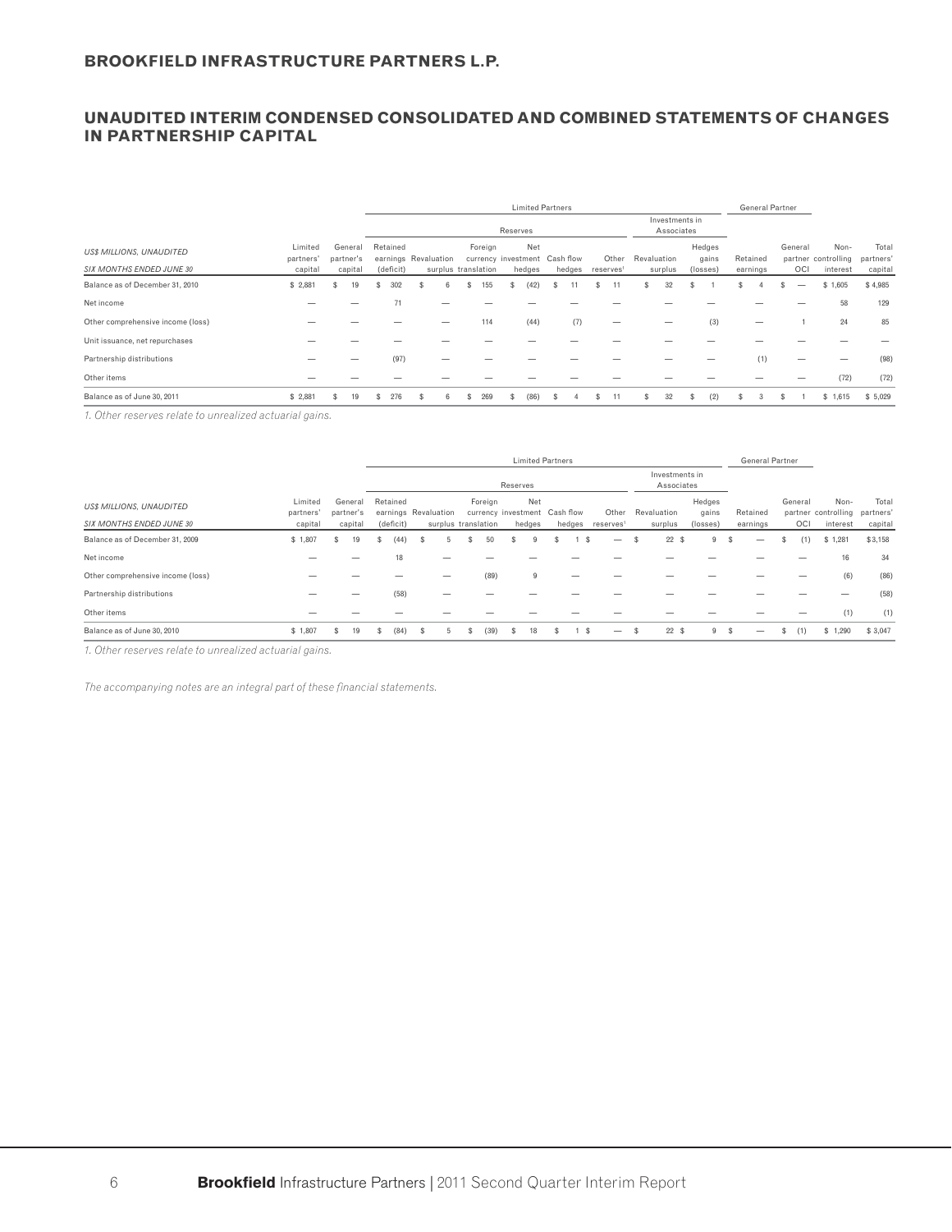## BROOKFIELD INFRASTRUCTURE PARTNERS L.P.

## UNAUDITED INTERIM CONDENSED CONSOLIDATED AND COMBINED STATEMENTS OF CHANGES IN PARTNERSHIP CAPITAL

| | | | Limited Partners | | | | | | | | | General Partner | | | |
|---|---|---|---|---|---|---|---|---|---|---|---|---|---|---|---|
| | | | Reserves | | | | | | Investments in Associates | | | | | | |
| *US$ MILLIONS, UNAUDITED* *SIX MONTHS ENDED JUNE 30* | Limited partners' capital | General partner's capital | Retained earnings (deficit) | Revaluation surplus | Foreign currency translation | Net investment hedges | Cash flow hedges | Other reserves[1] | Revaluation surplus | Hedges gains (losses) | Retained earnings | General partner OCI | Non-controlling interest | Total partners' capital |
| Balance as of December 31, 2010 | $ 2,881 | $ 19 | $ 302 | $ 6 | $ 155 | $ (42) | $ 11 | $ 11 | $ 32 | $ 1 | $ 4 | $ — | $ 1,605 | $ 4,985 |
| Net income | — | — | 71 | — | — | — | — | — | — | — | — | — | 58 | 129 |
| Other comprehensive income (loss) | — | — | — | — | 114 | (44) | (7) | — | — | (3) | — | 1 | 24 | 85 |
| Unit issuance, net repurchases | — | — | — | — | — | — | — | — | — | — | — | — | — | — |
| Partnership distributions | — | — | (97) | — | — | — | — | — | — | — | (1) | — | — | (98) |
| Other items | — | — | — | — | — | — | — | — | — | — | — | — | (72) | (72) |
| Balance as of June 30, 2011 | $ 2,881 | $ 19 | $ 276 | $ 6 | $ 269 | $ (86) | $ 4 | $ 11 | $ 32 | $ (2) | $ 3 | $ 1 | $ 1,615 | $ 5,029 |

*1. Other reserves relate to unrealized actuarial gains.*

| | | | Limited Partners | | | | | | | | | General Partner | | | |
|---|---|---|---|---|---|---|---|---|---|---|---|---|---|---|---|
| | | | Reserves | | | | | | Investments in Associates | | | | | | |
| *US$ MILLIONS, UNAUDITED* *SIX MONTHS ENDED JUNE 30* | Limited partners' capital | General partner's capital | Retained earnings (deficit) | Revaluation surplus | Foreign currency translation | Net investment hedges | Cash flow hedges | Other reserves[1] | Revaluation surplus | Hedges gains (losses) | Retained earnings | General partner OCI | Non-controlling interest | Total partners' capital |
| Balance as of December 31, 2009 | $ 1,807 | $ 19 | $ (44) | $ 5 | $ 50 | $ 9 | $ 1 | $ — | $ 22 | $ 9 | $ — | $ (1) | $ 1,281 | $ 3,158 |
| Net income | — | — | 18 | — | — | — | — | — | — | — | — | — | 16 | 34 |
| Other comprehensive income (loss) | — | — | — | — | (89) | 9 | — | — | — | — | — | — | (6) | (86) |
| Partnership distributions | — | — | (58) | — | — | — | — | — | — | — | — | — | — | (58) |
| Other items | — | — | — | — | — | — | — | — | — | — | — | — | (1) | (1) |
| Balance as of June 30, 2010 | $ 1,807 | $ 19 | $ (84) | $ 5 | $ (39) | $ 18 | $ 1 | $ — | $ 22 | $ 9 | $ — | $ (1) | $ 1,290 | $ 3,047 |

*1. Other reserves relate to unrealized actuarial gains.*

*The accompanying notes are an integral part of these financial statements.*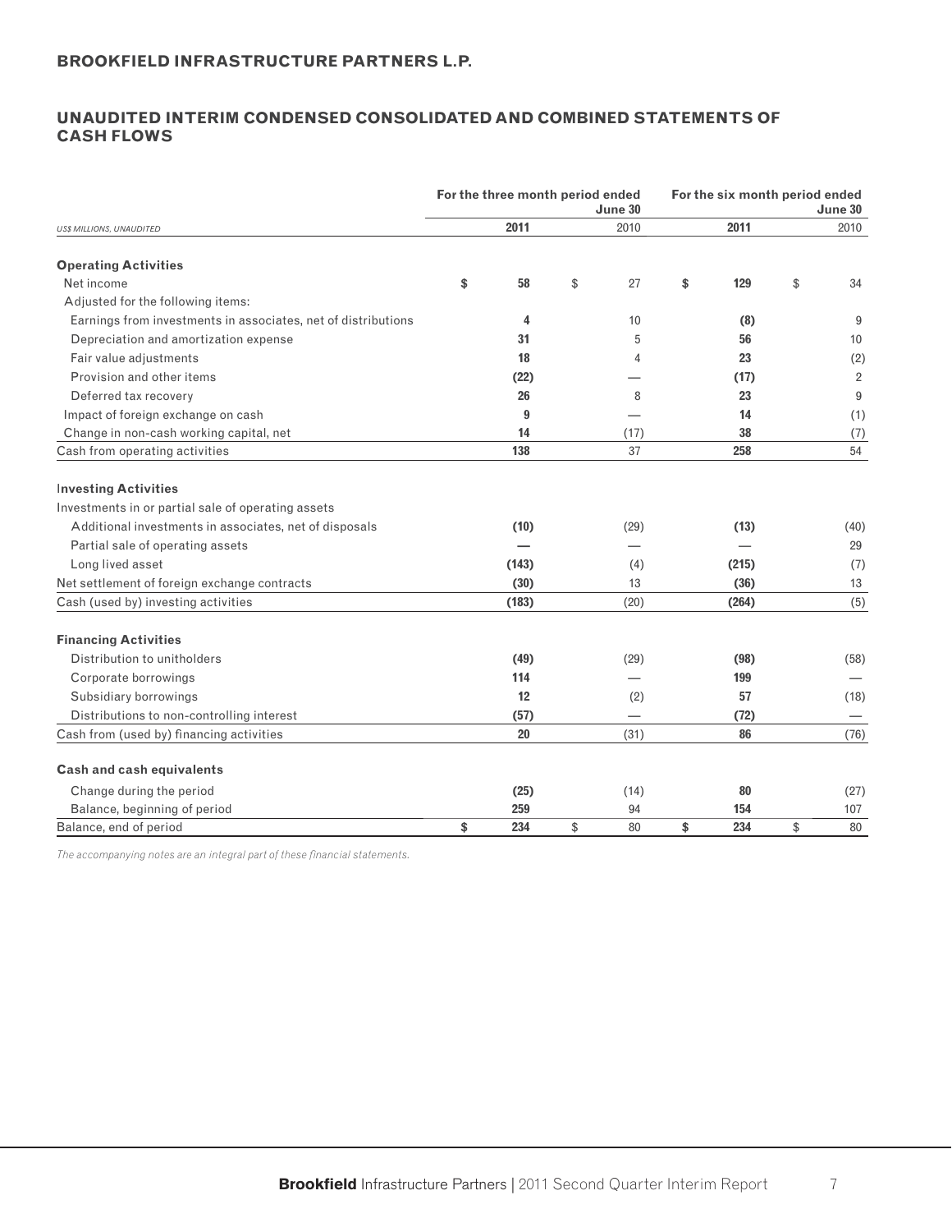**BROOKFIELD INFRASTRUCTURE PARTNERS L.P.**

## UNAUDITED INTERIM CONDENSED CONSOLIDATED AND COMBINED STATEMENTS OF CASH FLOWS

| *US$ MILLIONS, UNAUDITED* | For the three month period ended June 30 2011 | For the three month period ended June 30 2010 | For the six month period ended June 30 2011 | For the six month period ended June 30 2010 |
|---|---|---|---|---|
| **Operating Activities** | | | | |
| Net income | **$ 58** | $ 27 | **$ 129** | $ 34 |
| Adjusted for the following items: | | | | |
| Earnings from investments in associates, net of distributions | **4** | 10 | **(8)** | 9 |
| Depreciation and amortization expense | **31** | 5 | **56** | 10 |
| Fair value adjustments | **18** | 4 | **23** | (2) |
| Provision and other items | **(22)** | — | **(17)** | 2 |
| Deferred tax recovery | **26** | 8 | **23** | 9 |
| Impact of foreign exchange on cash | **9** | — | **14** | (1) |
| Change in non-cash working capital, net | **14** | (17) | **38** | (7) |
| Cash from operating activities | **138** | 37 | **258** | 54 |
| **Investing Activities** | | | | |
| Investments in or partial sale of operating assets | | | | |
| Additional investments in associates, net of disposals | **(10)** | (29) | **(13)** | (40) |
| Partial sale of operating assets | **—** | — | — | 29 |
| Long lived asset | **(143)** | (4) | **(215)** | (7) |
| Net settlement of foreign exchange contracts | **(30)** | 13 | **(36)** | 13 |
| Cash (used by) investing activities | **(183)** | (20) | **(264)** | (5) |
| **Financing Activities** | | | | |
| Distribution to unitholders | **(49)** | (29) | **(98)** | (58) |
| Corporate borrowings | **114** | — | **199** | — |
| Subsidiary borrowings | **12** | (2) | **57** | (18) |
| Distributions to non-controlling interest | **(57)** | — | **(72)** | — |
| Cash from (used by) financing activities | **20** | (31) | **86** | (76) |
| **Cash and cash equivalents** | | | | |
| Change during the period | **(25)** | (14) | **80** | (27) |
| Balance, beginning of period | **259** | 94 | **154** | 107 |
| Balance, end of period | **$ 234** | $ 80 | **$ 234** | $ 80 |

*The accompanying notes are an integral part of these financial statements.*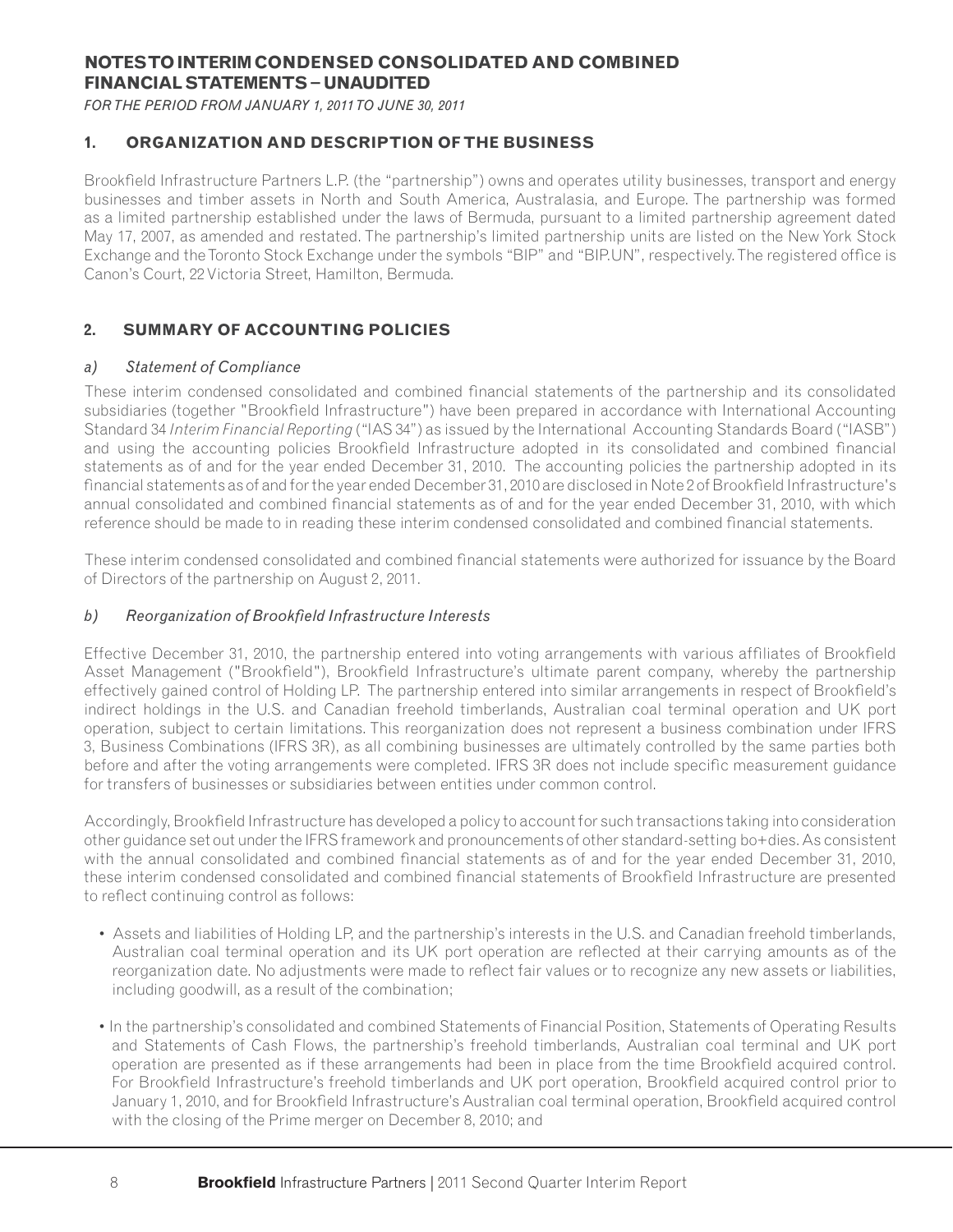# NOTES TO INTERIM CONDENSED CONSOLIDATED AND COMBINED FINANCIAL STATEMENTS – UNAUDITED

*FOR THE PERIOD FROM JANUARY 1, 2011 TO JUNE 30, 2011*

## 1. ORGANIZATION AND DESCRIPTION OF THE BUSINESS

Brookfield Infrastructure Partners L.P. (the "partnership") owns and operates utility businesses, transport and energy businesses and timber assets in North and South America, Australasia, and Europe. The partnership was formed as a limited partnership established under the laws of Bermuda, pursuant to a limited partnership agreement dated May 17, 2007, as amended and restated. The partnership's limited partnership units are listed on the New York Stock Exchange and the Toronto Stock Exchange under the symbols "BIP" and "BIP.UN", respectively. The registered office is Canon's Court, 22 Victoria Street, Hamilton, Bermuda.

## 2. SUMMARY OF ACCOUNTING POLICIES

### a) *Statement of Compliance*

These interim condensed consolidated and combined financial statements of the partnership and its consolidated subsidiaries (together "Brookfield Infrastructure") have been prepared in accordance with International Accounting Standard 34 *Interim Financial Reporting* ("IAS 34") as issued by the International Accounting Standards Board ("IASB") and using the accounting policies Brookfield Infrastructure adopted in its consolidated and combined financial statements as of and for the year ended December 31, 2010. The accounting policies the partnership adopted in its financial statements as of and for the year ended December 31, 2010 are disclosed in Note 2 of Brookfield Infrastructure's annual consolidated and combined financial statements as of and for the year ended December 31, 2010, with which reference should be made to in reading these interim condensed consolidated and combined financial statements.

These interim condensed consolidated and combined financial statements were authorized for issuance by the Board of Directors of the partnership on August 2, 2011.

### b) *Reorganization of Brookfield Infrastructure Interests*

Effective December 31, 2010, the partnership entered into voting arrangements with various affiliates of Brookfield Asset Management ("Brookfield"), Brookfield Infrastructure's ultimate parent company, whereby the partnership effectively gained control of Holding LP. The partnership entered into similar arrangements in respect of Brookfield's indirect holdings in the U.S. and Canadian freehold timberlands, Australian coal terminal operation and UK port operation, subject to certain limitations. This reorganization does not represent a business combination under IFRS 3, Business Combinations (IFRS 3R), as all combining businesses are ultimately controlled by the same parties both before and after the voting arrangements were completed. IFRS 3R does not include specific measurement guidance for transfers of businesses or subsidiaries between entities under common control.

Accordingly, Brookfield Infrastructure has developed a policy to account for such transactions taking into consideration other guidance set out under the IFRS framework and pronouncements of other standard-setting bo+dies. As consistent with the annual consolidated and combined financial statements as of and for the year ended December 31, 2010, these interim condensed consolidated and combined financial statements of Brookfield Infrastructure are presented to reflect continuing control as follows:

- Assets and liabilities of Holding LP, and the partnership's interests in the U.S. and Canadian freehold timberlands, Australian coal terminal operation and its UK port operation are reflected at their carrying amounts as of the reorganization date. No adjustments were made to reflect fair values or to recognize any new assets or liabilities, including goodwill, as a result of the combination;
- In the partnership's consolidated and combined Statements of Financial Position, Statements of Operating Results and Statements of Cash Flows, the partnership's freehold timberlands, Australian coal terminal and UK port operation are presented as if these arrangements had been in place from the time Brookfield acquired control. For Brookfield Infrastructure's freehold timberlands and UK port operation, Brookfield acquired control prior to January 1, 2010, and for Brookfield Infrastructure's Australian coal terminal operation, Brookfield acquired control with the closing of the Prime merger on December 8, 2010; and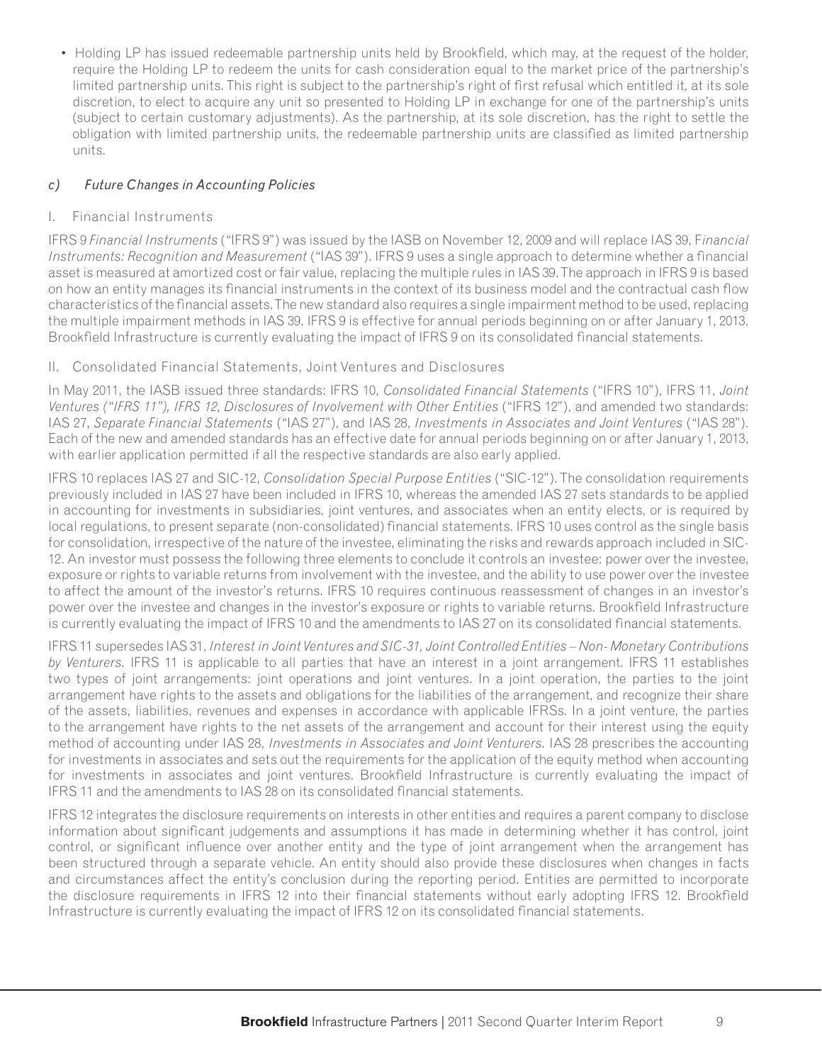- Holding LP has issued redeemable partnership units held by Brookfield, which may, at the request of the holder, require the Holding LP to redeem the units for cash consideration equal to the market price of the partnership's limited partnership units. This right is subject to the partnership's right of first refusal which entitled it, at its sole discretion, to elect to acquire any unit so presented to Holding LP in exchange for one of the partnership's units (subject to certain customary adjustments). As the partnership, at its sole discretion, has the right to settle the obligation with limited partnership units, the redeemable partnership units are classified as limited partnership units.

### *c) Future Changes in Accounting Policies*

#### I. Financial Instruments

IFRS 9 *Financial Instruments* ("IFRS 9") was issued by the IASB on November 12, 2009 and will replace IAS 39, F*inancial Instruments: Recognition and Measurement* ("IAS 39"). IFRS 9 uses a single approach to determine whether a financial asset is measured at amortized cost or fair value, replacing the multiple rules in IAS 39. The approach in IFRS 9 is based on how an entity manages its financial instruments in the context of its business model and the contractual cash flow characteristics of the financial assets. The new standard also requires a single impairment method to be used, replacing the multiple impairment methods in IAS 39. IFRS 9 is effective for annual periods beginning on or after January 1, 2013. Brookfield Infrastructure is currently evaluating the impact of IFRS 9 on its consolidated financial statements.

#### II. Consolidated Financial Statements, Joint Ventures and Disclosures

In May 2011, the IASB issued three standards: IFRS 10, *Consolidated Financial Statements* ("IFRS 10"), IFRS 11, *Joint Ventures ("IFRS 11"), IFRS 12, Disclosures of Involvement with Other Entities* ("IFRS 12"), and amended two standards: IAS 27, *Separate Financial Statements* ("IAS 27"), and IAS 28, *Investments in Associates and Joint Ventures* ("IAS 28"). Each of the new and amended standards has an effective date for annual periods beginning on or after January 1, 2013, with earlier application permitted if all the respective standards are also early applied.

IFRS 10 replaces IAS 27 and SIC-12, *Consolidation Special Purpose Entities* ("SIC-12"). The consolidation requirements previously included in IAS 27 have been included in IFRS 10, whereas the amended IAS 27 sets standards to be applied in accounting for investments in subsidiaries, joint ventures, and associates when an entity elects, or is required by local regulations, to present separate (non-consolidated) financial statements. IFRS 10 uses control as the single basis for consolidation, irrespective of the nature of the investee, eliminating the risks and rewards approach included in SIC-12. An investor must possess the following three elements to conclude it controls an investee: power over the investee, exposure or rights to variable returns from involvement with the investee, and the ability to use power over the investee to affect the amount of the investor's returns. IFRS 10 requires continuous reassessment of changes in an investor's power over the investee and changes in the investor's exposure or rights to variable returns. Brookfield Infrastructure is currently evaluating the impact of IFRS 10 and the amendments to IAS 27 on its consolidated financial statements.

IFRS 11 supersedes IAS 31, *Interest in Joint Ventures and SIC-31, Joint Controlled Entities – Non- Monetary Contributions by Venturers.* IFRS 11 is applicable to all parties that have an interest in a joint arrangement. IFRS 11 establishes two types of joint arrangements: joint operations and joint ventures. In a joint operation, the parties to the joint arrangement have rights to the assets and obligations for the liabilities of the arrangement, and recognize their share of the assets, liabilities, revenues and expenses in accordance with applicable IFRSs. In a joint venture, the parties to the arrangement have rights to the net assets of the arrangement and account for their interest using the equity method of accounting under IAS 28, *Investments in Associates and Joint Venturers.* IAS 28 prescribes the accounting for investments in associates and sets out the requirements for the application of the equity method when accounting for investments in associates and joint ventures. Brookfield Infrastructure is currently evaluating the impact of IFRS 11 and the amendments to IAS 28 on its consolidated financial statements.

IFRS 12 integrates the disclosure requirements on interests in other entities and requires a parent company to disclose information about significant judgements and assumptions it has made in determining whether it has control, joint control, or significant influence over another entity and the type of joint arrangement when the arrangement has been structured through a separate vehicle. An entity should also provide these disclosures when changes in facts and circumstances affect the entity's conclusion during the reporting period. Entities are permitted to incorporate the disclosure requirements in IFRS 12 into their financial statements without early adopting IFRS 12. Brookfield Infrastructure is currently evaluating the impact of IFRS 12 on its consolidated financial statements.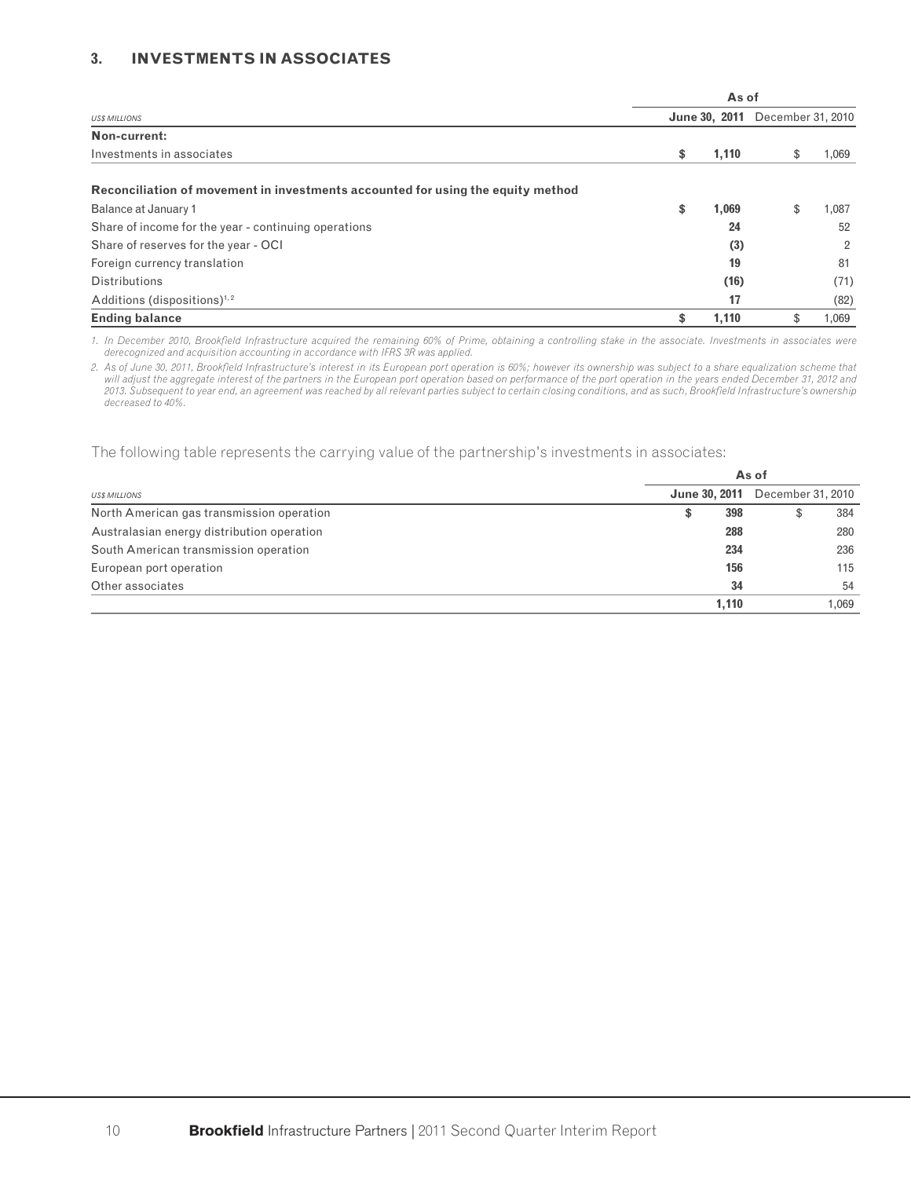## 3. INVESTMENTS IN ASSOCIATES

| US$ MILLIONS | As of June 30, 2011 | As of December 31, 2010 |
|---|---|---|
| **Non-current:** | | |
| Investments in associates | **$ 1,110** | $ 1,069 |
| | | |
| **Reconciliation of movement in investments accounted for using the equity method** | | |
| Balance at January 1 | **$ 1,069** | $ 1,087 |
| Share of income for the year - continuing operations | **24** | 52 |
| Share of reserves for the year - OCI | **(3)** | 2 |
| Foreign currency translation | **19** | 81 |
| Distributions | **(16)** | (71) |
| Additions (dispositions)[1,2] | **17** | (82) |
| **Ending balance** | **$ 1,110** | $ 1,069 |

*1. In December 2010, Brookfield Infrastructure acquired the remaining 60% of Prime, obtaining a controlling stake in the associate. Investments in associates were derecognized and acquisition accounting in accordance with IFRS 3R was applied.*

*2. As of June 30, 2011, Brookfield Infrastructure's interest in its European port operation is 60%; however its ownership was subject to a share equalization scheme that will adjust the aggregate interest of the partners in the European port operation based on performance of the port operation in the years ended December 31, 2012 and 2013. Subsequent to year end, an agreement was reached by all relevant parties subject to certain closing conditions, and as such, Brookfield Infrastructure's ownership decreased to 40%.*

The following table represents the carrying value of the partnership's investments in associates:

| US$ MILLIONS | As of June 30, 2011 | As of December 31, 2010 |
|---|---|---|
| North American gas transmission operation | **$ 398** | $ 384 |
| Australasian energy distribution operation | **288** | 280 |
| South American transmission operation | **234** | 236 |
| European port operation | **156** | 115 |
| Other associates | **34** | 54 |
| | **1,110** | 1,069 |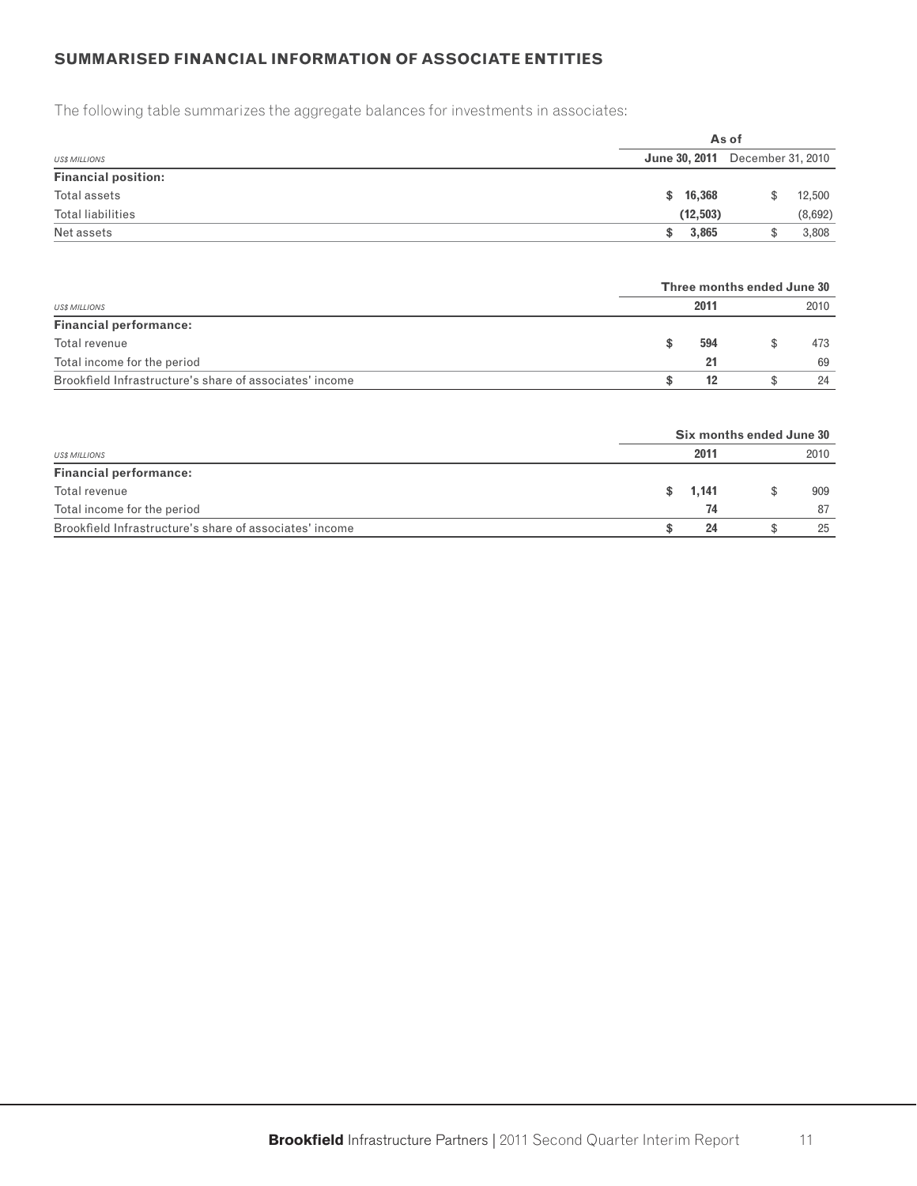## SUMMARISED FINANCIAL INFORMATION OF ASSOCIATE ENTITIES

The following table summarizes the aggregate balances for investments in associates:

| *US$ MILLIONS* | As of June 30, 2011 | As of December 31, 2010 |
|---|---|---|
| **Financial position:** | | |
| Total assets | **$ 16,368** | $ 12,500 |
| Total liabilities | **(12,503)** | (8,692) |
| Net assets | **$ 3,865** | $ 3,808 |

| *US$ MILLIONS* | Three months ended June 30 2011 | Three months ended June 30 2010 |
|---|---|---|
| **Financial performance:** | | |
| Total revenue | **$ 594** | $ 473 |
| Total income for the period | **21** | 69 |
| Brookfield Infrastructure's share of associates' income | **$ 12** | $ 24 |

| *US$ MILLIONS* | Six months ended June 30 2011 | Six months ended June 30 2010 |
|---|---|---|
| **Financial performance:** | | |
| Total revenue | **$ 1,141** | $ 909 |
| Total income for the period | **74** | 87 |
| Brookfield Infrastructure's share of associates' income | **$ 24** | $ 25 |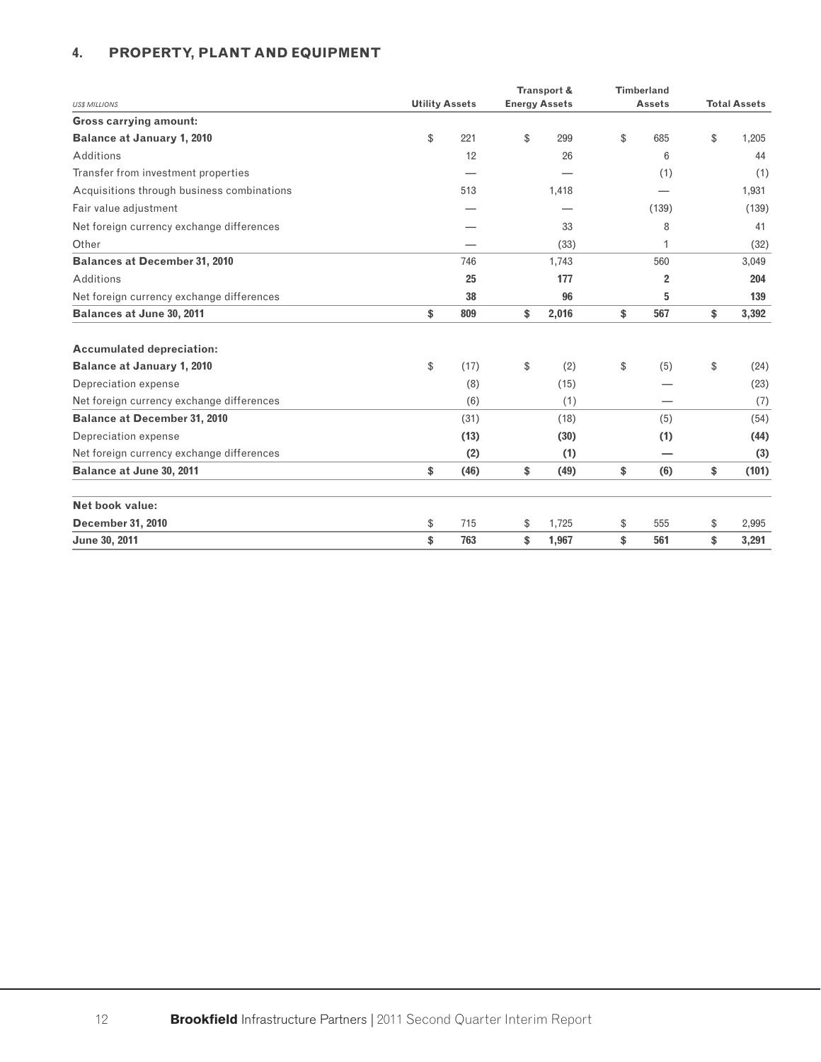## 4. PROPERTY, PLANT AND EQUIPMENT

| *US$ MILLIONS* | Utility Assets | Transport & Energy Assets | Timberland Assets | Total Assets |
|---|---|---|---|---|
| **Gross carrying amount:** | | | | |
| **Balance at January 1, 2010** | $ 221 | $ 299 | $ 685 | $ 1,205 |
| Additions | 12 | 26 | 6 | 44 |
| Transfer from investment properties | — | — | (1) | (1) |
| Acquisitions through business combinations | 513 | 1,418 | — | 1,931 |
| Fair value adjustment | — | — | (139) | (139) |
| Net foreign currency exchange differences | — | 33 | 8 | 41 |
| Other | — | (33) | 1 | (32) |
| **Balances at December 31, 2010** | 746 | 1,743 | 560 | 3,049 |
| Additions | **25** | **177** | **2** | **204** |
| Net foreign currency exchange differences | **38** | **96** | **5** | **139** |
| **Balances at June 30, 2011** | **$ 809** | **$ 2,016** | **$ 567** | **$ 3,392** |
| | | | | |
| **Accumulated depreciation:** | | | | |
| **Balance at January 1, 2010** | $ (17) | $ (2) | $ (5) | $ (24) |
| Depreciation expense | (8) | (15) | — | (23) |
| Net foreign currency exchange differences | (6) | (1) | — | (7) |
| **Balance at December 31, 2010** | (31) | (18) | (5) | (54) |
| Depreciation expense | **(13)** | **(30)** | **(1)** | **(44)** |
| Net foreign currency exchange differences | **(2)** | **(1)** | **—** | **(3)** |
| **Balance at June 30, 2011** | **$ (46)** | **$ (49)** | **$ (6)** | **$ (101)** |
| | | | | |
| **Net book value:** | | | | |
| **December 31, 2010** | $ 715 | $ 1,725 | $ 555 | $ 2,995 |
| **June 30, 2011** | **$ 763** | **$ 1,967** | **$ 561** | **$ 3,291** |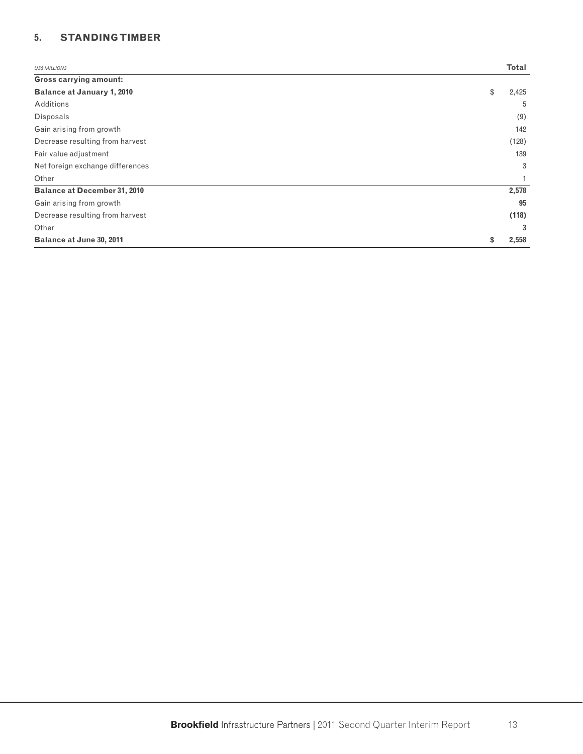## 5. STANDING TIMBER

| *US$ MILLIONS* | Total |
|---|---|
| **Gross carrying amount:** | |
| **Balance at January 1, 2010** | $ 2,425 |
| Additions | 5 |
| Disposals | (9) |
| Gain arising from growth | 142 |
| Decrease resulting from harvest | (128) |
| Fair value adjustment | 139 |
| Net foreign exchange differences | 3 |
| Other | 1 |
| **Balance at December 31, 2010** | **2,578** |
| Gain arising from growth | **95** |
| Decrease resulting from harvest | **(118)** |
| Other | **3** |
| **Balance at June 30, 2011** | **$ 2,558** |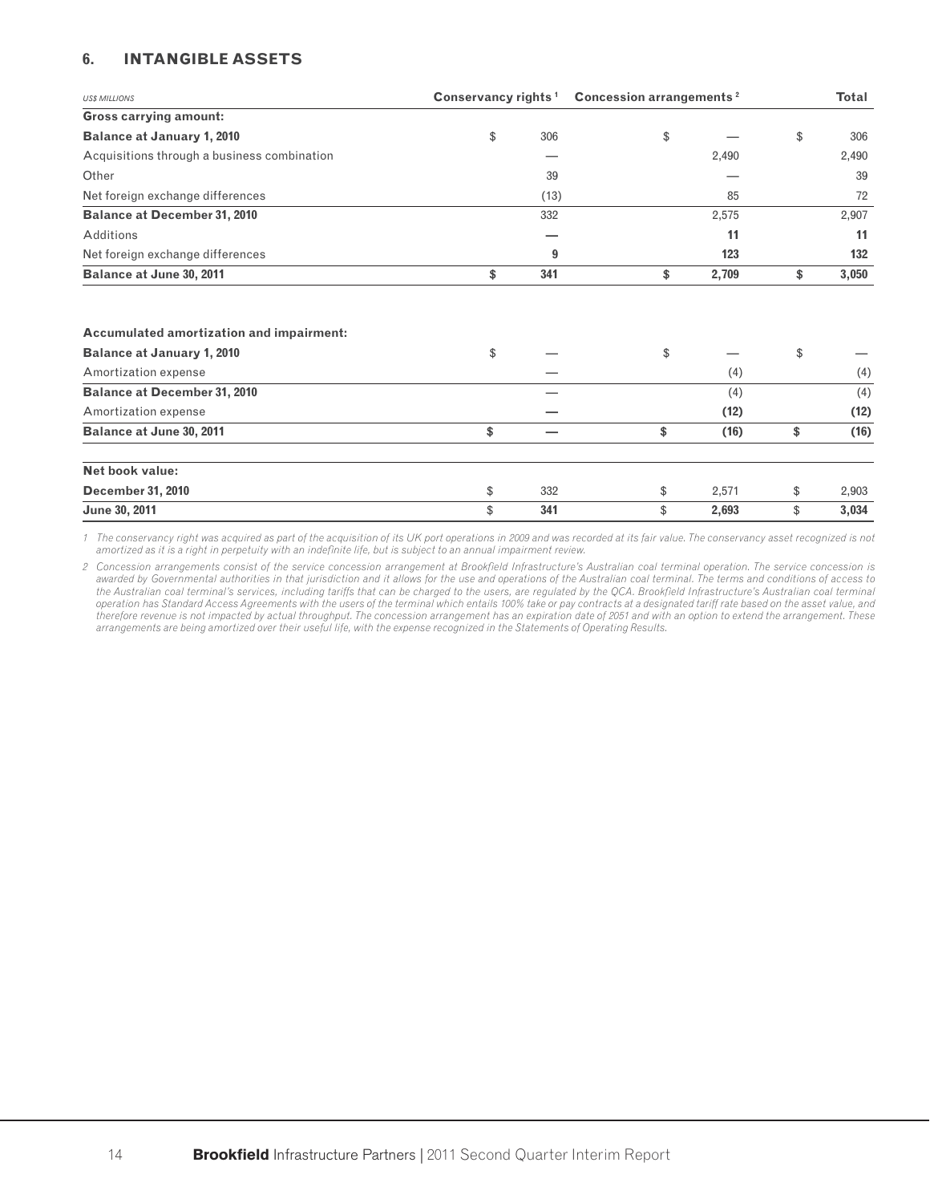## 6. INTANGIBLE ASSETS

| US$ MILLIONS | Conservancy rights [1] | Concession arrangements [2] | Total |
|---|---|---|---|
| **Gross carrying amount:** | | | |
| **Balance at January 1, 2010** | $ 306 | $ — | $ 306 |
| Acquisitions through a business combination | — | 2,490 | 2,490 |
| Other | 39 | — | 39 |
| Net foreign exchange differences | (13) | 85 | 72 |
| **Balance at December 31, 2010** | 332 | 2,575 | 2,907 |
| Additions | **—** | **11** | **11** |
| Net foreign exchange differences | **9** | **123** | **132** |
| **Balance at June 30, 2011** | **$ 341** | **$ 2,709** | **$ 3,050** |
| | | | |
| **Accumulated amortization and impairment:** | | | |
| **Balance at January 1, 2010** | $ — | $ — | $ — |
| Amortization expense | — | (4) | (4) |
| **Balance at December 31, 2010** | — | (4) | (4) |
| Amortization expense | **—** | **(12)** | **(12)** |
| **Balance at June 30, 2011** | **$ —** | **$ (16)** | **$ (16)** |
| | | | |
| **Net book value:** | | | |
| **December 31, 2010** | $ 332 | $ 2,571 | $ 2,903 |
| **June 30, 2011** | $ **341** | $ **2,693** | $ **3,034** |

*1 The conservancy right was acquired as part of the acquisition of its UK port operations in 2009 and was recorded at its fair value. The conservancy asset recognized is not amortized as it is a right in perpetuity with an indefinite life, but is subject to an annual impairment review.*

*2 Concession arrangements consist of the service concession arrangement at Brookfield Infrastructure's Australian coal terminal operation. The service concession is awarded by Governmental authorities in that jurisdiction and it allows for the use and operations of the Australian coal terminal. The terms and conditions of access to the Australian coal terminal's services, including tariffs that can be charged to the users, are regulated by the QCA. Brookfield Infrastructure's Australian coal terminal operation has Standard Access Agreements with the users of the terminal which entails 100% take or pay contracts at a designated tariff rate based on the asset value, and therefore revenue is not impacted by actual throughput. The concession arrangement has an expiration date of 2051 and with an option to extend the arrangement. These arrangements are being amortized over their useful life, with the expense recognized in the Statements of Operating Results.*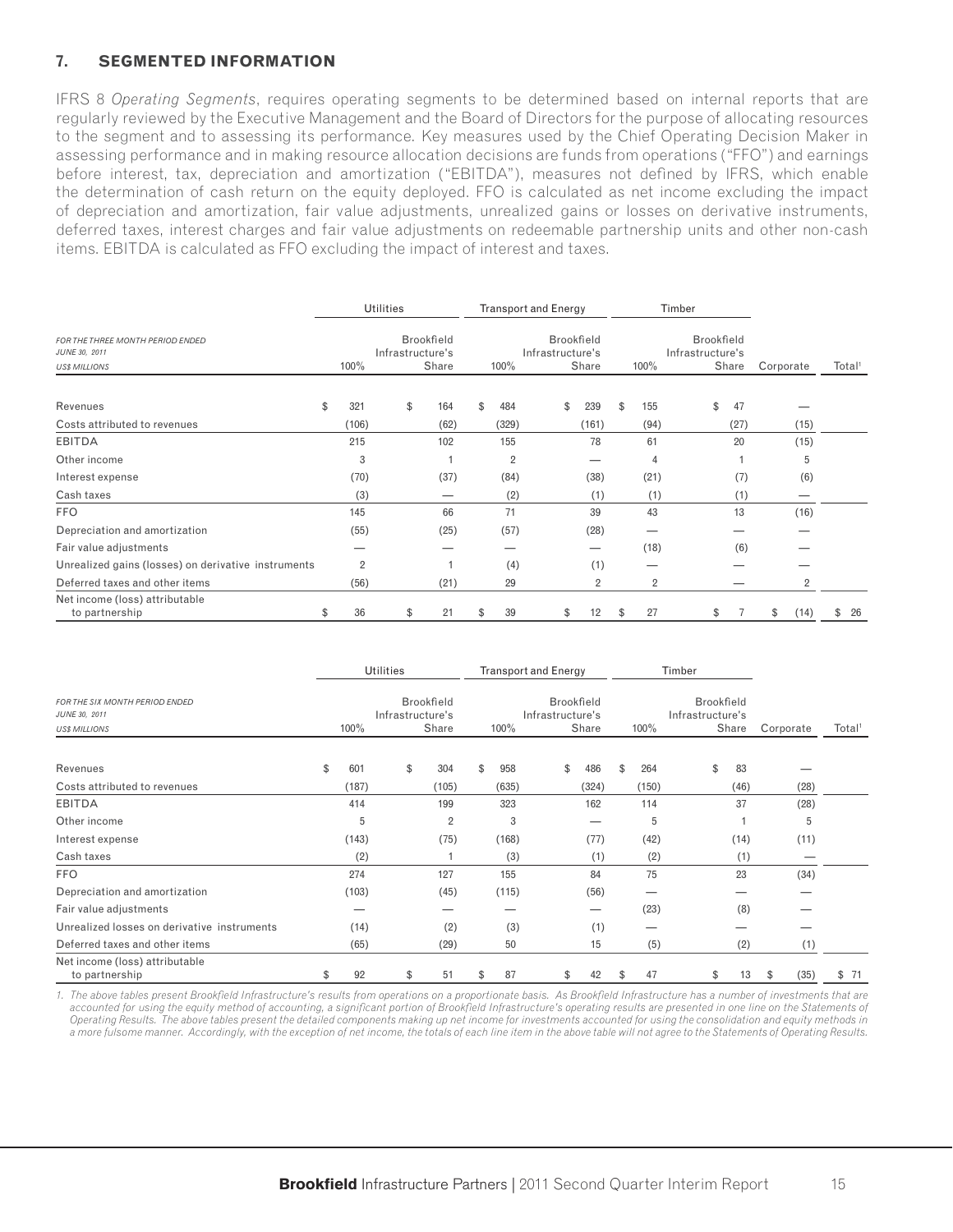## 7. SEGMENTED INFORMATION

IFRS 8 *Operating Segments*, requires operating segments to be determined based on internal reports that are regularly reviewed by the Executive Management and the Board of Directors for the purpose of allocating resources to the segment and to assessing its performance. Key measures used by the Chief Operating Decision Maker in assessing performance and in making resource allocation decisions are funds from operations ("FFO") and earnings before interest, tax, depreciation and amortization ("EBITDA"), measures not defined by IFRS, which enable the determination of cash return on the equity deployed. FFO is calculated as net income excluding the impact of depreciation and amortization, fair value adjustments, unrealized gains or losses on derivative instruments, deferred taxes, interest charges and fair value adjustments on redeemable partnership units and other non-cash items. EBITDA is calculated as FFO excluding the impact of interest and taxes.

| FOR THE THREE MONTH PERIOD ENDED JUNE 30, 2011 US$ MILLIONS | Utilities | | Transport and Energy | | Timber | | | |
|---|---|---|---|---|---|---|---|---|
| | 100% | Brookfield Infrastructure's Share | 100% | Brookfield Infrastructure's Share | 100% | Brookfield Infrastructure's Share | Corporate | Total[1] |
| Revenues | $ 321 | $ 164 | $ 484 | $ 239 | $ 155 | $ 47 | — | |
| Costs attributed to revenues | (106) | (62) | (329) | (161) | (94) | (27) | (15) | |
| EBITDA | 215 | 102 | 155 | 78 | 61 | 20 | (15) | |
| Other income | 3 | 1 | 2 | — | 4 | 1 | 5 | |
| Interest expense | (70) | (37) | (84) | (38) | (21) | (7) | (6) | |
| Cash taxes | (3) | — | (2) | (1) | (1) | (1) | — | |
| FFO | 145 | 66 | 71 | 39 | 43 | 13 | (16) | |
| Depreciation and amortization | (55) | (25) | (57) | (28) | — | — | — | |
| Fair value adjustments | — | — | — | — | (18) | (6) | — | |
| Unrealized gains (losses) on derivative instruments | 2 | 1 | (4) | (1) | — | — | — | |
| Deferred taxes and other items | (56) | (21) | 29 | 2 | 2 | — | 2 | |
| Net income (loss) attributable to partnership | $ 36 | $ 21 | $ 39 | $ 12 | $ 27 | $ 7 | $ (14) | $ 26 |

| FOR THE SIX MONTH PERIOD ENDED JUNE 30, 2011 US$ MILLIONS | Utilities | | Transport and Energy | | Timber | | | |
|---|---|---|---|---|---|---|---|---|
| | 100% | Brookfield Infrastructure's Share | 100% | Brookfield Infrastructure's Share | 100% | Brookfield Infrastructure's Share | Corporate | Total[1] |
| Revenues | $ 601 | $ 304 | $ 958 | $ 486 | $ 264 | $ 83 | — | |
| Costs attributed to revenues | (187) | (105) | (635) | (324) | (150) | (46) | (28) | |
| EBITDA | 414 | 199 | 323 | 162 | 114 | 37 | (28) | |
| Other income | 5 | 2 | 3 | — | 5 | 1 | 5 | |
| Interest expense | (143) | (75) | (168) | (77) | (42) | (14) | (11) | |
| Cash taxes | (2) | 1 | (3) | (1) | (2) | (1) | — | |
| FFO | 274 | 127 | 155 | 84 | 75 | 23 | (34) | |
| Depreciation and amortization | (103) | (45) | (115) | (56) | — | — | — | |
| Fair value adjustments | — | — | — | — | (23) | (8) | — | |
| Unrealized losses on derivative instruments | (14) | (2) | (3) | (1) | — | — | — | |
| Deferred taxes and other items | (65) | (29) | 50 | 15 | (5) | (2) | (1) | |
| Net income (loss) attributable to partnership | $ 92 | $ 51 | $ 87 | $ 42 | $ 47 | $ 13 | $ (35) | $ 71 |

*1. The above tables present Brookfield Infrastructure's results from operations on a proportionate basis. As Brookfield Infrastructure has a number of investments that are accounted for using the equity method of accounting, a significant portion of Brookfield Infrastructure's operating results are presented in one line on the Statements of Operating Results. The above tables present the detailed components making up net income for investments accounted for using the consolidation and equity methods in a more fulsome manner. Accordingly, with the exception of net income, the totals of each line item in the above table will not agree to the Statements of Operating Results.*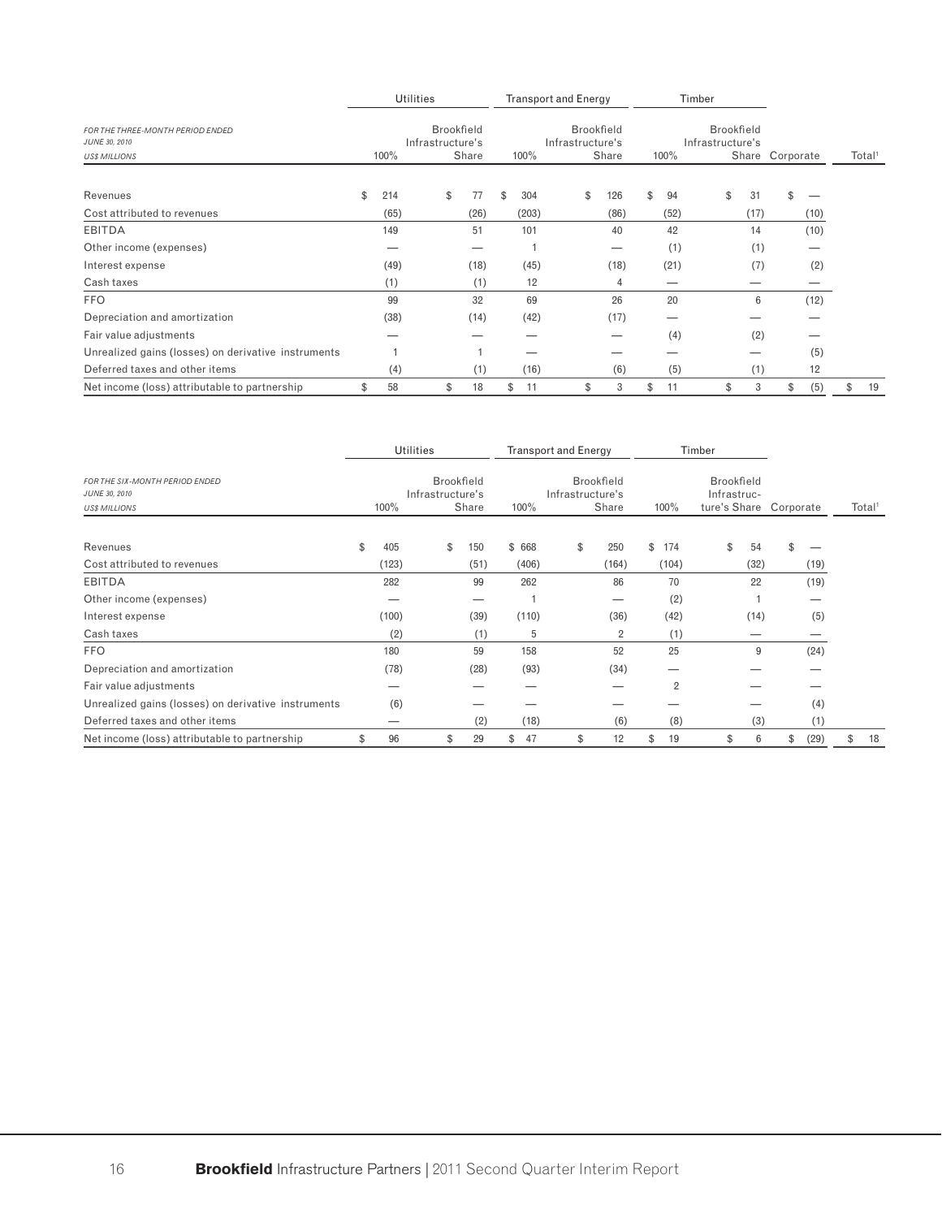| FOR THE THREE-MONTH PERIOD ENDED JUNE 30, 2010 US$ MILLIONS | Utilities | | Transport and Energy | | Timber | | | |
|---|---|---|---|---|---|---|---|---|
| | 100% | Brookfield Infrastructure's Share | 100% | Brookfield Infrastructure's Share | 100% | Brookfield Infrastructure's Share | Corporate | Total[1] |
| Revenues | $ 214 | $ 77 | $ 304 | $ 126 | $ 94 | $ 31 | $ — | |
| Cost attributed to revenues | (65) | (26) | (203) | (86) | (52) | (17) | (10) | |
| EBITDA | 149 | 51 | 101 | 40 | 42 | 14 | (10) | |
| Other income (expenses) | — | — | 1 | — | (1) | (1) | — | |
| Interest expense | (49) | (18) | (45) | (18) | (21) | (7) | (2) | |
| Cash taxes | (1) | (1) | 12 | 4 | — | — | — | |
| FFO | 99 | 32 | 69 | 26 | 20 | 6 | (12) | |
| Depreciation and amortization | (38) | (14) | (42) | (17) | — | — | — | |
| Fair value adjustments | — | — | — | — | (4) | (2) | — | |
| Unrealized gains (losses) on derivative instruments | 1 | 1 | — | — | — | — | (5) | |
| Deferred taxes and other items | (4) | (1) | (16) | (6) | (5) | (1) | 12 | |
| Net income (loss) attributable to partnership | $ 58 | $ 18 | $ 11 | $ 3 | $ 11 | $ 3 | $ (5) | $ 19 |

| FOR THE SIX-MONTH PERIOD ENDED JUNE 30, 2010 US$ MILLIONS | Utilities | | Transport and Energy | | Timber | | | |
|---|---|---|---|---|---|---|---|---|
| | 100% | Brookfield Infrastructure's Share | 100% | Brookfield Infrastructure's Share | 100% | Brookfield Infrastructure's Share | Corporate | Total[1] |
| Revenues | $ 405 | $ 150 | $ 668 | $ 250 | $ 174 | $ 54 | $ — | |
| Cost attributed to revenues | (123) | (51) | (406) | (164) | (104) | (32) | (19) | |
| EBITDA | 282 | 99 | 262 | 86 | 70 | 22 | (19) | |
| Other income (expenses) | — | — | 1 | — | (2) | 1 | — | |
| Interest expense | (100) | (39) | (110) | (36) | (42) | (14) | (5) | |
| Cash taxes | (2) | (1) | 5 | 2 | (1) | — | — | |
| FFO | 180 | 59 | 158 | 52 | 25 | 9 | (24) | |
| Depreciation and amortization | (78) | (28) | (93) | (34) | — | — | — | |
| Fair value adjustments | — | — | — | — | 2 | — | — | |
| Unrealized gains (losses) on derivative instruments | (6) | — | — | — | — | — | (4) | |
| Deferred taxes and other items | — | (2) | (18) | (6) | (8) | (3) | (1) | |
| Net income (loss) attributable to partnership | $ 96 | $ 29 | $ 47 | $ 12 | $ 19 | $ 6 | $ (29) | $ 18 |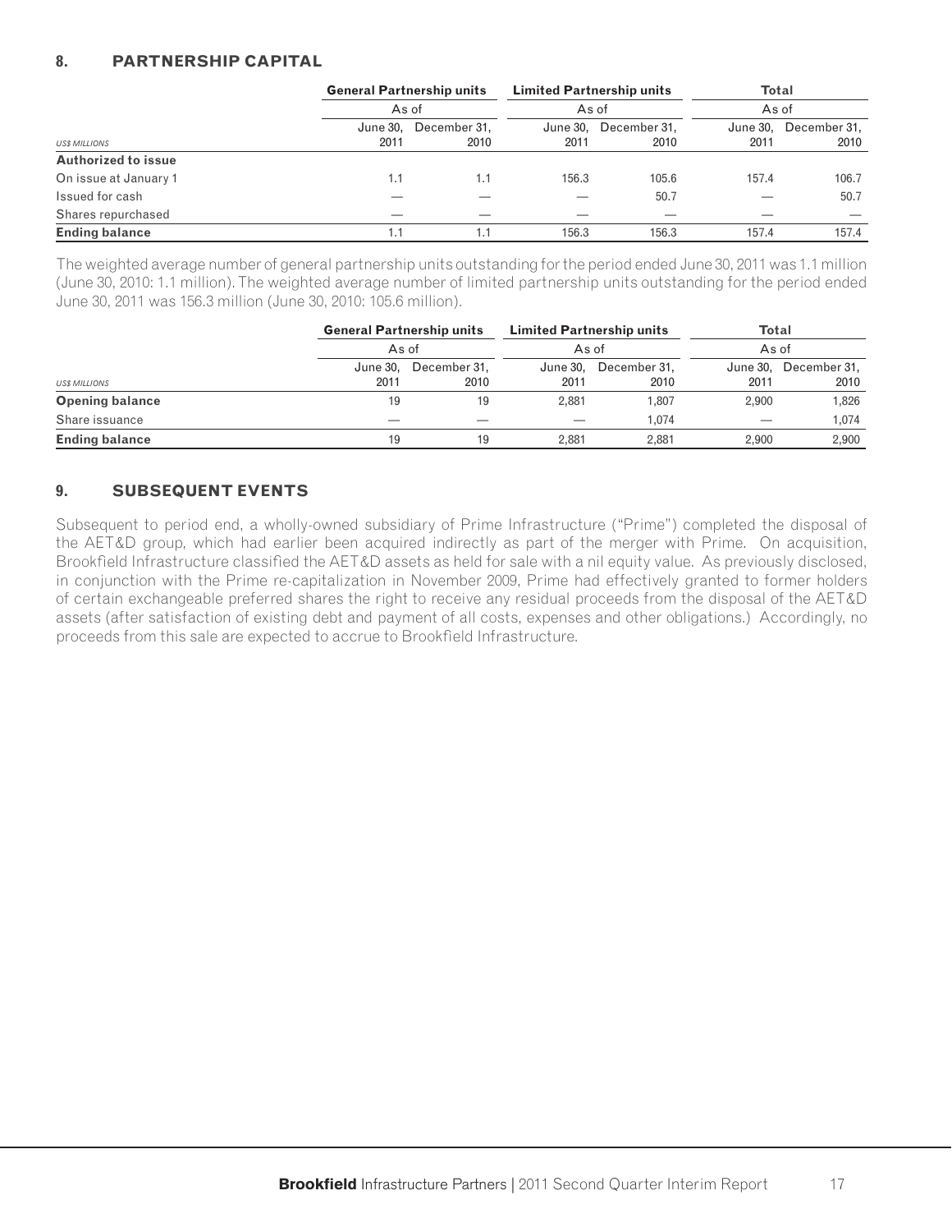## 8. PARTNERSHIP CAPITAL

| | General Partnership units | | Limited Partnership units | | Total | |
|---|---|---|---|---|---|---|
| | As of | | As of | | As of | |
| *US$ MILLIONS* | June 30, 2011 | December 31, 2010 | June 30, 2011 | December 31, 2010 | June 30, 2011 | December 31, 2010 |
| **Authorized to issue** | | | | | | |
| On issue at January 1 | 1.1 | 1.1 | 156.3 | 105.6 | 157.4 | 106.7 |
| Issued for cash | — | — | — | 50.7 | — | 50.7 |
| Shares repurchased | — | — | — | — | — | — |
| **Ending balance** | 1.1 | 1.1 | 156.3 | 156.3 | 157.4 | 157.4 |

The weighted average number of general partnership units outstanding for the period ended June 30, 2011 was 1.1 million (June 30, 2010: 1.1 million). The weighted average number of limited partnership units outstanding for the period ended June 30, 2011 was 156.3 million (June 30, 2010: 105.6 million).

| | General Partnership units | | Limited Partnership units | | Total | |
|---|---|---|---|---|---|---|
| | As of | | As of | | As of | |
| *US$ MILLIONS* | June 30, 2011 | December 31, 2010 | June 30, 2011 | December 31, 2010 | June 30, 2011 | December 31, 2010 |
| **Opening balance** | 19 | 19 | 2,881 | 1,807 | 2,900 | 1,826 |
| Share issuance | — | — | — | 1,074 | — | 1,074 |
| **Ending balance** | 19 | 19 | 2,881 | 2,881 | 2,900 | 2,900 |

## 9. SUBSEQUENT EVENTS

Subsequent to period end, a wholly-owned subsidiary of Prime Infrastructure ("Prime") completed the disposal of the AET&D group, which had earlier been acquired indirectly as part of the merger with Prime. On acquisition, Brookfield Infrastructure classified the AET&D assets as held for sale with a nil equity value. As previously disclosed, in conjunction with the Prime re-capitalization in November 2009, Prime had effectively granted to former holders of certain exchangeable preferred shares the right to receive any residual proceeds from the disposal of the AET&D assets (after satisfaction of existing debt and payment of all costs, expenses and other obligations.) Accordingly, no proceeds from this sale are expected to accrue to Brookfield Infrastructure.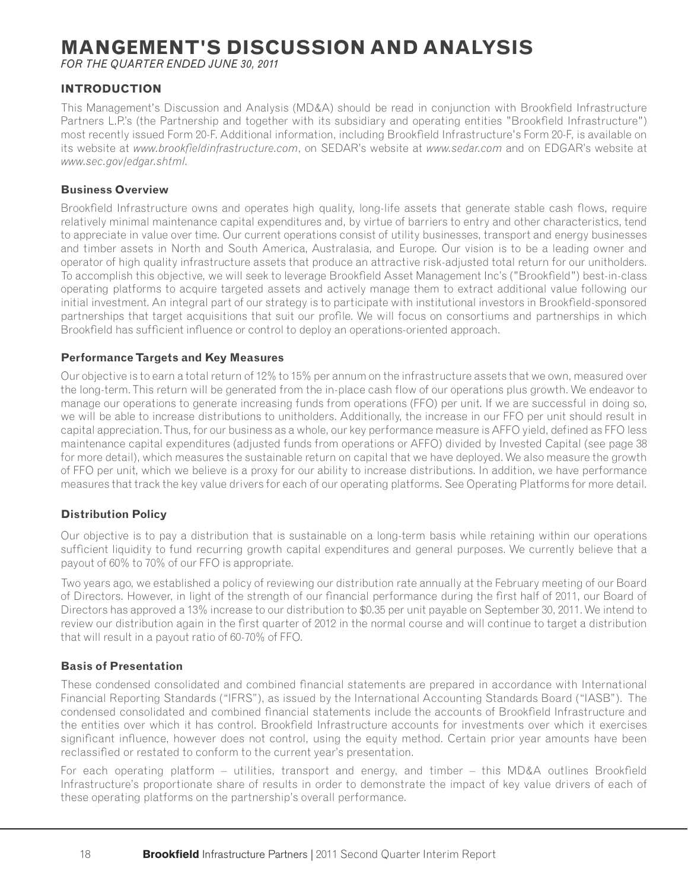# MANGEMENT'S DISCUSSION AND ANALYSIS

*FOR THE QUARTER ENDED JUNE 30, 2011*

## INTRODUCTION

This Management's Discussion and Analysis (MD&A) should be read in conjunction with Brookfield Infrastructure Partners L.P.'s (the Partnership and together with its subsidiary and operating entities "Brookfield Infrastructure") most recently issued Form 20-F. Additional information, including Brookfield Infrastructure's Form 20-F, is available on its website at *www.brookfieldinfrastructure.com*, on SEDAR's website at *www.sedar.com* and on EDGAR's website at *www.sec.gov/edgar.shtml*.

### Business Overview

Brookfield Infrastructure owns and operates high quality, long-life assets that generate stable cash flows, require relatively minimal maintenance capital expenditures and, by virtue of barriers to entry and other characteristics, tend to appreciate in value over time. Our current operations consist of utility businesses, transport and energy businesses and timber assets in North and South America, Australasia, and Europe. Our vision is to be a leading owner and operator of high quality infrastructure assets that produce an attractive risk-adjusted total return for our unitholders. To accomplish this objective, we will seek to leverage Brookfield Asset Management Inc's ("Brookfield") best-in-class operating platforms to acquire targeted assets and actively manage them to extract additional value following our initial investment. An integral part of our strategy is to participate with institutional investors in Brookfield-sponsored partnerships that target acquisitions that suit our profile. We will focus on consortiums and partnerships in which Brookfield has sufficient influence or control to deploy an operations-oriented approach.

### Performance Targets and Key Measures

Our objective is to earn a total return of 12% to 15% per annum on the infrastructure assets that we own, measured over the long-term. This return will be generated from the in-place cash flow of our operations plus growth. We endeavor to manage our operations to generate increasing funds from operations (FFO) per unit. If we are successful in doing so, we will be able to increase distributions to unitholders. Additionally, the increase in our FFO per unit should result in capital appreciation. Thus, for our business as a whole, our key performance measure is AFFO yield, defined as FFO less maintenance capital expenditures (adjusted funds from operations or AFFO) divided by Invested Capital (see page 38 for more detail), which measures the sustainable return on capital that we have deployed. We also measure the growth of FFO per unit, which we believe is a proxy for our ability to increase distributions. In addition, we have performance measures that track the key value drivers for each of our operating platforms. See Operating Platforms for more detail.

### Distribution Policy

Our objective is to pay a distribution that is sustainable on a long-term basis while retaining within our operations sufficient liquidity to fund recurring growth capital expenditures and general purposes. We currently believe that a payout of 60% to 70% of our FFO is appropriate.

Two years ago, we established a policy of reviewing our distribution rate annually at the February meeting of our Board of Directors. However, in light of the strength of our financial performance during the first half of 2011, our Board of Directors has approved a 13% increase to our distribution to $0.35 per unit payable on September 30, 2011. We intend to review our distribution again in the first quarter of 2012 in the normal course and will continue to target a distribution that will result in a payout ratio of 60-70% of FFO.

### Basis of Presentation

These condensed consolidated and combined financial statements are prepared in accordance with International Financial Reporting Standards ("IFRS"), as issued by the International Accounting Standards Board ("IASB"). The condensed consolidated and combined financial statements include the accounts of Brookfield Infrastructure and the entities over which it has control. Brookfield Infrastructure accounts for investments over which it exercises significant influence, however does not control, using the equity method. Certain prior year amounts have been reclassified or restated to conform to the current year's presentation.

For each operating platform – utilities, transport and energy, and timber – this MD&A outlines Brookfield Infrastructure's proportionate share of results in order to demonstrate the impact of key value drivers of each of these operating platforms on the partnership's overall performance.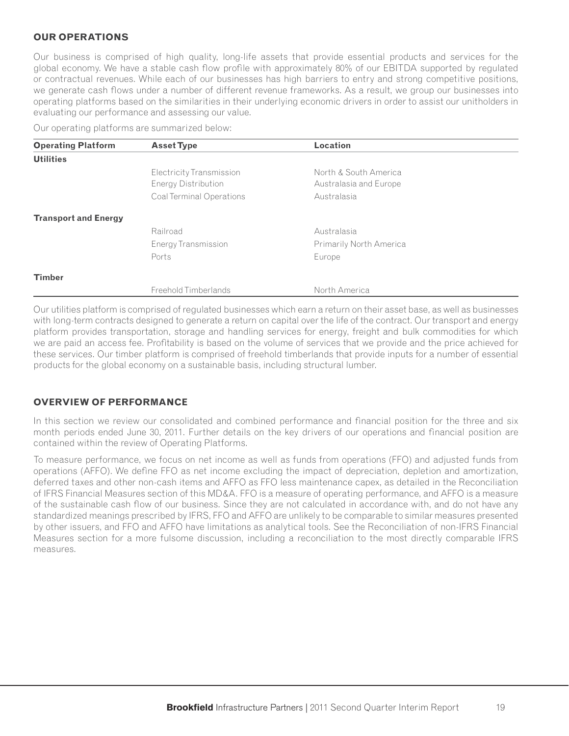## OUR OPERATIONS

Our business is comprised of high quality, long-life assets that provide essential products and services for the global economy. We have a stable cash flow profile with approximately 80% of our EBITDA supported by regulated or contractual revenues. While each of our businesses has high barriers to entry and strong competitive positions, we generate cash flows under a number of different revenue frameworks. As a result, we group our businesses into operating platforms based on the similarities in their underlying economic drivers in order to assist our unitholders in evaluating our performance and assessing our value.

Our operating platforms are summarized below:

| Operating Platform | Asset Type | Location |
|---|---|---|
| **Utilities** | | |
| | Electricity Transmission | North & South America |
| | Energy Distribution | Australasia and Europe |
| | Coal Terminal Operations | Australasia |
| **Transport and Energy** | | |
| | Railroad | Australasia |
| | Energy Transmission | Primarily North America |
| | Ports | Europe |
| **Timber** | | |
| | Freehold Timberlands | North America |

Our utilities platform is comprised of regulated businesses which earn a return on their asset base, as well as businesses with long-term contracts designed to generate a return on capital over the life of the contract. Our transport and energy platform provides transportation, storage and handling services for energy, freight and bulk commodities for which we are paid an access fee. Profitability is based on the volume of services that we provide and the price achieved for these services. Our timber platform is comprised of freehold timberlands that provide inputs for a number of essential products for the global economy on a sustainable basis, including structural lumber.

## OVERVIEW OF PERFORMANCE

In this section we review our consolidated and combined performance and financial position for the three and six month periods ended June 30, 2011. Further details on the key drivers of our operations and financial position are contained within the review of Operating Platforms.

To measure performance, we focus on net income as well as funds from operations (FFO) and adjusted funds from operations (AFFO). We define FFO as net income excluding the impact of depreciation, depletion and amortization, deferred taxes and other non-cash items and AFFO as FFO less maintenance capex, as detailed in the Reconciliation of IFRS Financial Measures section of this MD&A. FFO is a measure of operating performance, and AFFO is a measure of the sustainable cash flow of our business. Since they are not calculated in accordance with, and do not have any standardized meanings prescribed by IFRS, FFO and AFFO are unlikely to be comparable to similar measures presented by other issuers, and FFO and AFFO have limitations as analytical tools. See the Reconciliation of non-IFRS Financial Measures section for a more fulsome discussion, including a reconciliation to the most directly comparable IFRS measures.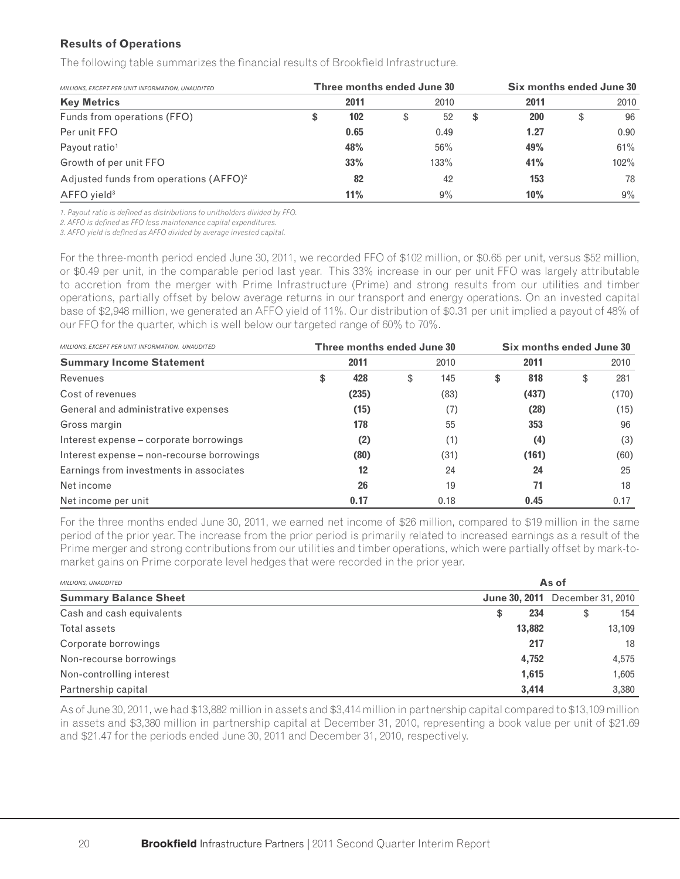## Results of Operations

The following table summarizes the financial results of Brookfield Infrastructure.

| *MILLIONS, EXCEPT PER UNIT INFORMATION, UNAUDITED* | Three months ended June 30 | | Six months ended June 30 | |
|---|---|---|---|---|
| **Key Metrics** | **2011** | 2010 | **2011** | 2010 |
| Funds from operations (FFO) | **$ 102** | $ 52 | **$ 200** | $ 96 |
| Per unit FFO | **0.65** | 0.49 | **1.27** | 0.90 |
| Payout ratio[1] | **48%** | 56% | **49%** | 61% |
| Growth of per unit FFO | **33%** | 133% | **41%** | 102% |
| Adjusted funds from operations (AFFO)[2] | **82** | 42 | **153** | 78 |
| AFFO yield[3] | **11%** | 9% | **10%** | 9% |

*1. Payout ratio is defined as distributions to unitholders divided by FFO.*
*2. AFFO is defined as FFO less maintenance capital expenditures.*
*3. AFFO yield is defined as AFFO divided by average invested capital.*

For the three-month period ended June 30, 2011, we recorded FFO of $102 million, or $0.65 per unit, versus $52 million, or $0.49 per unit, in the comparable period last year. This 33% increase in our per unit FFO was largely attributable to accretion from the merger with Prime Infrastructure (Prime) and strong results from our utilities and timber operations, partially offset by below average returns in our transport and energy operations. On an invested capital base of $2,948 million, we generated an AFFO yield of 11%. Our distribution of $0.31 per unit implied a payout of 48% of our FFO for the quarter, which is well below our targeted range of 60% to 70%.

| *MILLIONS, EXCEPT PER UNIT INFORMATION, UNAUDITED* | Three months ended June 30 | | Six months ended June 30 | |
|---|---|---|---|---|
| **Summary Income Statement** | **2011** | 2010 | **2011** | 2010 |
| Revenues | **$ 428** | $ 145 | **$ 818** | $ 281 |
| Cost of revenues | **(235)** | (83) | **(437)** | (170) |
| General and administrative expenses | **(15)** | (7) | **(28)** | (15) |
| Gross margin | **178** | 55 | **353** | 96 |
| Interest expense – corporate borrowings | **(2)** | (1) | **(4)** | (3) |
| Interest expense – non-recourse borrowings | **(80)** | (31) | **(161)** | (60) |
| Earnings from investments in associates | **12** | 24 | **24** | 25 |
| Net income | **26** | 19 | **71** | 18 |
| Net income per unit | **0.17** | 0.18 | **0.45** | 0.17 |

For the three months ended June 30, 2011, we earned net income of $26 million, compared to $19 million in the same period of the prior year. The increase from the prior period is primarily related to increased earnings as a result of the Prime merger and strong contributions from our utilities and timber operations, which were partially offset by mark-to-market gains on Prime corporate level hedges that were recorded in the prior year.

| *MILLIONS, UNAUDITED* | As of | |
|---|---|---|
| **Summary Balance Sheet** | **June 30, 2011** | December 31, 2010 |
| Cash and cash equivalents | **$ 234** | $ 154 |
| Total assets | **13,882** | 13,109 |
| Corporate borrowings | **217** | 18 |
| Non-recourse borrowings | **4,752** | 4,575 |
| Non-controlling interest | **1,615** | 1,605 |
| Partnership capital | **3,414** | 3,380 |

As of June 30, 2011, we had $13,882 million in assets and $3,414 million in partnership capital compared to $13,109 million in assets and $3,380 million in partnership capital at December 31, 2010, representing a book value per unit of $21.69 and $21.47 for the periods ended June 30, 2011 and December 31, 2010, respectively.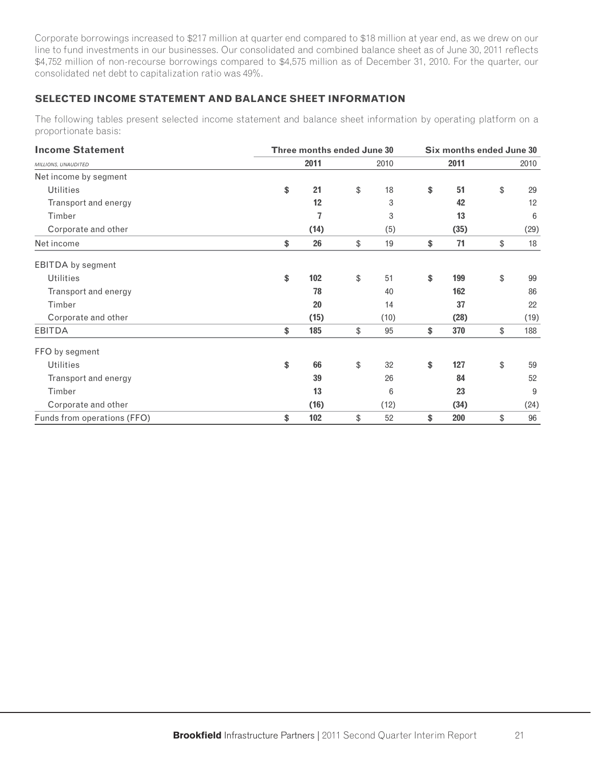Corporate borrowings increased to $217 million at quarter end compared to $18 million at year end, as we drew on our line to fund investments in our businesses. Our consolidated and combined balance sheet as of June 30, 2011 reflects $4,752 million of non-recourse borrowings compared to $4,575 million as of December 31, 2010. For the quarter, our consolidated net debt to capitalization ratio was 49%.

## SELECTED INCOME STATEMENT AND BALANCE SHEET INFORMATION

The following tables present selected income statement and balance sheet information by operating platform on a proportionate basis:

| **Income Statement** | Three months ended June 30 | | Six months ended June 30 | |
|---|---|---|---|---|
| *MILLIONS, UNAUDITED* | **2011** | 2010 | **2011** | 2010 |
| Net income by segment | | | | |
| Utilities | **$ 21** | $ 18 | **$ 51** | $ 29 |
| Transport and energy | **12** | 3 | **42** | 12 |
| Timber | **7** | 3 | **13** | 6 |
| Corporate and other | **(14)** | (5) | **(35)** | (29) |
| Net income | **$ 26** | $ 19 | **$ 71** | $ 18 |
| EBITDA by segment | | | | |
| Utilities | **$ 102** | $ 51 | **$ 199** | $ 99 |
| Transport and energy | **78** | 40 | **162** | 86 |
| Timber | **20** | 14 | **37** | 22 |
| Corporate and other | **(15)** | (10) | **(28)** | (19) |
| EBITDA | **$ 185** | $ 95 | **$ 370** | $ 188 |
| FFO by segment | | | | |
| Utilities | **$ 66** | $ 32 | **$ 127** | $ 59 |
| Transport and energy | **39** | 26 | **84** | 52 |
| Timber | **13** | 6 | **23** | 9 |
| Corporate and other | **(16)** | (12) | **(34)** | (24) |
| Funds from operations (FFO) | **$ 102** | $ 52 | **$ 200** | $ 96 |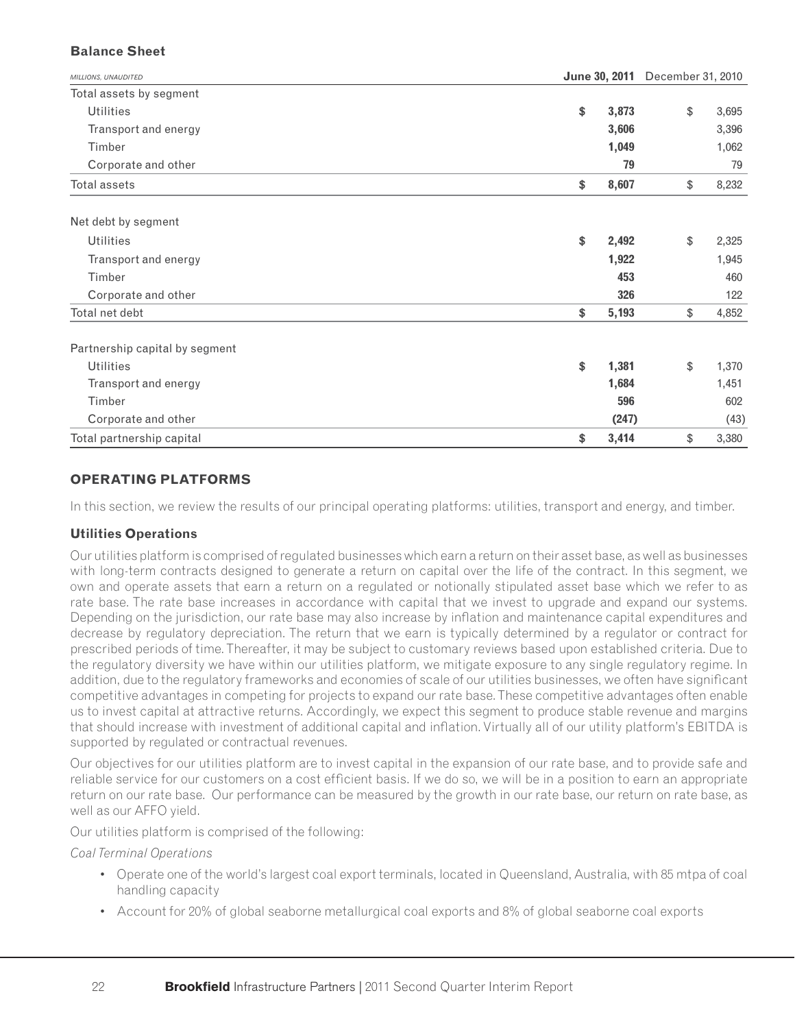### Balance Shee​t

| MILLIONS, UNAUDITED | June 30, 2011 | December 31, 2010 |
|---|---|---|
| Total assets by segment | | |
| Utilities | **$ 3,873** | $ 3,695 |
| Transport and energy | **3,606** | 3,396 |
| Timber | **1,049** | 1,062 |
| Corporate and other | **79** | 79 |
| Total assets | **$ 8,607** | $ 8,232 |
| | | |
| Net debt by segment | | |
| Utilities | **$ 2,492** | $ 2,325 |
| Transport and energy | **1,922** | 1,945 |
| Timber | **453** | 460 |
| Corporate and other | **326** | 122 |
| Total net debt | **$ 5,193** | $ 4,852 |
| | | |
| Partnership capital by segment | | |
| Utilities | **$ 1,381** | $ 1,370 |
| Transport and energy | **1,684** | 1,451 |
| Timber | **596** | 602 |
| Corporate and other | **(247)** | (43) |
| Total partnership capital | **$ 3,414** | $ 3,380 |

## OPERATING PLATFORMS

In this section, we review the results of our principal operating platforms: utilities, transport and energy, and timber.

### Utilities Operations

Our utilities platform is comprised of regulated businesses which earn a return on their asset base, as well as businesses with long-term contracts designed to generate a return on capital over the life of the contract. In this segment, we own and operate assets that earn a return on a regulated or notionally stipulated asset base which we refer to as rate base. The rate base increases in accordance with capital that we invest to upgrade and expand our systems. Depending on the jurisdiction, our rate base may also increase by inflation and maintenance capital expenditures and decrease by regulatory depreciation. The return that we earn is typically determined by a regulator or contract for prescribed periods of time. Thereafter, it may be subject to customary reviews based upon established criteria. Due to the regulatory diversity we have within our utilities platform, we mitigate exposure to any single regulatory regime. In addition, due to the regulatory frameworks and economies of scale of our utilities businesses, we often have significant competitive advantages in competing for projects to expand our rate base. These competitive advantages often enable us to invest capital at attractive returns. Accordingly, we expect this segment to produce stable revenue and margins that should increase with investment of additional capital and inflation. Virtually all of our utility platform's EBITDA is supported by regulated or contractual revenues.

Our objectives for our utilities platform are to invest capital in the expansion of our rate base, and to provide safe and reliable service for our customers on a cost efficient basis. If we do so, we will be in a position to earn an appropriate return on our rate base. Our performance can be measured by the growth in our rate base, our return on rate base, as well as our AFFO yield.

Our utilities platform is comprised of the following:

*Coal Terminal Operations*

- Operate one of the world's largest coal export terminals, located in Queensland, Australia, with 85 mtpa of coal handling capacity
- Account for 20% of global seaborne metallurgical coal exports and 8% of global seaborne coal exports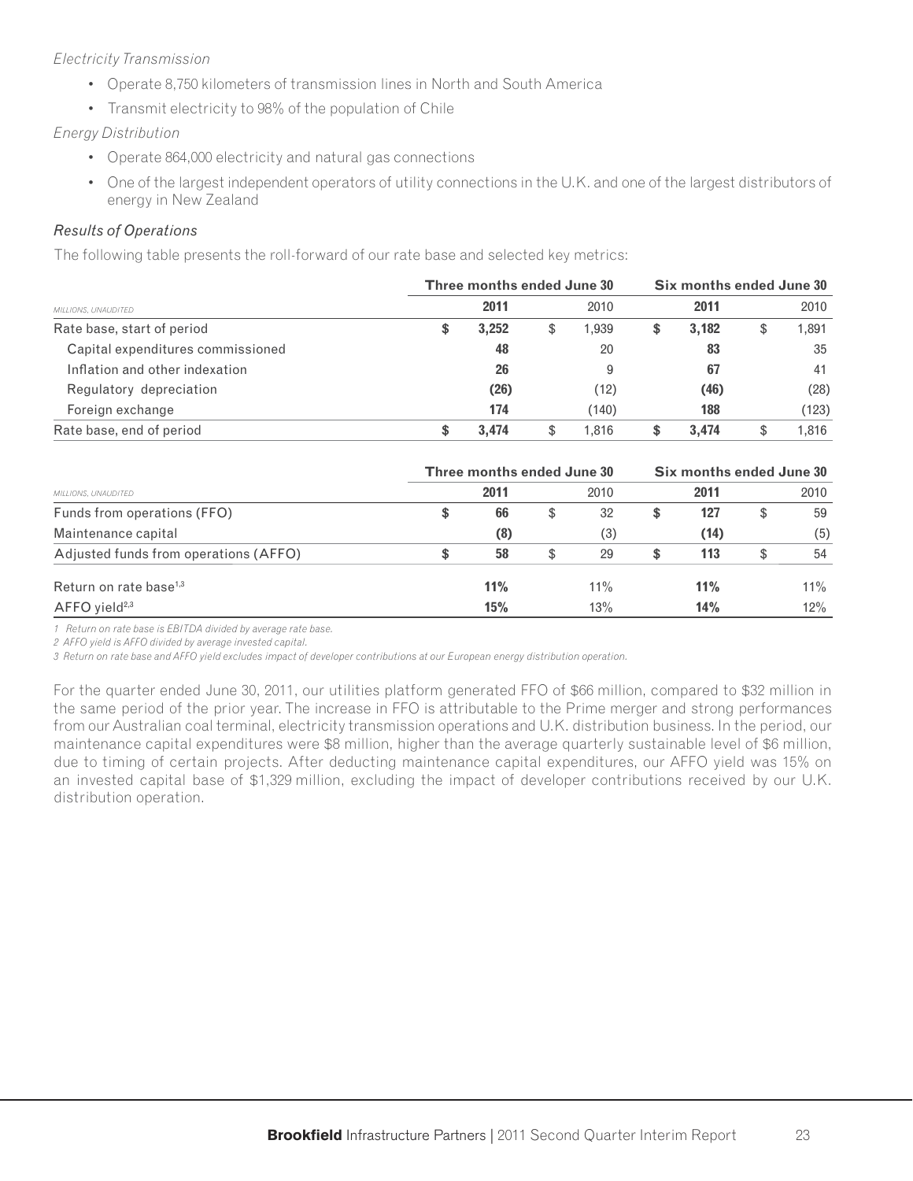*Electricity Transmission*

- Operate 8,750 kilometers of transmission lines in North and South America
- Transmit electricity to 98% of the population of Chile

*Energy Distribution*

- Operate 864,000 electricity and natural gas connections
- One of the largest independent operators of utility connections in the U.K. and one of the largest distributors of energy in New Zealand

### *Results of Operations*

The following table presents the roll-forward of our rate base and selected key metrics:

| MILLIONS, UNAUDITED | Three months ended June 30 | | Six months ended June 30 | |
|---|---|---|---|---|
| | **2011** | 2010 | **2011** | 2010 |
| Rate base, start of period | **$ 3,252** | $ 1,939 | **$ 3,182** | $ 1,891 |
| Capital expenditures commissioned | **48** | 20 | **83** | 35 |
| Inflation and other indexation | **26** | 9 | **67** | 41 |
| Regulatory depreciation | **(26)** | (12) | **(46)** | (28) |
| Foreign exchange | **174** | (140) | **188** | (123) |
| Rate base, end of period | **$ 3,474** | $ 1,816 | **$ 3,474** | $ 1,816 |

| MILLIONS, UNAUDITED | Three months ended June 30 | | Six months ended June 30 | |
|---|---|---|---|---|
| | **2011** | 2010 | **2011** | 2010 |
| Funds from operations (FFO) | **$ 66** | $ 32 | **$ 127** | $ 59 |
| Maintenance capital | **(8)** | (3) | **(14)** | (5) |
| Adjusted funds from operations (AFFO) | **$ 58** | $ 29 | **$ 113** | $ 54 |
| Return on rate base[1,3] | **11%** | 11% | **11%** | 11% |
| AFFO yield[2,3] | **15%** | 13% | **14%** | 12% |

*1 Return on rate base is EBITDA divided by average rate base.*
*2 AFFO yield is AFFO divided by average invested capital.*
*3 Return on rate base and AFFO yield excludes impact of developer contributions at our European energy distribution operation.*

For the quarter ended June 30, 2011, our utilities platform generated FFO of $66 million, compared to $32 million in the same period of the prior year. The increase in FFO is attributable to the Prime merger and strong performances from our Australian coal terminal, electricity transmission operations and U.K. distribution business. In the period, our maintenance capital expenditures were $8 million, higher than the average quarterly sustainable level of $6 million, due to timing of certain projects. After deducting maintenance capital expenditures, our AFFO yield was 15% on an invested capital base of $1,329 million, excluding the impact of developer contributions received by our U.K. distribution operation.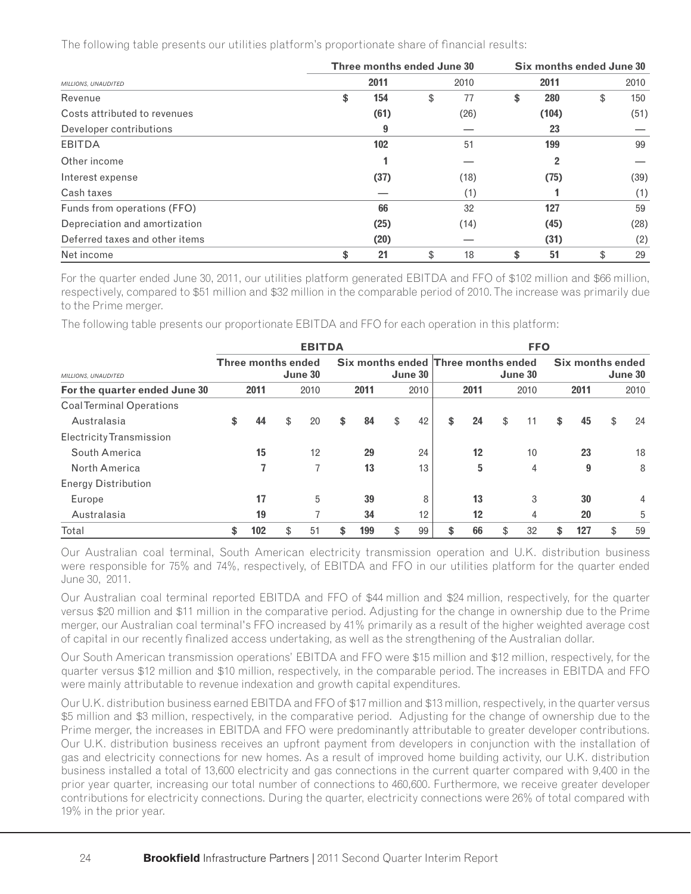The following table presents our utilities platform's proportionate share of financial results:

| *MILLIONS, UNAUDITED* | Three months ended June 30 | | Six months ended June 30 | |
|---|---|---|---|---|
| | **2011** | 2010 | **2011** | 2010 |
| Revenue | **$ 154** | $ 77 | **$ 280** | $ 150 |
| Costs attributed to revenues | **(61)** | (26) | **(104)** | (51) |
| Developer contributions | **9** | — | **23** | — |
| EBITDA | **102** | 51 | **199** | 99 |
| Other income | **1** | — | **2** | — |
| Interest expense | **(37)** | (18) | **(75)** | (39) |
| Cash taxes | **—** | (1) | **1** | (1) |
| Funds from operations (FFO) | **66** | 32 | **127** | 59 |
| Depreciation and amortization | **(25)** | (14) | **(45)** | (28) |
| Deferred taxes and other items | **(20)** | — | **(31)** | (2) |
| Net income | **$ 21** | $ 18 | **$ 51** | $ 29 |

For the quarter ended June 30, 2011, our utilities platform generated EBITDA and FFO of $102 million and $66 million, respectively, compared to $51 million and $32 million in the comparable period of 2010. The increase was primarily due to the Prime merger.

The following table presents our proportionate EBITDA and FFO for each operation in this platform:

| *MILLIONS, UNAUDITED* | EBITDA | | | | FFO | | | |
|---|---|---|---|---|---|---|---|---|
| | Three months ended June 30 | | Six months ended June 30 | | Three months ended June 30 | | Six months ended June 30 | |
| **For the quarter ended June 30** | **2011** | 2010 | **2011** | 2010 | **2011** | 2010 | **2011** | 2010 |
| Coal Terminal Operations | | | | | | | | |
| Australasia | **$ 44** | $ 20 | **$ 84** | $ 42 | **$ 24** | $ 11 | **$ 45** | $ 24 |
| Electricity Transmission | | | | | | | | |
| South America | **15** | 12 | **29** | 24 | **12** | 10 | **23** | 18 |
| North America | **7** | 7 | **13** | 13 | **5** | 4 | **9** | 8 |
| Energy Distribution | | | | | | | | |
| Europe | **17** | 5 | **39** | 8 | **13** | 3 | **30** | 4 |
| Australasia | **19** | 7 | **34** | 12 | **12** | 4 | **20** | 5 |
| Total | **$ 102** | $ 51 | **$ 199** | $ 99 | **$ 66** | $ 32 | **$ 127** | $ 59 |

Our Australian coal terminal, South American electricity transmission operation and U.K. distribution business were responsible for 75% and 74%, respectively, of EBITDA and FFO in our utilities platform for the quarter ended June 30, 2011.

Our Australian coal terminal reported EBITDA and FFO of $44 million and $24 million, respectively, for the quarter versus $20 million and $11 million in the comparative period. Adjusting for the change in ownership due to the Prime merger, our Australian coal terminal's FFO increased by 41% primarily as a result of the higher weighted average cost of capital in our recently finalized access undertaking, as well as the strengthening of the Australian dollar.

Our South American transmission operations' EBITDA and FFO were $15 million and $12 million, respectively, for the quarter versus $12 million and $10 million, respectively, in the comparable period. The increases in EBITDA and FFO were mainly attributable to revenue indexation and growth capital expenditures.

Our U.K. distribution business earned EBITDA and FFO of $17 million and $13 million, respectively, in the quarter versus $5 million and $3 million, respectively, in the comparative period. Adjusting for the change of ownership due to the Prime merger, the increases in EBITDA and FFO were predominantly attributable to greater developer contributions. Our U.K. distribution business receives an upfront payment from developers in conjunction with the installation of gas and electricity connections for new homes. As a result of improved home building activity, our U.K. distribution business installed a total of 13,600 electricity and gas connections in the current quarter compared with 9,400 in the prior year quarter, increasing our total number of connections to 460,600. Furthermore, we receive greater developer contributions for electricity connections. During the quarter, electricity connections were 26% of total compared with 19% in the prior year.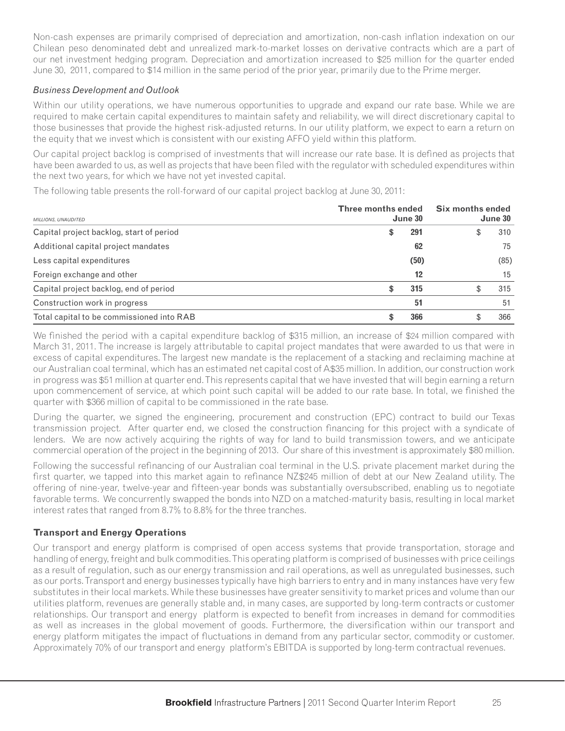Non-cash expenses are primarily comprised of depreciation and amortization, non-cash inflation indexation on our Chilean peso denominated debt and unrealized mark-to-market losses on derivative contracts which are a part of our net investment hedging program. Depreciation and amortization increased to $25 million for the quarter ended June 30, 2011, compared to $14 million in the same period of the prior year, primarily due to the Prime merger.

*Business Development and Outlook*

Within our utility operations, we have numerous opportunities to upgrade and expand our rate base. While we are required to make certain capital expenditures to maintain safety and reliability, we will direct discretionary capital to those businesses that provide the highest risk-adjusted returns. In our utility platform, we expect to earn a return on the equity that we invest which is consistent with our existing AFFO yield within this platform.

Our capital project backlog is comprised of investments that will increase our rate base. It is defined as projects that have been awarded to us, as well as projects that have been filed with the regulator with scheduled expenditures within the next two years, for which we have not yet invested capital.

The following table presents the roll-forward of our capital project backlog at June 30, 2011:

| *MILLIONS, UNAUDITED* | **Three months ended June 30** | Six months ended June 30 |
|---|---|---|
| Capital project backlog, start of period | **$ 291** | $ 310 |
| Additional capital project mandates | **62** | 75 |
| Less capital expenditures | **(50)** | (85) |
| Foreign exchange and other | **12** | 15 |
| Capital project backlog, end of period | **$ 315** | $ 315 |
| Construction work in progress | **51** | 51 |
| Total capital to be commissioned into RAB | **$ 366** | $ 366 |

We finished the period with a capital expenditure backlog of $315 million, an increase of $24 million compared with March 31, 2011. The increase is largely attributable to capital project mandates that were awarded to us that were in excess of capital expenditures. The largest new mandate is the replacement of a stacking and reclaiming machine at our Australian coal terminal, which has an estimated net capital cost of A$35 million. In addition, our construction work in progress was $51 million at quarter end. This represents capital that we have invested that will begin earning a return upon commencement of service, at which point such capital will be added to our rate base. In total, we finished the quarter with $366 million of capital to be commissioned in the rate base.

During the quarter, we signed the engineering, procurement and construction (EPC) contract to build our Texas transmission project. After quarter end, we closed the construction financing for this project with a syndicate of lenders. We are now actively acquiring the rights of way for land to build transmission towers, and we anticipate commercial operation of the project in the beginning of 2013. Our share of this investment is approximately $80 million.

Following the successful refinancing of our Australian coal terminal in the U.S. private placement market during the first quarter, we tapped into this market again to refinance NZ$245 million of debt at our New Zealand utility. The offering of nine-year, twelve-year and fifteen-year bonds was substantially oversubscribed, enabling us to negotiate favorable terms. We concurrently swapped the bonds into NZD on a matched-maturity basis, resulting in local market interest rates that ranged from 8.7% to 8.8% for the three tranches.

## Transport and Energy Operations

Our transport and energy platform is comprised of open access systems that provide transportation, storage and handling of energy, freight and bulk commodities. This operating platform is comprised of businesses with price ceilings as a result of regulation, such as our energy transmission and rail operations, as well as unregulated businesses, such as our ports. Transport and energy businesses typically have high barriers to entry and in many instances have very few substitutes in their local markets. While these businesses have greater sensitivity to market prices and volume than our utilities platform, revenues are generally stable and, in many cases, are supported by long-term contracts or customer relationships. Our transport and energy platform is expected to benefit from increases in demand for commodities as well as increases in the global movement of goods. Furthermore, the diversification within our transport and energy platform mitigates the impact of fluctuations in demand from any particular sector, commodity or customer. Approximately 70% of our transport and energy platform's EBITDA is supported by long-term contractual revenues.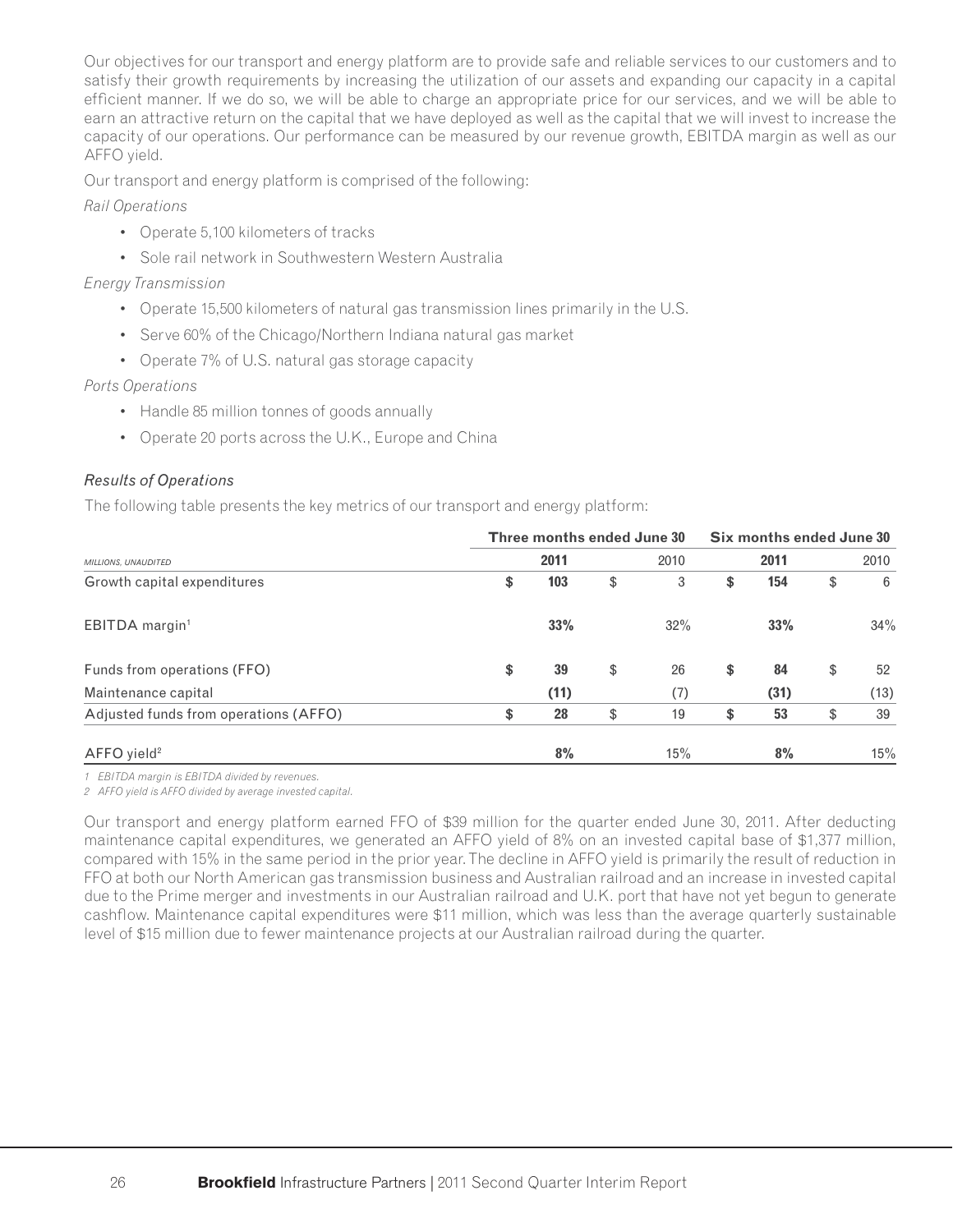Our objectives for our transport and energy platform are to provide safe and reliable services to our customers and to satisfy their growth requirements by increasing the utilization of our assets and expanding our capacity in a capital efficient manner. If we do so, we will be able to charge an appropriate price for our services, and we will be able to earn an attractive return on the capital that we have deployed as well as the capital that we will invest to increase the capacity of our operations. Our performance can be measured by our revenue growth, EBITDA margin as well as our AFFO yield.

Our transport and energy platform is comprised of the following:

*Rail Operations*

- Operate 5,100 kilometers of tracks
- Sole rail network in Southwestern Western Australia

*Energy Transmission*

- Operate 15,500 kilometers of natural gas transmission lines primarily in the U.S.
- Serve 60% of the Chicago/Northern Indiana natural gas market
- Operate 7% of U.S. natural gas storage capacity

*Ports Operations*

- Handle 85 million tonnes of goods annually
- Operate 20 ports across the U.K., Europe and China

### *Results of Operations*

The following table presents the key metrics of our transport and energy platform:

| | Three months ended June 30 | | Six months ended June 30 | |
|---|---|---|---|---|
| *MILLIONS, UNAUDITED* | **2011** | 2010 | **2011** | 2010 |
| Growth capital expenditures | **$ 103** | $ 3 | **$ 154** | $ 6 |
| EBITDA margin[1] | **33%** | 32% | **33%** | 34% |
| Funds from operations (FFO) | **$ 39** | $ 26 | **$ 84** | $ 52 |
| Maintenance capital | **(11)** | (7) | **(31)** | (13) |
| Adjusted funds from operations (AFFO) | **$ 28** | $ 19 | **$ 53** | $ 39 |
| AFFO yield[2] | **8%** | 15% | **8%** | 15% |

*1 EBITDA margin is EBITDA divided by revenues.*

*2 AFFO yield is AFFO divided by average invested capital.*

Our transport and energy platform earned FFO of $39 million for the quarter ended June 30, 2011. After deducting maintenance capital expenditures, we generated an AFFO yield of 8% on an invested capital base of $1,377 million, compared with 15% in the same period in the prior year. The decline in AFFO yield is primarily the result of reduction in FFO at both our North American gas transmission business and Australian railroad and an increase in invested capital due to the Prime merger and investments in our Australian railroad and U.K. port that have not yet begun to generate cashflow. Maintenance capital expenditures were $11 million, which was less than the average quarterly sustainable level of $15 million due to fewer maintenance projects at our Australian railroad during the quarter.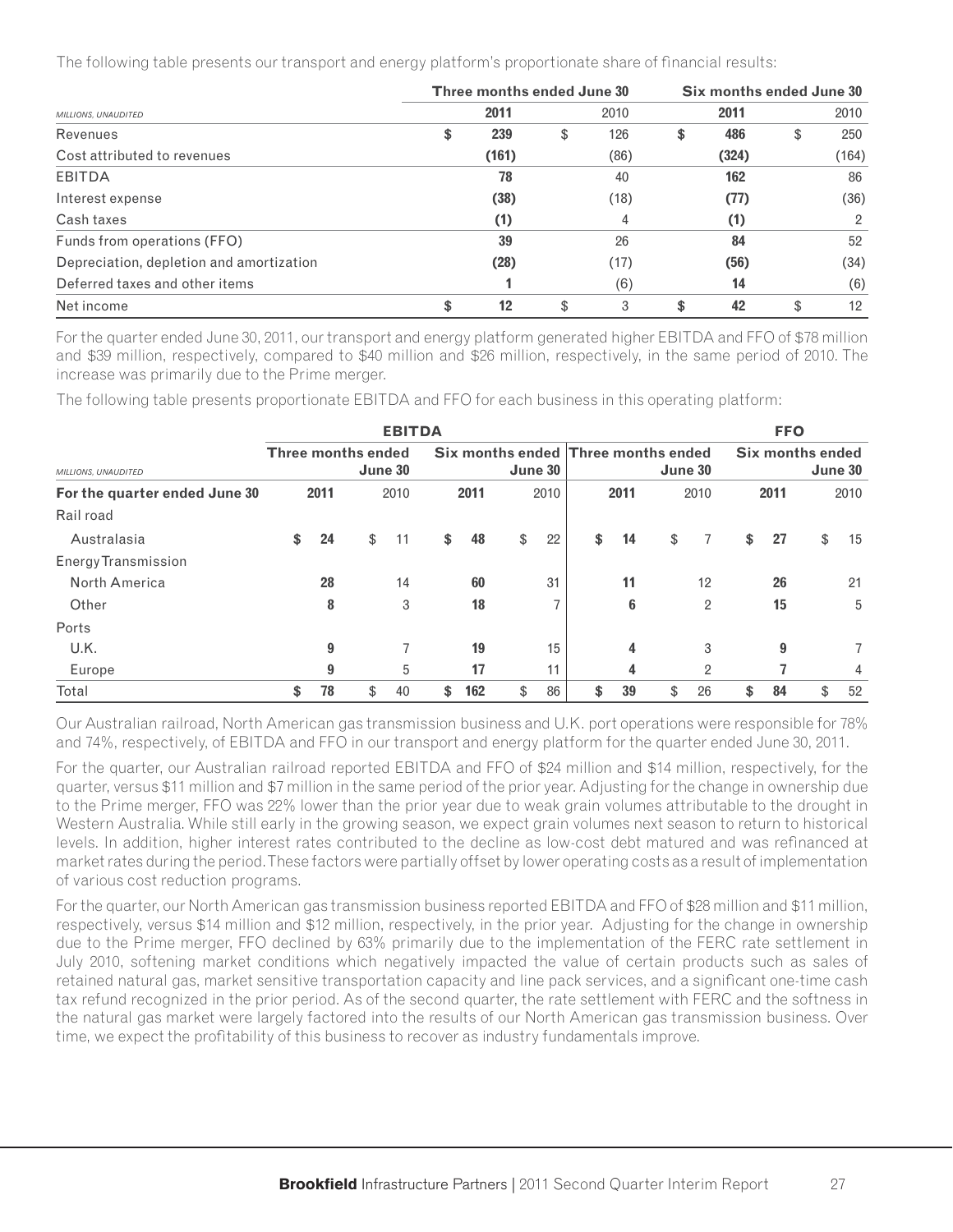The following table presents our transport and energy platform's proportionate share of financial results:

| MILLIONS, UNAUDITED | Three months ended June 30 2011 | Three months ended June 30 2010 | Six months ended June 30 2011 | Six months ended June 30 2010 |
|---|---|---|---|---|
| Revenues | $ 239 | $ 126 | $ 486 | $ 250 |
| Cost attributed to revenues | (161) | (86) | (324) | (164) |
| EBITDA | 78 | 40 | 162 | 86 |
| Interest expense | (38) | (18) | (77) | (36) |
| Cash taxes | (1) | 4 | (1) | 2 |
| Funds from operations (FFO) | 39 | 26 | 84 | 52 |
| Depreciation, depletion and amortization | (28) | (17) | (56) | (34) |
| Deferred taxes and other items | 1 | (6) | 14 | (6) |
| Net income | $ 12 | $ 3 | $ 42 | $ 12 |

For the quarter ended June 30, 2011, our transport and energy platform generated higher EBITDA and FFO of $78 million and $39 million, respectively, compared to $40 million and $26 million, respectively, in the same period of 2010. The increase was primarily due to the Prime merger.

The following table presents proportionate EBITDA and FFO for each business in this operating platform:

| MILLIONS, UNAUDITED | EBITDA | | | | FFO | | | |
|---|---|---|---|---|---|---|---|---|
| | Three months ended June 30 | | Six months ended June 30 | | Three months ended June 30 | | Six months ended June 30 | |
| For the quarter ended June 30 | 2011 | 2010 | 2011 | 2010 | 2011 | 2010 | 2011 | 2010 |
| Rail road | | | | | | | | |
| Australasia | $ 24 | $ 11 | $ 48 | $ 22 | $ 14 | $ 7 | $ 27 | $ 15 |
| Energy Transmission | | | | | | | | |
| North America | 28 | 14 | 60 | 31 | 11 | 12 | 26 | 21 |
| Other | 8 | 3 | 18 | 7 | 6 | 2 | 15 | 5 |
| Ports | | | | | | | | |
| U.K. | 9 | 7 | 19 | 15 | 4 | 3 | 9 | 7 |
| Europe | 9 | 5 | 17 | 11 | 4 | 2 | 7 | 4 |
| Total | $ 78 | $ 40 | $ 162 | $ 86 | $ 39 | $ 26 | $ 84 | $ 52 |

Our Australian railroad, North American gas transmission business and U.K. port operations were responsible for 78% and 74%, respectively, of EBITDA and FFO in our transport and energy platform for the quarter ended June 30, 2011.

For the quarter, our Australian railroad reported EBITDA and FFO of $24 million and $14 million, respectively, for the quarter, versus $11 million and $7 million in the same period of the prior year. Adjusting for the change in ownership due to the Prime merger, FFO was 22% lower than the prior year due to weak grain volumes attributable to the drought in Western Australia. While still early in the growing season, we expect grain volumes next season to return to historical levels. In addition, higher interest rates contributed to the decline as low-cost debt matured and was refinanced at market rates during the period. These factors were partially offset by lower operating costs as a result of implementation of various cost reduction programs.

For the quarter, our North American gas transmission business reported EBITDA and FFO of $28 million and $11 million, respectively, versus $14 million and $12 million, respectively, in the prior year. Adjusting for the change in ownership due to the Prime merger, FFO declined by 63% primarily due to the implementation of the FERC rate settlement in July 2010, softening market conditions which negatively impacted the value of certain products such as sales of retained natural gas, market sensitive transportation capacity and line pack services, and a significant one-time cash tax refund recognized in the prior period. As of the second quarter, the rate settlement with FERC and the softness in the natural gas market were largely factored into the results of our North American gas transmission business. Over time, we expect the profitability of this business to recover as industry fundamentals improve.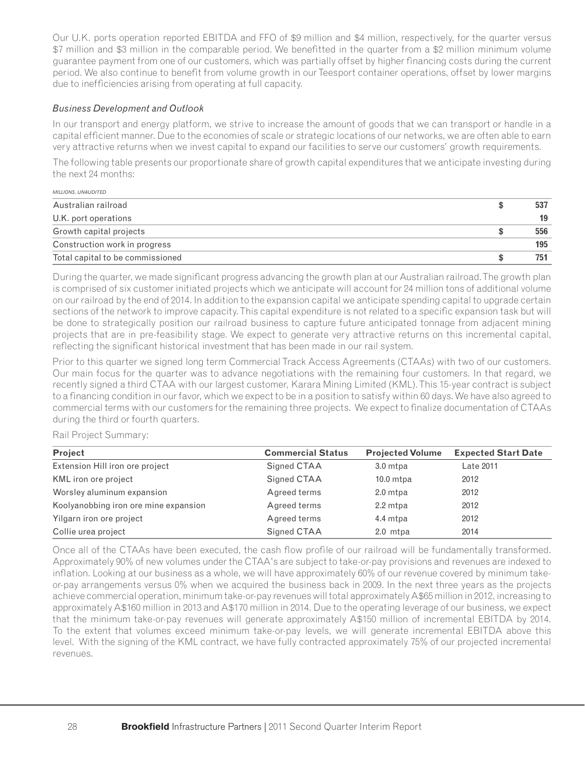Our U.K. ports operation reported EBITDA and FFO of $9 million and $4 million, respectively, for the quarter versus $7 million and $3 million in the comparable period. We benefitted in the quarter from a $2 million minimum volume guarantee payment from one of our customers, which was partially offset by higher financing costs during the current period. We also continue to benefit from volume growth in our Teesport container operations, offset by lower margins due to inefficiencies arising from operating at full capacity.

### *Business Development and Outlook*

In our transport and energy platform, we strive to increase the amount of goods that we can transport or handle in a capital efficient manner. Due to the economies of scale or strategic locations of our networks, we are often able to earn very attractive returns when we invest capital to expand our facilities to serve our customers' growth requirements.

The following table presents our proportionate share of growth capital expenditures that we anticipate investing during the next 24 months:

| *MILLIONS, UNAUDITED* | | |
|---|---|---|
| Australian railroad | $ | **537** |
| U.K. port operations | | **19** |
| Growth capital projects | $ | **556** |
| Construction work in progress | | **195** |
| Total capital to be commissioned | $ | **751** |

During the quarter, we made significant progress advancing the growth plan at our Australian railroad. The growth plan is comprised of six customer initiated projects which we anticipate will account for 24 million tons of additional volume on our railroad by the end of 2014. In addition to the expansion capital we anticipate spending capital to upgrade certain sections of the network to improve capacity. This capital expenditure is not related to a specific expansion task but will be done to strategically position our railroad business to capture future anticipated tonnage from adjacent mining projects that are in pre-feasibility stage. We expect to generate very attractive returns on this incremental capital, reflecting the significant historical investment that has been made in our rail system.

Prior to this quarter we signed long term Commercial Track Access Agreements (CTAAs) with two of our customers. Our main focus for the quarter was to advance negotiations with the remaining four customers. In that regard, we recently signed a third CTAA with our largest customer, Karara Mining Limited (KML). This 15-year contract is subject to a financing condition in our favor, which we expect to be in a position to satisfy within 60 days. We have also agreed to commercial terms with our customers for the remaining three projects. We expect to finalize documentation of CTAAs during the third or fourth quarters.

Rail Project Summary:

| Project | Commercial Status | Projected Volume | Expected Start Date |
|---|---|---|---|
| Extension Hill iron ore project | Signed CTAA | 3.0 mtpa | Late 2011 |
| KML iron ore project | Signed CTAA | 10.0 mtpa | 2012 |
| Worsley aluminum expansion | Agreed terms | 2.0 mtpa | 2012 |
| Koolyanobbing iron ore mine expansion | Agreed terms | 2.2 mtpa | 2012 |
| Yilgarn iron ore project | Agreed terms | 4.4 mtpa | 2012 |
| Collie urea project | Signed CTAA | 2.0 mtpa | 2014 |

Once all of the CTAAs have been executed, the cash flow profile of our railroad will be fundamentally transformed. Approximately 90% of new volumes under the CTAA's are subject to take-or-pay provisions and revenues are indexed to inflation. Looking at our business as a whole, we will have approximately 60% of our revenue covered by minimum take-or-pay arrangements versus 0% when we acquired the business back in 2009. In the next three years as the projects achieve commercial operation, minimum take-or-pay revenues will total approximately A$65 million in 2012, increasing to approximately A$160 million in 2013 and A$170 million in 2014. Due to the operating leverage of our business, we expect that the minimum take-or-pay revenues will generate approximately A$150 million of incremental EBITDA by 2014. To the extent that volumes exceed minimum take-or-pay levels, we will generate incremental EBITDA above this level. With the signing of the KML contract, we have fully contracted approximately 75% of our projected incremental revenues.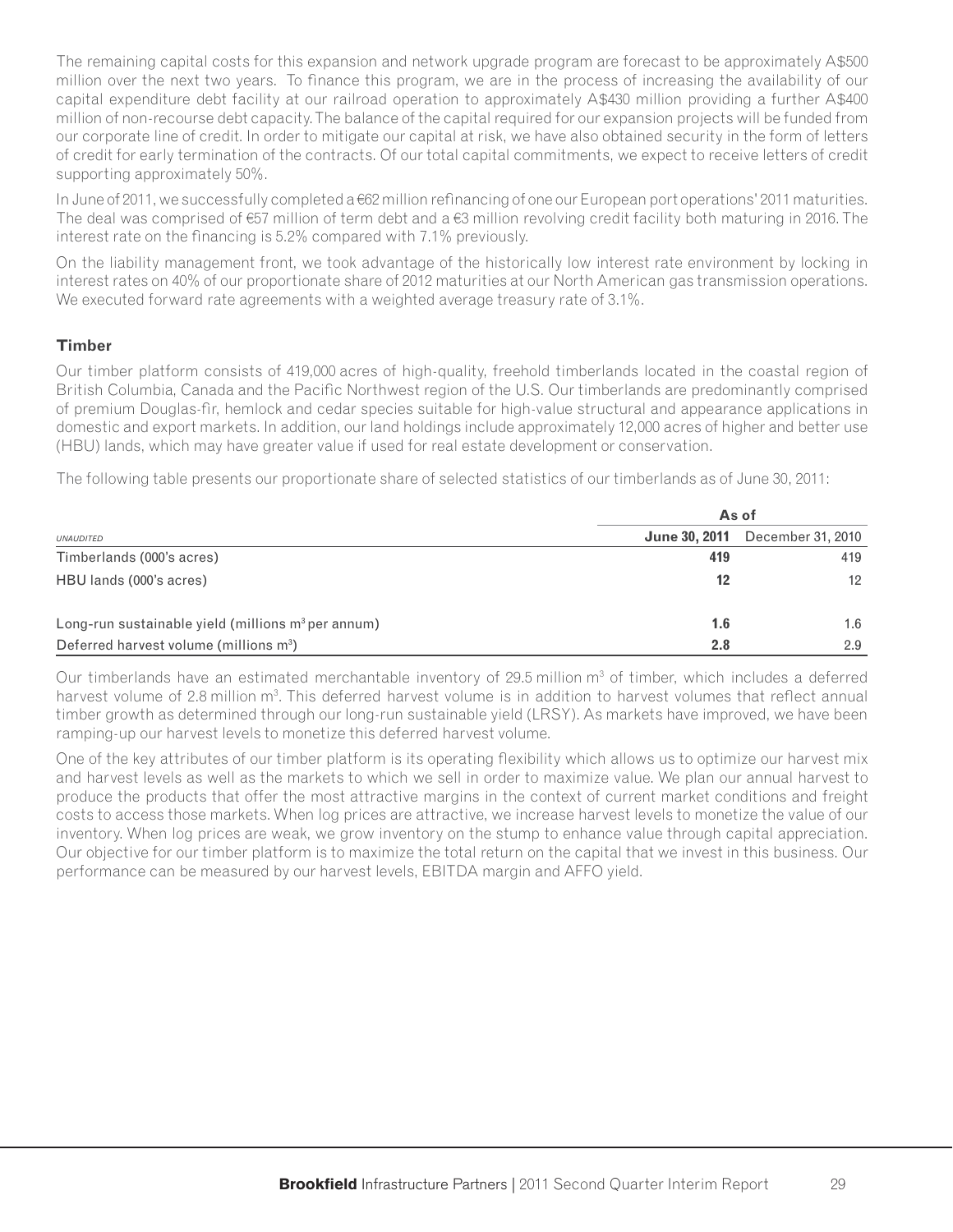The remaining capital costs for this expansion and network upgrade program are forecast to be approximately A$500 million over the next two years. To finance this program, we are in the process of increasing the availability of our capital expenditure debt facility at our railroad operation to approximately A$430 million providing a further A$400 million of non-recourse debt capacity. The balance of the capital required for our expansion projects will be funded from our corporate line of credit. In order to mitigate our capital at risk, we have also obtained security in the form of letters of credit for early termination of the contracts. Of our total capital commitments, we expect to receive letters of credit supporting approximately 50%.

In June of 2011, we successfully completed a €62 million refinancing of one our European port operations' 2011 maturities. The deal was comprised of €57 million of term debt and a €3 million revolving credit facility both maturing in 2016. The interest rate on the financing is 5.2% compared with 7.1% previously.

On the liability management front, we took advantage of the historically low interest rate environment by locking in interest rates on 40% of our proportionate share of 2012 maturities at our North American gas transmission operations. We executed forward rate agreements with a weighted average treasury rate of 3.1%.

### Timber

Our timber platform consists of 419,000 acres of high-quality, freehold timberlands located in the coastal region of British Columbia, Canada and the Pacific Northwest region of the U.S. Our timberlands are predominantly comprised of premium Douglas-fir, hemlock and cedar species suitable for high-value structural and appearance applications in domestic and export markets. In addition, our land holdings include approximately 12,000 acres of higher and better use (HBU) lands, which may have greater value if used for real estate development or conservation.

The following table presents our proportionate share of selected statistics of our timberlands as of June 30, 2011:

| *UNAUDITED* | As of | |
|---|---|---|
| | **June 30, 2011** | December 31, 2010 |
| Timberlands (000's acres) | **419** | 419 |
| HBU lands (000's acres) | **12** | 12 |
| Long-run sustainable yield (millions $m^3$ per annum) | **1.6** | 1.6 |
| Deferred harvest volume (millions $m^3$) | **2.8** | 2.9 |

Our timberlands have an estimated merchantable inventory of 29.5 million $m^3$ of timber, which includes a deferred harvest volume of 2.8 million $m^3$. This deferred harvest volume is in addition to harvest volumes that reflect annual timber growth as determined through our long-run sustainable yield (LRSY). As markets have improved, we have been ramping-up our harvest levels to monetize this deferred harvest volume.

One of the key attributes of our timber platform is its operating flexibility which allows us to optimize our harvest mix and harvest levels as well as the markets to which we sell in order to maximize value. We plan our annual harvest to produce the products that offer the most attractive margins in the context of current market conditions and freight costs to access those markets. When log prices are attractive, we increase harvest levels to monetize the value of our inventory. When log prices are weak, we grow inventory on the stump to enhance value through capital appreciation. Our objective for our timber platform is to maximize the total return on the capital that we invest in this business. Our performance can be measured by our harvest levels, EBITDA margin and AFFO yield.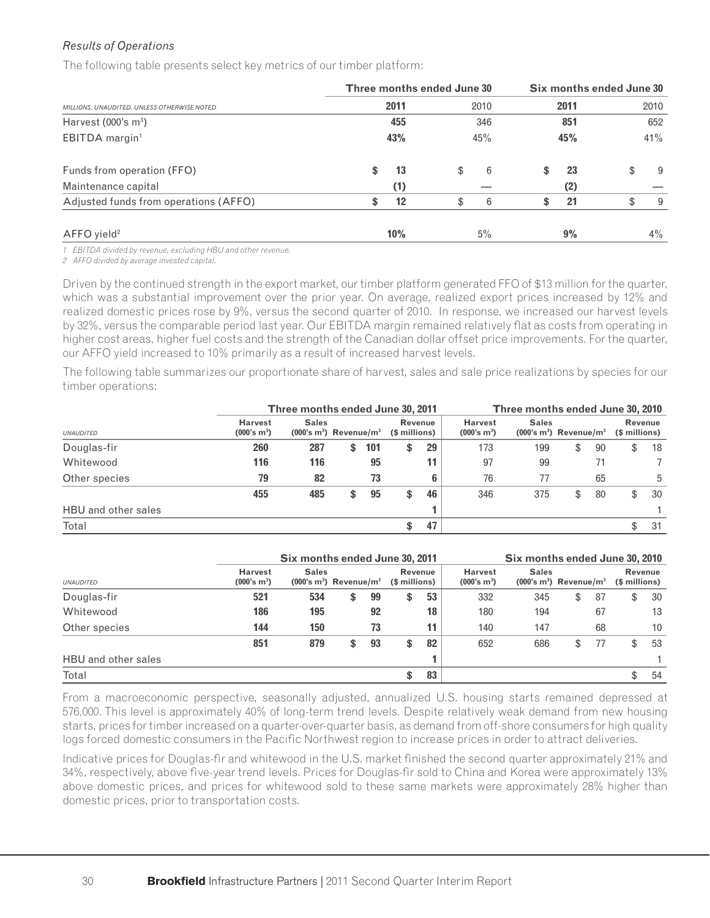*Results of Operations*

The following table presents select key metrics of our timber platform:

| MILLIONS, UNAUDITED, UNLESS OTHERWISE NOTED | Three months ended June 30 | | Six months ended June 30 | |
|---|---|---|---|---|
| | **2011** | 2010 | **2011** | 2010 |
| Harvest (000's m³) | **455** | 346 | **851** | 652 |
| EBITDA margin[1] | **43%** | 45% | **45%** | 41% |
| Funds from operation (FFO) | **$ 13** | $ 6 | **$ 23** | $ 9 |
| Maintenance capital | **(1)** | — | **(2)** | — |
| Adjusted funds from operations (AFFO) | **$ 12** | $ 6 | **$ 21** | $ 9 |
| AFFO yield[2] | **10%** | 5% | **9%** | 4% |

*1 EBITDA divided by revenue, excluding HBU and other revenue.*
*2 AFFO divided by average invested capital.*

Driven by the continued strength in the export market, our timber platform generated FFO of $13 million for the quarter, which was a substantial improvement over the prior year. On average, realized export prices increased by 12% and realized domestic prices rose by 9%, versus the second quarter of 2010. In response, we increased our harvest levels by 32%, versus the comparable period last year. Our EBITDA margin remained relatively flat as costs from operating in higher cost areas, higher fuel costs and the strength of the Canadian dollar offset price improvements. For the quarter, our AFFO yield increased to 10% primarily as a result of increased harvest levels.

The following table summarizes our proportionate share of harvest, sales and sale price realizations by species for our timber operations:

| UNAUDITED | Three months ended June 30, 2011 | | | | Three months ended June 30, 2010 | | | |
|---|---|---|---|---|---|---|---|---|
| | **Harvest (000's m³)** | **Sales (000's m³)** | **Revenue/m³** | **Revenue ($ millions)** | **Harvest (000's m³)** | **Sales (000's m³)** | **Revenue/m³** | **Revenue ($ millions)** |
| Douglas-fir | **260** | **287** | **$ 101** | **$ 29** | 173 | 199 | $ 90 | $ 18 |
| Whitewood | **116** | **116** | **95** | **11** | 97 | 99 | 71 | 7 |
| Other species | **79** | **82** | **73** | **6** | 76 | 77 | 65 | 5 |
| | **455** | **485** | **$ 95** | **$ 46** | 346 | 375 | $ 80 | $ 30 |
| HBU and other sales | | | | **1** | | | | 1 |
| Total | | | | **$ 47** | | | | $ 31 |

| UNAUDITED | Six months ended June 30, 2011 | | | | Six months ended June 30, 2010 | | | |
|---|---|---|---|---|---|---|---|---|
| | **Harvest (000's m³)** | **Sales (000's m³)** | **Revenue/m³** | **Revenue ($ millions)** | **Harvest (000's m³)** | **Sales (000's m³)** | **Revenue/m³** | **Revenue ($ millions)** |
| Douglas-fir | **521** | **534** | **$ 99** | **$ 53** | 332 | 345 | $ 87 | $ 30 |
| Whitewood | **186** | **195** | **92** | **18** | 180 | 194 | 67 | 13 |
| Other species | **144** | **150** | **73** | **11** | 140 | 147 | 68 | 10 |
| | **851** | **879** | **$ 93** | **$ 82** | 652 | 686 | $ 77 | $ 53 |
| HBU and other sales | | | | **1** | | | | 1 |
| Total | | | | **$ 83** | | | | $ 54 |

From a macroeconomic perspective, seasonally adjusted, annualized U.S. housing starts remained depressed at 576,000. This level is approximately 40% of long-term trend levels. Despite relatively weak demand from new housing starts, prices for timber increased on a quarter-over-quarter basis, as demand from off-shore consumers for high quality logs forced domestic consumers in the Pacific Northwest region to increase prices in order to attract deliveries.

Indicative prices for Douglas-fir and whitewood in the U.S. market finished the second quarter approximately 21% and 34%, respectively, above five-year trend levels. Prices for Douglas-fir sold to China and Korea were approximately 13% above domestic prices, and prices for whitewood sold to these same markets were approximately 28% higher than domestic prices, prior to transportation costs.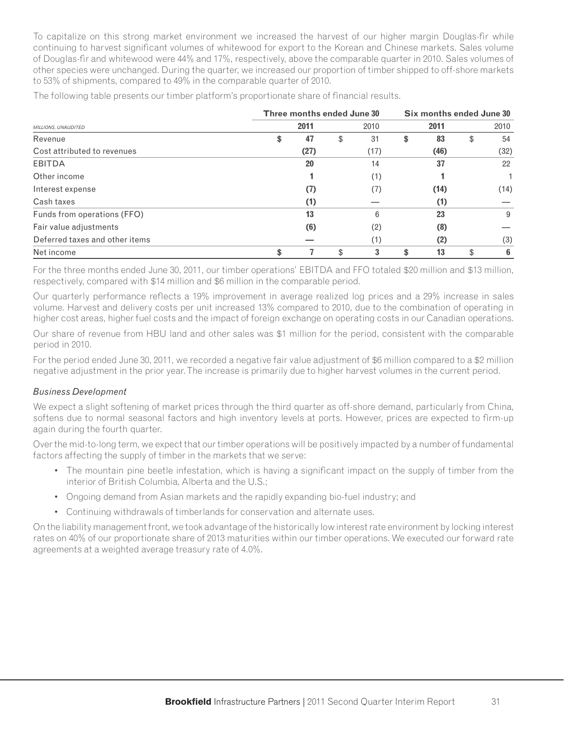To capitalize on this strong market environment we increased the harvest of our higher margin Douglas-fir while continuing to harvest significant volumes of whitewood for export to the Korean and Chinese markets. Sales volume of Douglas-fir and whitewood were 44% and 17%, respectively, above the comparable quarter in 2010. Sales volumes of other species were unchanged. During the quarter, we increased our proportion of timber shipped to off-shore markets to 53% of shipments, compared to 49% in the comparable quarter of 2010.

The following table presents our timber platform's proportionate share of financial results.

| MILLIONS, UNAUDITED | Three months ended June 30 | | Six months ended June 30 | |
|---|---|---|---|---|
| | **2011** | 2010 | **2011** | 2010 |
| Revenue | **$ 47** | $ 31 | **$ 83** | $ 54 |
| Cost attributed to revenues | **(27)** | (17) | **(46)** | (32) |
| EBITDA | **20** | 14 | **37** | 22 |
| Other income | **1** | (1) | **1** | 1 |
| Interest expense | **(7)** | (7) | **(14)** | (14) |
| Cash taxes | **(1)** | — | **(1)** | — |
| Funds from operations (FFO) | **13** | 6 | **23** | 9 |
| Fair value adjustments | **(6)** | (2) | **(8)** | — |
| Deferred taxes and other items | **—** | (1) | **(2)** | (3) |
| Net income | **$ 7** | $ 3 | **$ 13** | $ 6 |

For the three months ended June 30, 2011, our timber operations' EBITDA and FFO totaled $20 million and $13 million, respectively, compared with $14 million and $6 million in the comparable period.

Our quarterly performance reflects a 19% improvement in average realized log prices and a 29% increase in sales volume. Harvest and delivery costs per unit increased 13% compared to 2010, due to the combination of operating in higher cost areas, higher fuel costs and the impact of foreign exchange on operating costs in our Canadian operations.

Our share of revenue from HBU land and other sales was $1 million for the period, consistent with the comparable period in 2010.

For the period ended June 30, 2011, we recorded a negative fair value adjustment of $6 million compared to a $2 million negative adjustment in the prior year. The increase is primarily due to higher harvest volumes in the current period.

*Business Development*

We expect a slight softening of market prices through the third quarter as off-shore demand, particularly from China, softens due to normal seasonal factors and high inventory levels at ports. However, prices are expected to firm-up again during the fourth quarter.

Over the mid-to-long term, we expect that our timber operations will be positively impacted by a number of fundamental factors affecting the supply of timber in the markets that we serve:

- The mountain pine beetle infestation, which is having a significant impact on the supply of timber from the interior of British Columbia, Alberta and the U.S.;
- Ongoing demand from Asian markets and the rapidly expanding bio-fuel industry; and
- Continuing withdrawals of timberlands for conservation and alternate uses.

On the liability management front, we took advantage of the historically low interest rate environment by locking interest rates on 40% of our proportionate share of 2013 maturities within our timber operations. We executed our forward rate agreements at a weighted average treasury rate of 4.0%.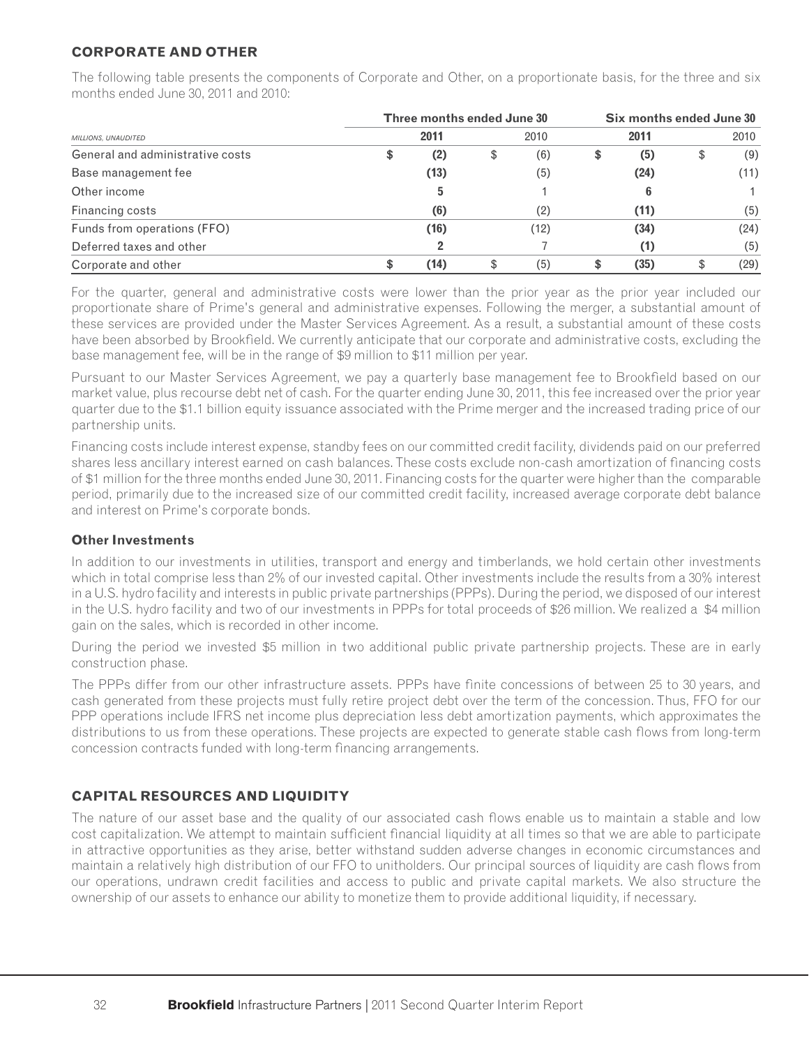## CORPORATE AND OTHER

The following table presents the components of Corporate and Other, on a proportionate basis, for the three and six months ended June 30, 2011 and 2010:

| *MILLIONS, UNAUDITED* | Three months ended June 30 | | Six months ended June 30 | |
|---|---|---|---|---|
| | **2011** | 2010 | **2011** | 2010 |
| General and administrative costs | **$ (2)** | $ (6) | **$ (5)** | $ (9) |
| Base management fee | **(13)** | (5) | **(24)** | (11) |
| Other income | **5** | 1 | **6** | 1 |
| Financing costs | **(6)** | (2) | **(11)** | (5) |
| Funds from operations (FFO) | **(16)** | (12) | **(34)** | (24) |
| Deferred taxes and other | **2** | 7 | **(1)** | (5) |
| Corporate and other | **$ (14)** | $ (5) | **$ (35)** | $ (29) |

For the quarter, general and administrative costs were lower than the prior year as the prior year included our proportionate share of Prime's general and administrative expenses. Following the merger, a substantial amount of these services are provided under the Master Services Agreement. As a result, a substantial amount of these costs have been absorbed by Brookfield. We currently anticipate that our corporate and administrative costs, excluding the base management fee, will be in the range of $9 million to $11 million per year.

Pursuant to our Master Services Agreement, we pay a quarterly base management fee to Brookfield based on our market value, plus recourse debt net of cash. For the quarter ending June 30, 2011, this fee increased over the prior year quarter due to the $1.1 billion equity issuance associated with the Prime merger and the increased trading price of our partnership units.

Financing costs include interest expense, standby fees on our committed credit facility, dividends paid on our preferred shares less ancillary interest earned on cash balances. These costs exclude non-cash amortization of financing costs of $1 million for the three months ended June 30, 2011. Financing costs for the quarter were higher than the comparable period, primarily due to the increased size of our committed credit facility, increased average corporate debt balance and interest on Prime's corporate bonds.

### Other Investments

In addition to our investments in utilities, transport and energy and timberlands, we hold certain other investments which in total comprise less than 2% of our invested capital. Other investments include the results from a 30% interest in a U.S. hydro facility and interests in public private partnerships (PPPs). During the period, we disposed of our interest in the U.S. hydro facility and two of our investments in PPPs for total proceeds of $26 million. We realized a $4 million gain on the sales, which is recorded in other income.

During the period we invested $5 million in two additional public private partnership projects. These are in early construction phase.

The PPPs differ from our other infrastructure assets. PPPs have finite concessions of between 25 to 30 years, and cash generated from these projects must fully retire project debt over the term of the concession. Thus, FFO for our PPP operations include IFRS net income plus depreciation less debt amortization payments, which approximates the distributions to us from these operations. These projects are expected to generate stable cash flows from long-term concession contracts funded with long-term financing arrangements.

## CAPITAL RESOURCES AND LIQUIDITY

The nature of our asset base and the quality of our associated cash flows enable us to maintain a stable and low cost capitalization. We attempt to maintain sufficient financial liquidity at all times so that we are able to participate in attractive opportunities as they arise, better withstand sudden adverse changes in economic circumstances and maintain a relatively high distribution of our FFO to unitholders. Our principal sources of liquidity are cash flows from our operations, undrawn credit facilities and access to public and private capital markets. We also structure the ownership of our assets to enhance our ability to monetize them to provide additional liquidity, if necessary.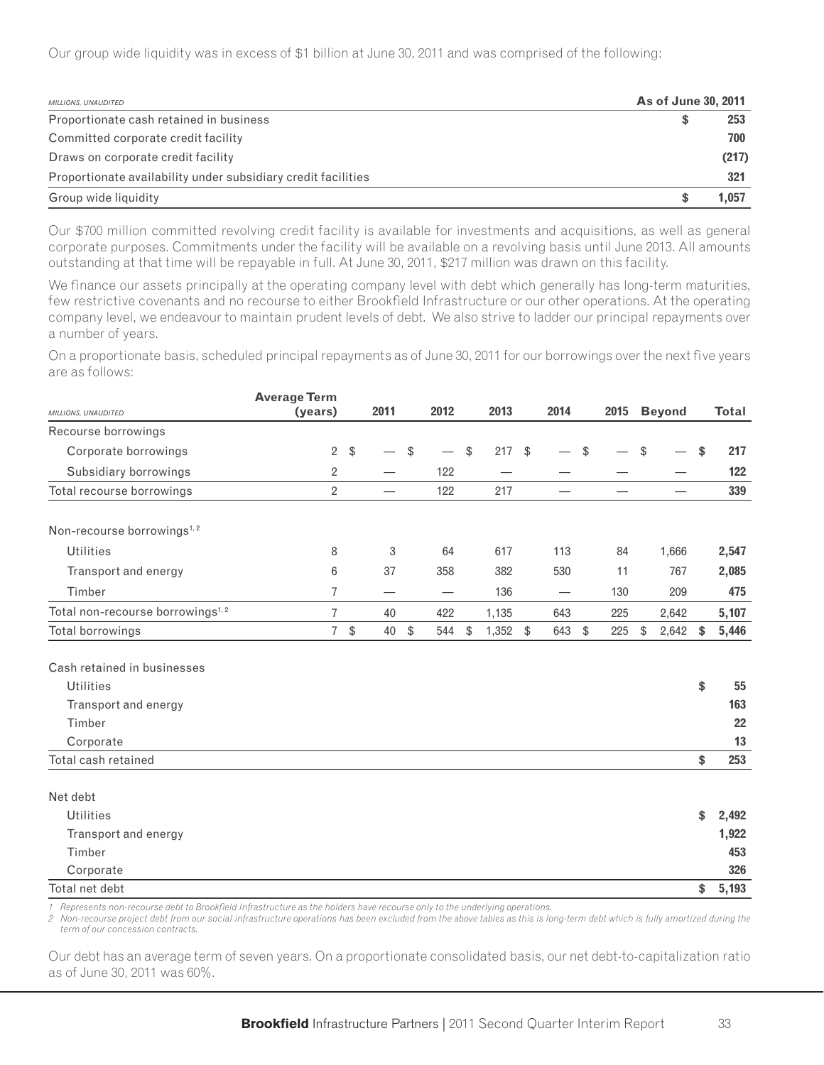Our group wide liquidity was in excess of $1 billion at June 30, 2011 and was comprised of the following:

| *MILLIONS, UNAUDITED* | **As of June 30, 2011** |
|---|---|
| Proportionate cash retained in business | $ 253 |
| Committed corporate credit facility | 700 |
| Draws on corporate credit facility | (217) |
| Proportionate availability under subsidiary credit facilities | 321 |
| Group wide liquidity | $ 1,057 |

Our $700 million committed revolving credit facility is available for investments and acquisitions, as well as general corporate purposes. Commitments under the facility will be available on a revolving basis until June 2013. All amounts outstanding at that time will be repayable in full. At June 30, 2011, $217 million was drawn on this facility.

We finance our assets principally at the operating company level with debt which generally has long-term maturities, few restrictive covenants and no recourse to either Brookfield Infrastructure or our other operations. At the operating company level, we endeavour to maintain prudent levels of debt. We also strive to ladder our principal repayments over a number of years.

On a proportionate basis, scheduled principal repayments as of June 30, 2011 for our borrowings over the next five years are as follows:

| *MILLIONS, UNAUDITED* | **Average Term (years)** | **2011** | **2012** | **2013** | **2014** | **2015** | **Beyond** | **Total** |
|---|---|---|---|---|---|---|---|---|
| Recourse borrowings | | | | | | | | |
| Corporate borrowings | 2 | $ — | $ — | $ 217 | $ — | $ — | $ — | $ 217 |
| Subsidiary borrowings | 2 | — | 122 | — | — | — | — | 122 |
| Total recourse borrowings | 2 | — | 122 | 217 | — | — | — | 339 |
| Non-recourse borrowings[1, 2] | | | | | | | | |
| Utilities | 8 | 3 | 64 | 617 | 113 | 84 | 1,666 | 2,547 |
| Transport and energy | 6 | 37 | 358 | 382 | 530 | 11 | 767 | 2,085 |
| Timber | 7 | — | — | 136 | — | 130 | 209 | 475 |
| Total non-recourse borrowings[1, 2] | 7 | 40 | 422 | 1,135 | 643 | 225 | 2,642 | 5,107 |
| Total borrowings | 7 | $ 40 | $ 544 | $ 1,352 | $ 643 | $ 225 | $ 2,642 | $ 5,446 |
| Cash retained in businesses | | | | | | | | |
| Utilities | | | | | | | | $ 55 |
| Transport and energy | | | | | | | | 163 |
| Timber | | | | | | | | 22 |
| Corporate | | | | | | | | 13 |
| Total cash retained | | | | | | | | $ 253 |
| Net debt | | | | | | | | |
| Utilities | | | | | | | | $ 2,492 |
| Transport and energy | | | | | | | | 1,922 |
| Timber | | | | | | | | 453 |
| Corporate | | | | | | | | 326 |
| Total net debt | | | | | | | | $ 5,193 |

*1 Represents non-recourse debt to Brookfield Infrastructure as the holders have recourse only to the underlying operations.*
*2 Non-recourse project debt from our social infrastructure operations has been excluded from the above tables as this is long-term debt which is fully amortized during the term of our concession contracts.*

Our debt has an average term of seven years. On a proportionate consolidated basis, our net debt-to-capitalization ratio as of June 30, 2011 was 60%.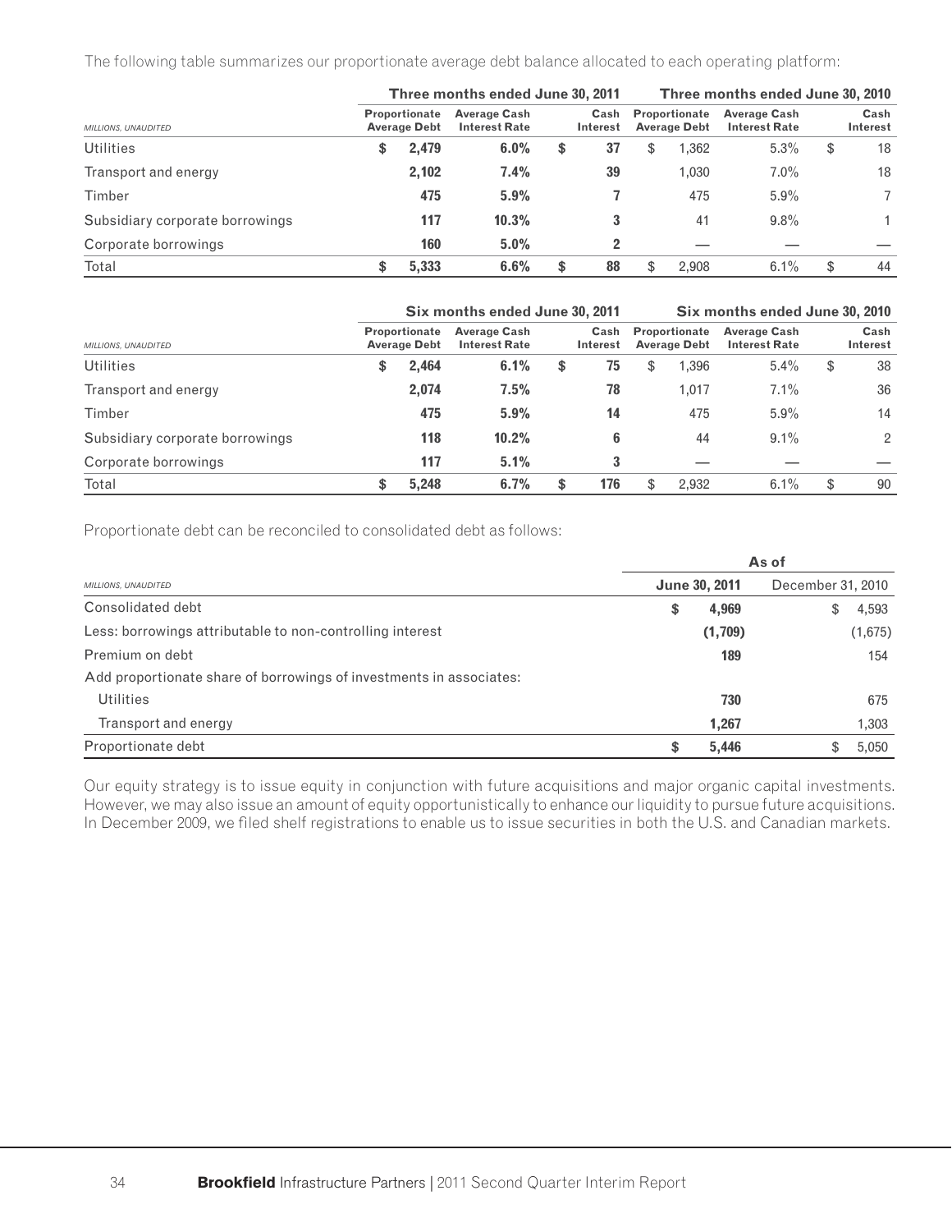The following table summarizes our proportionate average debt balance allocated to each operating platform:

| MILLIONS, UNAUDITED | Three months ended June 30, 2011 | | | Three months ended June 30, 2010 | | |
|---|---|---|---|---|---|---|
| | Proportionate Average Debt | Average Cash Interest Rate | Cash Interest | Proportionate Average Debt | Average Cash Interest Rate | Cash Interest |
| Utilities | **$ 2,479** | **6.0%** | **$ 37** | $ 1,362 | 5.3% | $ 18 |
| Transport and energy | **2,102** | **7.4%** | **39** | 1,030 | 7.0% | 18 |
| Timber | **475** | **5.9%** | **7** | 475 | 5.9% | 7 |
| Subsidiary corporate borrowings | **117** | **10.3%** | **3** | 41 | 9.8% | 1 |
| Corporate borrowings | **160** | **5.0%** | **2** | — | — | — |
| Total | **$ 5,333** | **6.6%** | **$ 88** | $ 2,908 | 6.1% | $ 44 |

| MILLIONS, UNAUDITED | Six months ended June 30, 2011 | | | Six months ended June 30, 2010 | | |
|---|---|---|---|---|---|---|
| | Proportionate Average Debt | Average Cash Interest Rate | Cash Interest | Proportionate Average Debt | Average Cash Interest Rate | Cash Interest |
| Utilities | **$ 2,464** | **6.1%** | **$ 75** | $ 1,396 | 5.4% | $ 38 |
| Transport and energy | **2,074** | **7.5%** | **78** | 1,017 | 7.1% | 36 |
| Timber | **475** | **5.9%** | **14** | 475 | 5.9% | 14 |
| Subsidiary corporate borrowings | **118** | **10.2%** | **6** | 44 | 9.1% | 2 |
| Corporate borrowings | **117** | **5.1%** | **3** | — | — | — |
| Total | **$ 5,248** | **6.7%** | **$ 176** | $ 2,932 | 6.1% | $ 90 |

Proportionate debt can be reconciled to consolidated debt as follows:

| MILLIONS, UNAUDITED | As of June 30, 2011 | As of December 31, 2010 |
|---|---|---|
| Consolidated debt | **$ 4,969** | $ 4,593 |
| Less: borrowings attributable to non-controlling interest | **(1,709)** | (1,675) |
| Premium on debt | **189** | 154 |
| Add proportionate share of borrowings of investments in associates: | | |
| Utilities | **730** | 675 |
| Transport and energy | **1,267** | 1,303 |
| Proportionate debt | **$ 5,446** | $ 5,050 |

Our equity strategy is to issue equity in conjunction with future acquisitions and major organic capital investments. However, we may also issue an amount of equity opportunistically to enhance our liquidity to pursue future acquisitions. In December 2009, we filed shelf registrations to enable us to issue securities in both the U.S. and Canadian markets.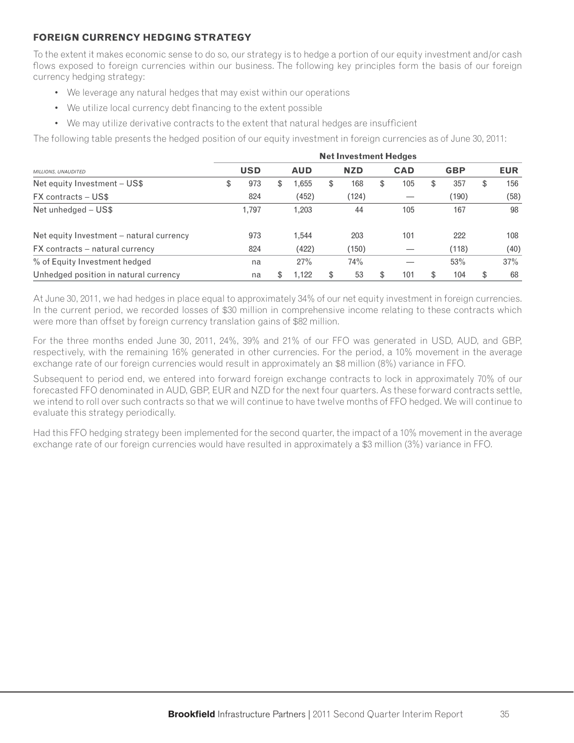## FOREIGN CURRENCY HEDGING STRATEGY

To the extent it makes economic sense to do so, our strategy is to hedge a portion of our equity investment and/or cash flows exposed to foreign currencies within our business. The following key principles form the basis of our foreign currency hedging strategy:

- We leverage any natural hedges that may exist within our operations
- We utilize local currency debt financing to the extent possible
- We may utilize derivative contracts to the extent that natural hedges are insufficient

The following table presents the hedged position of our equity investment in foreign currencies as of June 30, 2011:

| | Net Investment Hedges | | | | | |
|---|---|---|---|---|---|---|
| *MILLIONS, UNAUDITED* | **USD** | **AUD** | **NZD** | **CAD** | **GBP** | **EUR** |
| Net equity Investment – US$ | $ 973 | $ 1,655 | $ 168 | $ 105 | $ 357 | $ 156 |
| FX contracts – US$ | 824 | (452) | (124) | — | (190) | (58) |
| Net unhedged – US$ | 1,797 | 1,203 | 44 | 105 | 167 | 98 |
| Net equity Investment – natural currency | 973 | 1,544 | 203 | 101 | 222 | 108 |
| FX contracts – natural currency | 824 | (422) | (150) | — | (118) | (40) |
| % of Equity Investment hedged | na | 27% | 74% | — | 53% | 37% |
| Unhedged position in natural currency | na | $ 1,122 | $ 53 | $ 101 | $ 104 | $ 68 |

At June 30, 2011, we had hedges in place equal to approximately 34% of our net equity investment in foreign currencies. In the current period, we recorded losses of $30 million in comprehensive income relating to these contracts which were more than offset by foreign currency translation gains of $82 million.

For the three months ended June 30, 2011, 24%, 39% and 21% of our FFO was generated in USD, AUD, and GBP, respectively, with the remaining 16% generated in other currencies. For the period, a 10% movement in the average exchange rate of our foreign currencies would result in approximately an $8 million (8%) variance in FFO.

Subsequent to period end, we entered into forward foreign exchange contracts to lock in approximately 70% of our forecasted FFO denominated in AUD, GBP, EUR and NZD for the next four quarters. As these forward contracts settle, we intend to roll over such contracts so that we will continue to have twelve months of FFO hedged. We will continue to evaluate this strategy periodically.

Had this FFO hedging strategy been implemented for the second quarter, the impact of a 10% movement in the average exchange rate of our foreign currencies would have resulted in approximately a $3 million (3%) variance in FFO.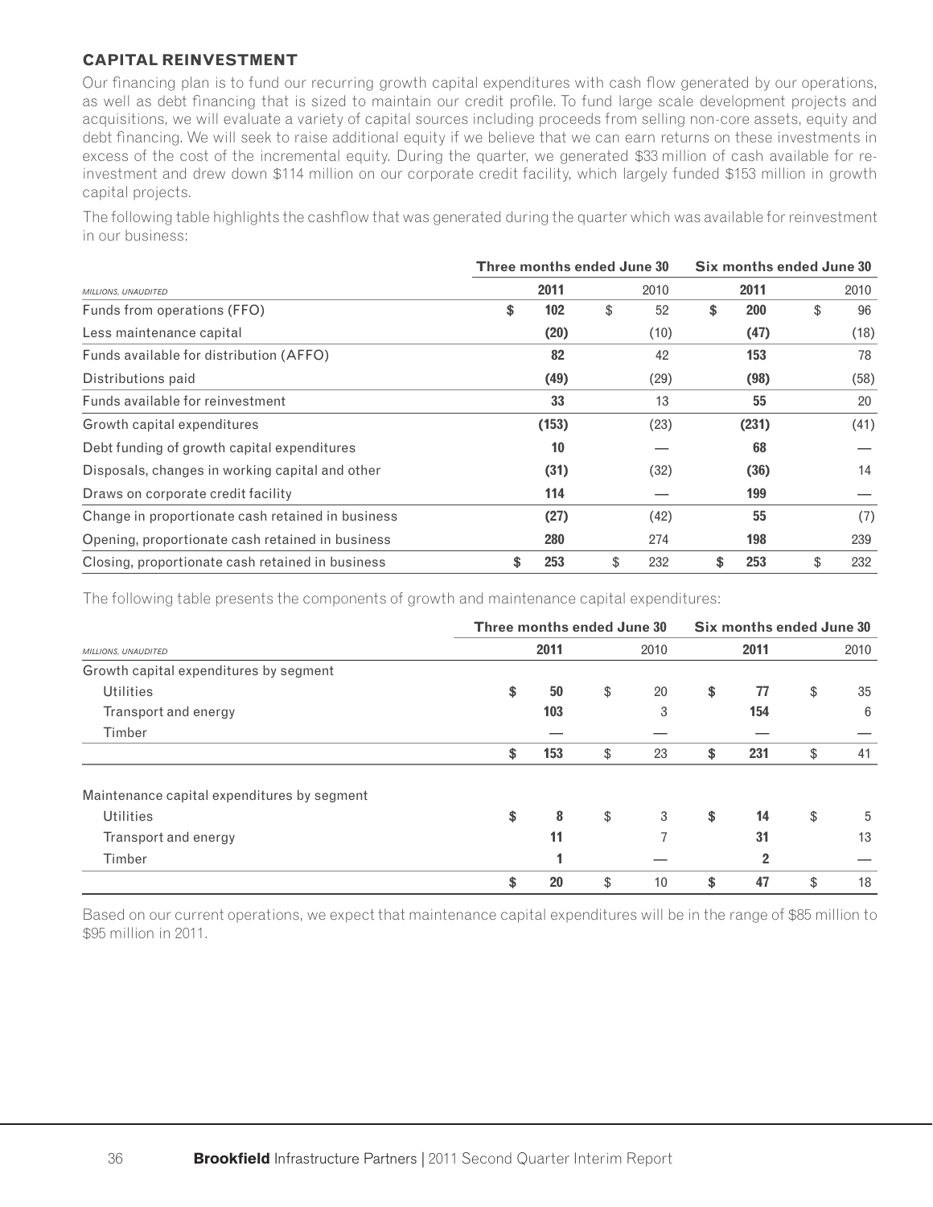## CAPITAL REINVESTMENT

Our financing plan is to fund our recurring growth capital expenditures with cash flow generated by our operations, as well as debt financing that is sized to maintain our credit profile. To fund large scale development projects and acquisitions, we will evaluate a variety of capital sources including proceeds from selling non-core assets, equity and debt financing. We will seek to raise additional equity if we believe that we can earn returns on these investments in excess of the cost of the incremental equity. During the quarter, we generated $33 million of cash available for re-investment and drew down $114 million on our corporate credit facility, which largely funded $153 million in growth capital projects.

The following table highlights the cashflow that was generated during the quarter which was available for reinvestment in our business:

| | Three months ended June 30 | | Six months ended June 30 | |
|---|---|---|---|---|
| *MILLIONS, UNAUDITED* | **2011** | 2010 | **2011** | 2010 |
| Funds from operations (FFO) | **$ 102** | $ 52 | **$ 200** | $ 96 |
| Less maintenance capital | **(20)** | (10) | **(47)** | (18) |
| Funds available for distribution (AFFO) | **82** | 42 | **153** | 78 |
| Distributions paid | **(49)** | (29) | **(98)** | (58) |
| Funds available for reinvestment | **33** | 13 | **55** | 20 |
| Growth capital expenditures | **(153)** | (23) | **(231)** | (41) |
| Debt funding of growth capital expenditures | **10** | — | **68** | — |
| Disposals, changes in working capital and other | **(31)** | (32) | **(36)** | 14 |
| Draws on corporate credit facility | **114** | — | **199** | — |
| Change in proportionate cash retained in business | **(27)** | (42) | **55** | (7) |
| Opening, proportionate cash retained in business | **280** | 274 | **198** | 239 |
| Closing, proportionate cash retained in business | **$ 253** | $ 232 | **$ 253** | $ 232 |

The following table presents the components of growth and maintenance capital expenditures:

| | Three months ended June 30 | | Six months ended June 30 | |
|---|---|---|---|---|
| *MILLIONS, UNAUDITED* | **2011** | 2010 | **2011** | 2010 |
| Growth capital expenditures by segment | | | | |
| Utilities | **$ 50** | $ 20 | **$ 77** | $ 35 |
| Transport and energy | **103** | 3 | **154** | 6 |
| Timber | **—** | — | **—** | — |
| | **$ 153** | $ 23 | **$ 231** | $ 41 |
| Maintenance capital expenditures by segment | | | | |
| Utilities | **$ 8** | $ 3 | **$ 14** | $ 5 |
| Transport and energy | **11** | 7 | **31** | 13 |
| Timber | **1** | — | **2** | — |
| | **$ 20** | $ 10 | **$ 47** | $ 18 |

Based on our current operations, we expect that maintenance capital expenditures will be in the range of $85 million to $95 million in 2011.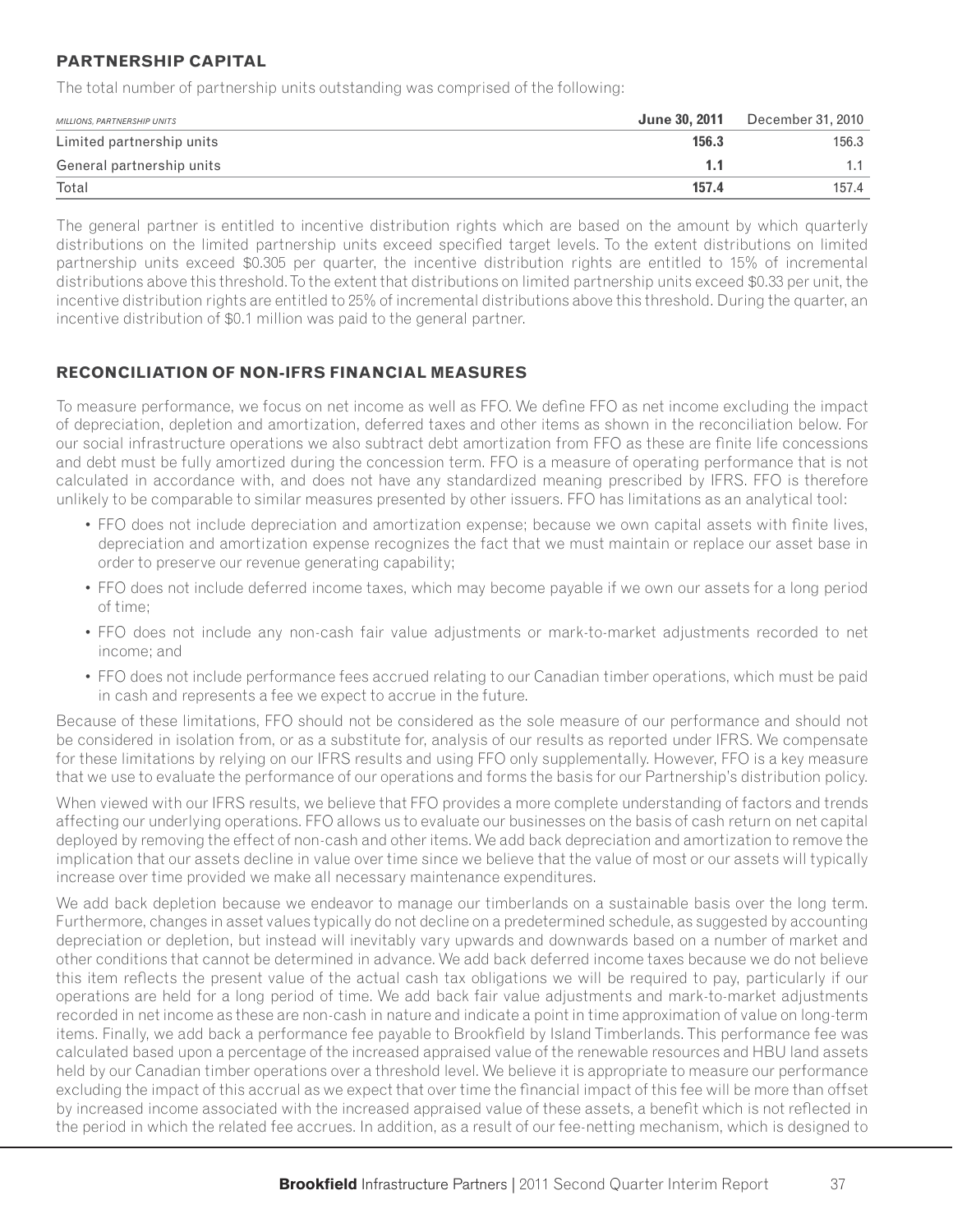## PARTNERSHIP CAPITAL

The total number of partnership units outstanding was comprised of the following:

| *MILLIONS, PARTNERSHIP UNITS* | **June 30, 2011** | December 31, 2010 |
|---|---|---|
| Limited partnership units | **156.3** | 156.3 |
| General partnership units | **1.1** | 1.1 |
| Total | **157.4** | 157.4 |

The general partner is entitled to incentive distribution rights which are based on the amount by which quarterly distributions on the limited partnership units exceed specified target levels. To the extent distributions on limited partnership units exceed $0.305 per quarter, the incentive distribution rights are entitled to 15% of incremental distributions above this threshold. To the extent that distributions on limited partnership units exceed $0.33 per unit, the incentive distribution rights are entitled to 25% of incremental distributions above this threshold. During the quarter, an incentive distribution of $0.1 million was paid to the general partner.

## RECONCILIATION OF NON-IFRS FINANCIAL MEASURES

To measure performance, we focus on net income as well as FFO. We define FFO as net income excluding the impact of depreciation, depletion and amortization, deferred taxes and other items as shown in the reconciliation below. For our social infrastructure operations we also subtract debt amortization from FFO as these are finite life concessions and debt must be fully amortized during the concession term. FFO is a measure of operating performance that is not calculated in accordance with, and does not have any standardized meaning prescribed by IFRS. FFO is therefore unlikely to be comparable to similar measures presented by other issuers. FFO has limitations as an analytical tool:

- FFO does not include depreciation and amortization expense; because we own capital assets with finite lives, depreciation and amortization expense recognizes the fact that we must maintain or replace our asset base in order to preserve our revenue generating capability;
- FFO does not include deferred income taxes, which may become payable if we own our assets for a long period of time;
- FFO does not include any non-cash fair value adjustments or mark-to-market adjustments recorded to net income; and
- FFO does not include performance fees accrued relating to our Canadian timber operations, which must be paid in cash and represents a fee we expect to accrue in the future.

Because of these limitations, FFO should not be considered as the sole measure of our performance and should not be considered in isolation from, or as a substitute for, analysis of our results as reported under IFRS. We compensate for these limitations by relying on our IFRS results and using FFO only supplementally. However, FFO is a key measure that we use to evaluate the performance of our operations and forms the basis for our Partnership's distribution policy.

When viewed with our IFRS results, we believe that FFO provides a more complete understanding of factors and trends affecting our underlying operations. FFO allows us to evaluate our businesses on the basis of cash return on net capital deployed by removing the effect of non-cash and other items. We add back depreciation and amortization to remove the implication that our assets decline in value over time since we believe that the value of most or our assets will typically increase over time provided we make all necessary maintenance expenditures.

We add back depletion because we endeavor to manage our timberlands on a sustainable basis over the long term. Furthermore, changes in asset values typically do not decline on a predetermined schedule, as suggested by accounting depreciation or depletion, but instead will inevitably vary upwards and downwards based on a number of market and other conditions that cannot be determined in advance. We add back deferred income taxes because we do not believe this item reflects the present value of the actual cash tax obligations we will be required to pay, particularly if our operations are held for a long period of time. We add back fair value adjustments and mark-to-market adjustments recorded in net income as these are non-cash in nature and indicate a point in time approximation of value on long-term items. Finally, we add back a performance fee payable to Brookfield by Island Timberlands. This performance fee was calculated based upon a percentage of the increased appraised value of the renewable resources and HBU land assets held by our Canadian timber operations over a threshold level. We believe it is appropriate to measure our performance excluding the impact of this accrual as we expect that over time the financial impact of this fee will be more than offset by increased income associated with the increased appraised value of these assets, a benefit which is not reflected in the period in which the related fee accrues. In addition, as a result of our fee-netting mechanism, which is designed to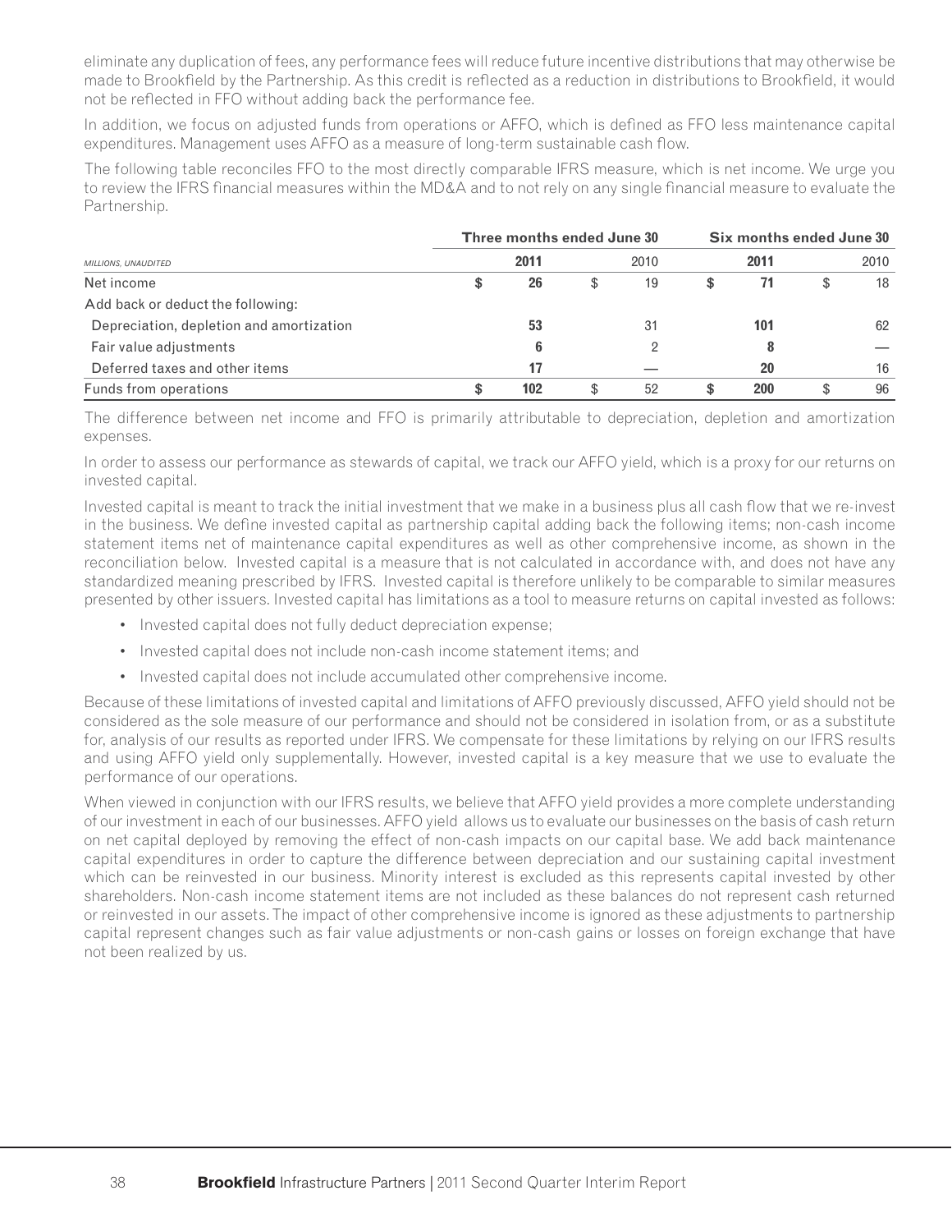eliminate any duplication of fees, any performance fees will reduce future incentive distributions that may otherwise be made to Brookfield by the Partnership. As this credit is reflected as a reduction in distributions to Brookfield, it would not be reflected in FFO without adding back the performance fee.

In addition, we focus on adjusted funds from operations or AFFO, which is defined as FFO less maintenance capital expenditures. Management uses AFFO as a measure of long-term sustainable cash flow.

The following table reconciles FFO to the most directly comparable IFRS measure, which is net income. We urge you to review the IFRS financial measures within the MD&A and to not rely on any single financial measure to evaluate the Partnership.

| | Three months ended June 30 | | Six months ended June 30 | |
|---|---|---|---|---|
| *MILLIONS, UNAUDITED* | **2011** | 2010 | **2011** | 2010 |
| Net income | **$ 26** | $ 19 | **$ 71** | $ 18 |
| Add back or deduct the following: | | | | |
| Depreciation, depletion and amortization | **53** | 31 | **101** | 62 |
| Fair value adjustments | **6** | 2 | **8** | — |
| Deferred taxes and other items | **17** | — | **20** | 16 |
| Funds from operations | **$ 102** | $ 52 | **$ 200** | $ 96 |

The difference between net income and FFO is primarily attributable to depreciation, depletion and amortization expenses.

In order to assess our performance as stewards of capital, we track our AFFO yield, which is a proxy for our returns on invested capital.

Invested capital is meant to track the initial investment that we make in a business plus all cash flow that we re-invest in the business. We define invested capital as partnership capital adding back the following items; non-cash income statement items net of maintenance capital expenditures as well as other comprehensive income, as shown in the reconciliation below. Invested capital is a measure that is not calculated in accordance with, and does not have any standardized meaning prescribed by IFRS. Invested capital is therefore unlikely to be comparable to similar measures presented by other issuers. Invested capital has limitations as a tool to measure returns on capital invested as follows:

- Invested capital does not fully deduct depreciation expense;
- Invested capital does not include non-cash income statement items; and
- Invested capital does not include accumulated other comprehensive income.

Because of these limitations of invested capital and limitations of AFFO previously discussed, AFFO yield should not be considered as the sole measure of our performance and should not be considered in isolation from, or as a substitute for, analysis of our results as reported under IFRS. We compensate for these limitations by relying on our IFRS results and using AFFO yield only supplementally. However, invested capital is a key measure that we use to evaluate the performance of our operations.

When viewed in conjunction with our IFRS results, we believe that AFFO yield provides a more complete understanding of our investment in each of our businesses. AFFO yield allows us to evaluate our businesses on the basis of cash return on net capital deployed by removing the effect of non-cash impacts on our capital base. We add back maintenance capital expenditures in order to capture the difference between depreciation and our sustaining capital investment which can be reinvested in our business. Minority interest is excluded as this represents capital invested by other shareholders. Non-cash income statement items are not included as these balances do not represent cash returned or reinvested in our assets. The impact of other comprehensive income is ignored as these adjustments to partnership capital represent changes such as fair value adjustments or non-cash gains or losses on foreign exchange that have not been realized by us.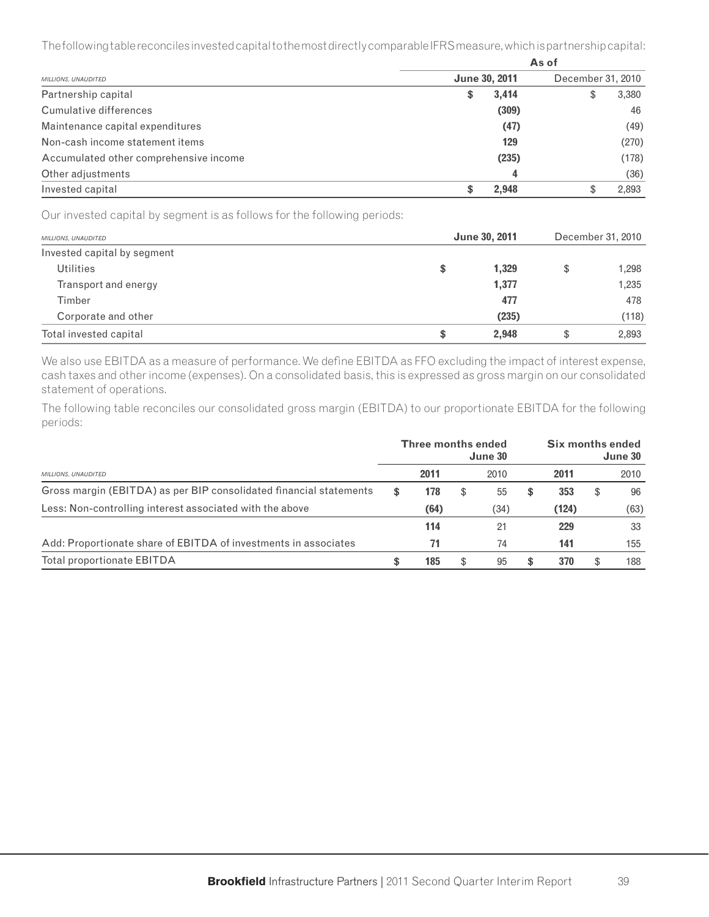The following table reconciles invested capital to the most directly comparable IFRS measure, which is partnership capital:

| MILLIONS, UNAUDITED | As of June 30, 2011 | As of December 31, 2010 |
|---|---|---|
| Partnership capital | $ 3,414 | $ 3,380 |
| Cumulative differences | (309) | 46 |
| Maintenance capital expenditures | (47) | (49) |
| Non-cash income statement items | 129 | (270) |
| Accumulated other comprehensive income | (235) | (178) |
| Other adjustments | 4 | (36) |
| Invested capital | $ 2,948 | $ 2,893 |

Our invested capital by segment is as follows for the following periods:

| MILLIONS, UNAUDITED | June 30, 2011 | December 31, 2010 |
|---|---|---|
| Invested capital by segment | | |
| Utilities | $ 1,329 | $ 1,298 |
| Transport and energy | 1,377 | 1,235 |
| Timber | 477 | 478 |
| Corporate and other | (235) | (118) |
| Total invested capital | $ 2,948 | $ 2,893 |

We also use EBITDA as a measure of performance. We define EBITDA as FFO excluding the impact of interest expense, cash taxes and other income (expenses). On a consolidated basis, this is expressed as gross margin on our consolidated statement of operations.

The following table reconciles our consolidated gross margin (EBITDA) to our proportionate EBITDA for the following periods:

| | Three months ended June 30 | | Six months ended June 30 | |
|---|---|---|---|---|
| MILLIONS, UNAUDITED | 2011 | 2010 | 2011 | 2010 |
| Gross margin (EBITDA) as per BIP consolidated financial statements | $ 178 | $ 55 | $ 353 | $ 96 |
| Less: Non-controlling interest associated with the above | (64) | (34) | (124) | (63) |
| | 114 | 21 | 229 | 33 |
| Add: Proportionate share of EBITDA of investments in associates | 71 | 74 | 141 | 155 |
| Total proportionate EBITDA | $ 185 | $ 95 | $ 370 | $ 188 |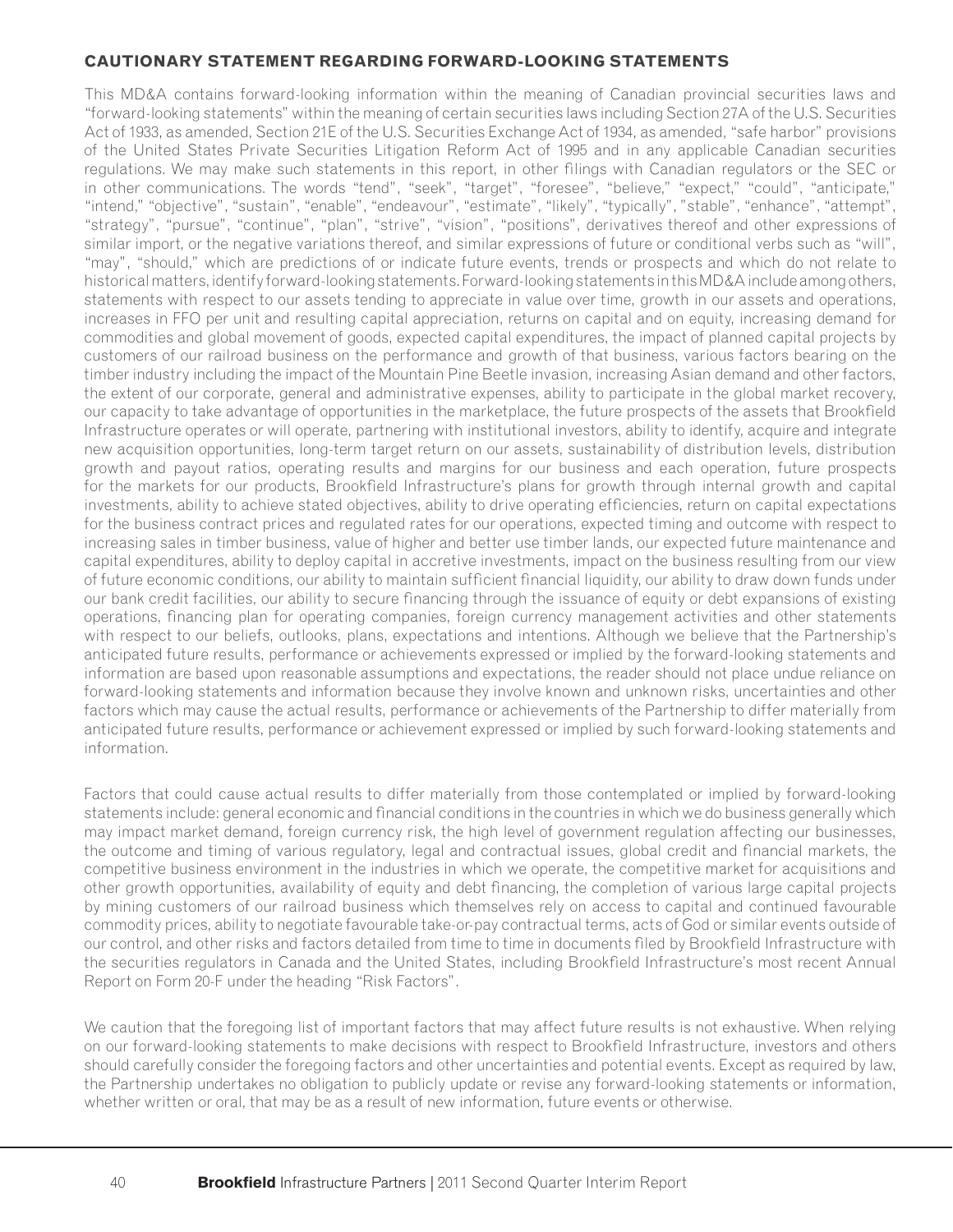## CAUTIONARY STATEMENT REGARDING FORWARD-LOOKING STATEMENTS

This MD&A contains forward-looking information within the meaning of Canadian provincial securities laws and "forward-looking statements" within the meaning of certain securities laws including Section 27A of the U.S. Securities Act of 1933, as amended, Section 21E of the U.S. Securities Exchange Act of 1934, as amended, "safe harbor" provisions of the United States Private Securities Litigation Reform Act of 1995 and in any applicable Canadian securities regulations. We may make such statements in this report, in other filings with Canadian regulators or the SEC or in other communications. The words "tend", "seek", "target", "foresee", "believe," "expect," "could", "anticipate," "intend," "objective", "sustain", "enable", "endeavour", "estimate", "likely", "typically", "stable", "enhance", "attempt", "strategy", "pursue", "continue", "plan", "strive", "vision", "positions", derivatives thereof and other expressions of similar import, or the negative variations thereof, and similar expressions of future or conditional verbs such as "will", "may", "should," which are predictions of or indicate future events, trends or prospects and which do not relate to historical matters, identify forward-looking statements. Forward-looking statements in this MD&A include among others, statements with respect to our assets tending to appreciate in value over time, growth in our assets and operations, increases in FFO per unit and resulting capital appreciation, returns on capital and on equity, increasing demand for commodities and global movement of goods, expected capital expenditures, the impact of planned capital projects by customers of our railroad business on the performance and growth of that business, various factors bearing on the timber industry including the impact of the Mountain Pine Beetle invasion, increasing Asian demand and other factors, the extent of our corporate, general and administrative expenses, ability to participate in the global market recovery, our capacity to take advantage of opportunities in the marketplace, the future prospects of the assets that Brookfield Infrastructure operates or will operate, partnering with institutional investors, ability to identify, acquire and integrate new acquisition opportunities, long-term target return on our assets, sustainability of distribution levels, distribution growth and payout ratios, operating results and margins for our business and each operation, future prospects for the markets for our products, Brookfield Infrastructure's plans for growth through internal growth and capital investments, ability to achieve stated objectives, ability to drive operating efficiencies, return on capital expectations for the business contract prices and regulated rates for our operations, expected timing and outcome with respect to increasing sales in timber business, value of higher and better use timber lands, our expected future maintenance and capital expenditures, ability to deploy capital in accretive investments, impact on the business resulting from our view of future economic conditions, our ability to maintain sufficient financial liquidity, our ability to draw down funds under our bank credit facilities, our ability to secure financing through the issuance of equity or debt expansions of existing operations, financing plan for operating companies, foreign currency management activities and other statements with respect to our beliefs, outlooks, plans, expectations and intentions. Although we believe that the Partnership's anticipated future results, performance or achievements expressed or implied by the forward-looking statements and information are based upon reasonable assumptions and expectations, the reader should not place undue reliance on forward-looking statements and information because they involve known and unknown risks, uncertainties and other factors which may cause the actual results, performance or achievements of the Partnership to differ materially from anticipated future results, performance or achievement expressed or implied by such forward-looking statements and information.

Factors that could cause actual results to differ materially from those contemplated or implied by forward-looking statements include: general economic and financial conditions in the countries in which we do business generally which may impact market demand, foreign currency risk, the high level of government regulation affecting our businesses, the outcome and timing of various regulatory, legal and contractual issues, global credit and financial markets, the competitive business environment in the industries in which we operate, the competitive market for acquisitions and other growth opportunities, availability of equity and debt financing, the completion of various large capital projects by mining customers of our railroad business which themselves rely on access to capital and continued favourable commodity prices, ability to negotiate favourable take-or-pay contractual terms, acts of God or similar events outside of our control, and other risks and factors detailed from time to time in documents filed by Brookfield Infrastructure with the securities regulators in Canada and the United States, including Brookfield Infrastructure's most recent Annual Report on Form 20-F under the heading "Risk Factors".

We caution that the foregoing list of important factors that may affect future results is not exhaustive. When relying on our forward-looking statements to make decisions with respect to Brookfield Infrastructure, investors and others should carefully consider the foregoing factors and other uncertainties and potential events. Except as required by law, the Partnership undertakes no obligation to publicly update or revise any forward-looking statements or information, whether written or oral, that may be as a result of new information, future events or otherwise.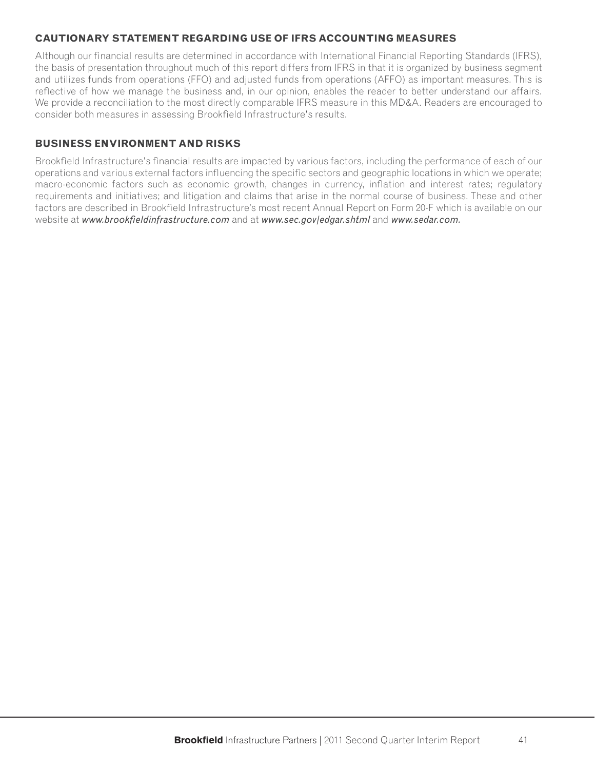## CAUTIONARY STATEMENT REGARDING USE OF IFRS ACCOUNTING MEASURES

Although our financial results are determined in accordance with International Financial Reporting Standards (IFRS), the basis of presentation throughout much of this report differs from IFRS in that it is organized by business segment and utilizes funds from operations (FFO) and adjusted funds from operations (AFFO) as important measures. This is reflective of how we manage the business and, in our opinion, enables the reader to better understand our affairs. We provide a reconciliation to the most directly comparable IFRS measure in this MD&A. Readers are encouraged to consider both measures in assessing Brookfield Infrastructure's results.

## BUSINESS ENVIRONMENT AND RISKS

Brookfield Infrastructure's financial results are impacted by various factors, including the performance of each of our operations and various external factors influencing the specific sectors and geographic locations in which we operate; macro-economic factors such as economic growth, changes in currency, inflation and interest rates; regulatory requirements and initiatives; and litigation and claims that arise in the normal course of business. These and other factors are described in Brookfield Infrastructure's most recent Annual Report on Form 20-F which is available on our website at *www.brookfieldinfrastructure.com* and at *www.sec.gov/edgar.shtml* and *www.sedar.com*.